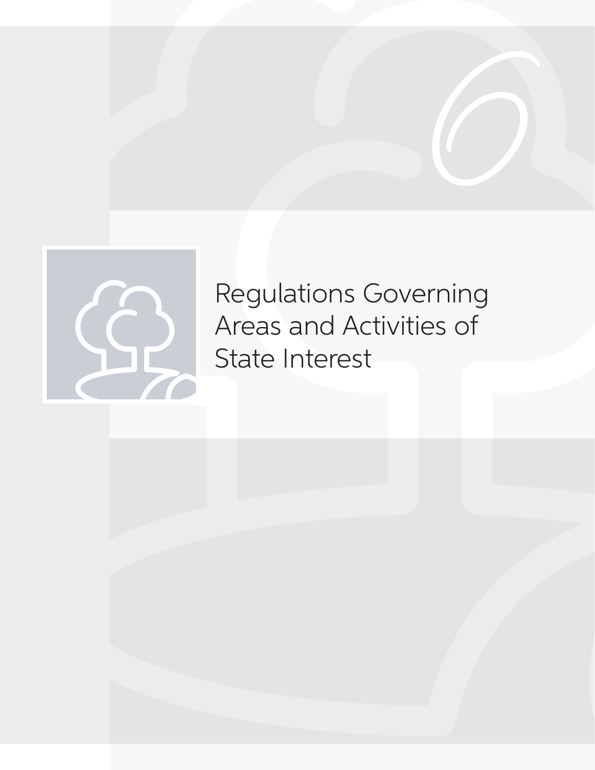# Regulations Governing Areas and Activities of State Interest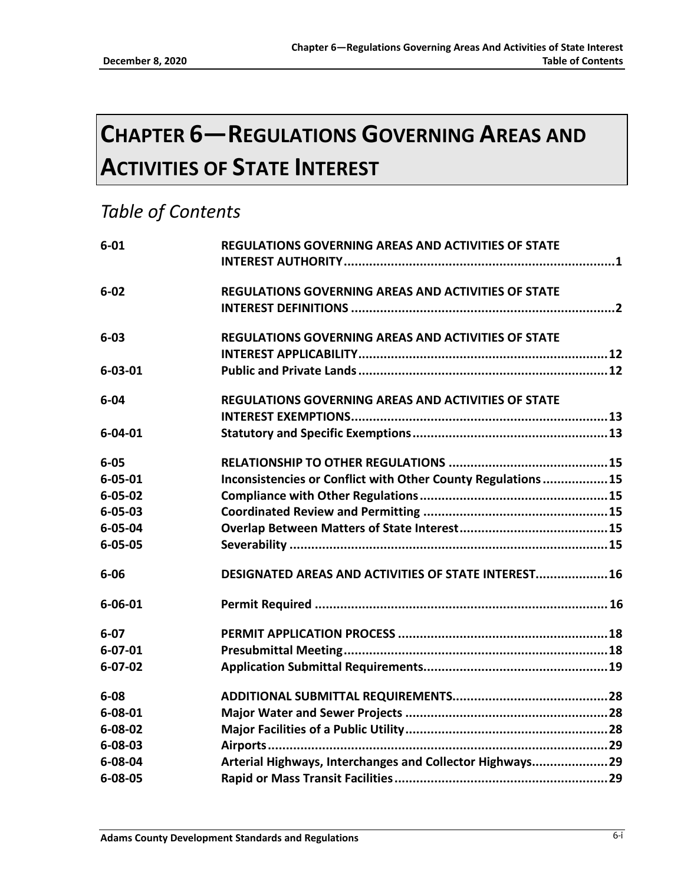# CHAPTER 6—REGULATIONS GOVERNING AREAS AND ACTIVITIES OF STATE INTEREST

## *Table of Contents*

| | | |
|---|---|---|
| **6-01** | **REGULATIONS GOVERNING AREAS AND ACTIVITIES OF STATE INTEREST AUTHORITY** | **1** |
| **6-02** | **REGULATIONS GOVERNING AREAS AND ACTIVITIES OF STATE INTEREST DEFINITIONS** | **2** |
| **6-03** | **REGULATIONS GOVERNING AREAS AND ACTIVITIES OF STATE INTEREST APPLICABILITY** | **12** |
| **6-03-01** | **Public and Private Lands** | **12** |
| **6-04** | **REGULATIONS GOVERNING AREAS AND ACTIVITIES OF STATE INTEREST EXEMPTIONS** | **13** |
| **6-04-01** | **Statutory and Specific Exemptions** | **13** |
| **6-05** | **RELATIONSHIP TO OTHER REGULATIONS** | **15** |
| **6-05-01** | **Inconsistencies or Conflict with Other County Regulations** | **15** |
| **6-05-02** | **Compliance with Other Regulations** | **15** |
| **6-05-03** | **Coordinated Review and Permitting** | **15** |
| **6-05-04** | **Overlap Between Matters of State Interest** | **15** |
| **6-05-05** | **Severability** | **15** |
| **6-06** | **DESIGNATED AREAS AND ACTIVITIES OF STATE INTEREST** | **16** |
| **6-06-01** | **Permit Required** | **16** |
| **6-07** | **PERMIT APPLICATION PROCESS** | **18** |
| **6-07-01** | **Presubmittal Meeting** | **18** |
| **6-07-02** | **Application Submittal Requirements** | **19** |
| **6-08** | **ADDITIONAL SUBMITTAL REQUIREMENTS** | **28** |
| **6-08-01** | **Major Water and Sewer Projects** | **28** |
| **6-08-02** | **Major Facilities of a Public Utility** | **28** |
| **6-08-03** | **Airports** | **29** |
| **6-08-04** | **Arterial Highways, Interchanges and Collector Highways** | **29** |
| **6-08-05** | **Rapid or Mass Transit Facilities** | **29** |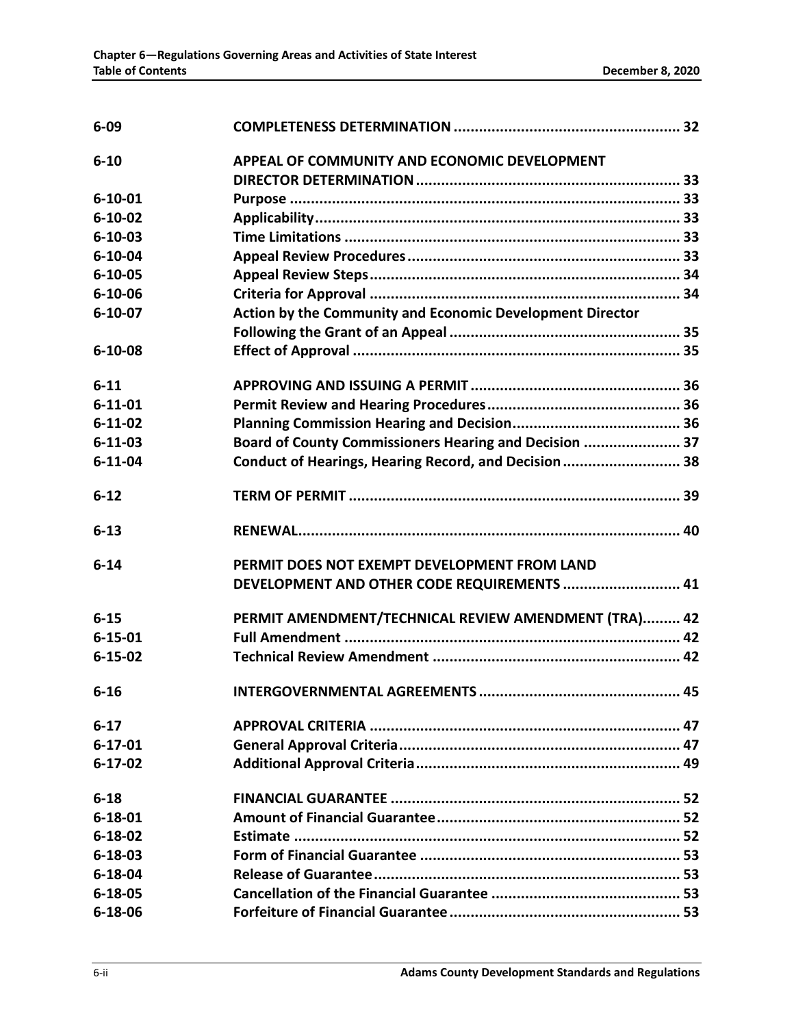| | | |
|---|---|---|
| **6-09** | **COMPLETENESS DETERMINATION** | **32** |
| **6-10** | **APPEAL OF COMMUNITY AND ECONOMIC DEVELOPMENT DIRECTOR DETERMINATION** | **33** |
| **6-10-01** | **Purpose** | **33** |
| **6-10-02** | **Applicability** | **33** |
| **6-10-03** | **Time Limitations** | **33** |
| **6-10-04** | **Appeal Review Procedures** | **33** |
| **6-10-05** | **Appeal Review Steps** | **34** |
| **6-10-06** | **Criteria for Approval** | **34** |
| **6-10-07** | **Action by the Community and Economic Development Director Following the Grant of an Appeal** | **35** |
| **6-10-08** | **Effect of Approval** | **35** |
| **6-11** | **APPROVING AND ISSUING A PERMIT** | **36** |
| **6-11-01** | **Permit Review and Hearing Procedures** | **36** |
| **6-11-02** | **Planning Commission Hearing and Decision** | **36** |
| **6-11-03** | **Board of County Commissioners Hearing and Decision** | **37** |
| **6-11-04** | **Conduct of Hearings, Hearing Record, and Decision** | **38** |
| **6-12** | **TERM OF PERMIT** | **39** |
| **6-13** | **RENEWAL** | **40** |
| **6-14** | **PERMIT DOES NOT EXEMPT DEVELOPMENT FROM LAND DEVELOPMENT AND OTHER CODE REQUIREMENTS** | **41** |
| **6-15** | **PERMIT AMENDMENT/TECHNICAL REVIEW AMENDMENT (TRA)** | **42** |
| **6-15-01** | **Full Amendment** | **42** |
| **6-15-02** | **Technical Review Amendment** | **42** |
| **6-16** | **INTERGOVERNMENTAL AGREEMENTS** | **45** |
| **6-17** | **APPROVAL CRITERIA** | **47** |
| **6-17-01** | **General Approval Criteria** | **47** |
| **6-17-02** | **Additional Approval Criteria** | **49** |
| **6-18** | **FINANCIAL GUARANTEE** | **52** |
| **6-18-01** | **Amount of Financial Guarantee** | **52** |
| **6-18-02** | **Estimate** | **52** |
| **6-18-03** | **Form of Financial Guarantee** | **53** |
| **6-18-04** | **Release of Guarantee** | **53** |
| **6-18-05** | **Cancellation of the Financial Guarantee** | **53** |
| **6-18-06** | **Forfeiture of Financial Guarantee** | **53** |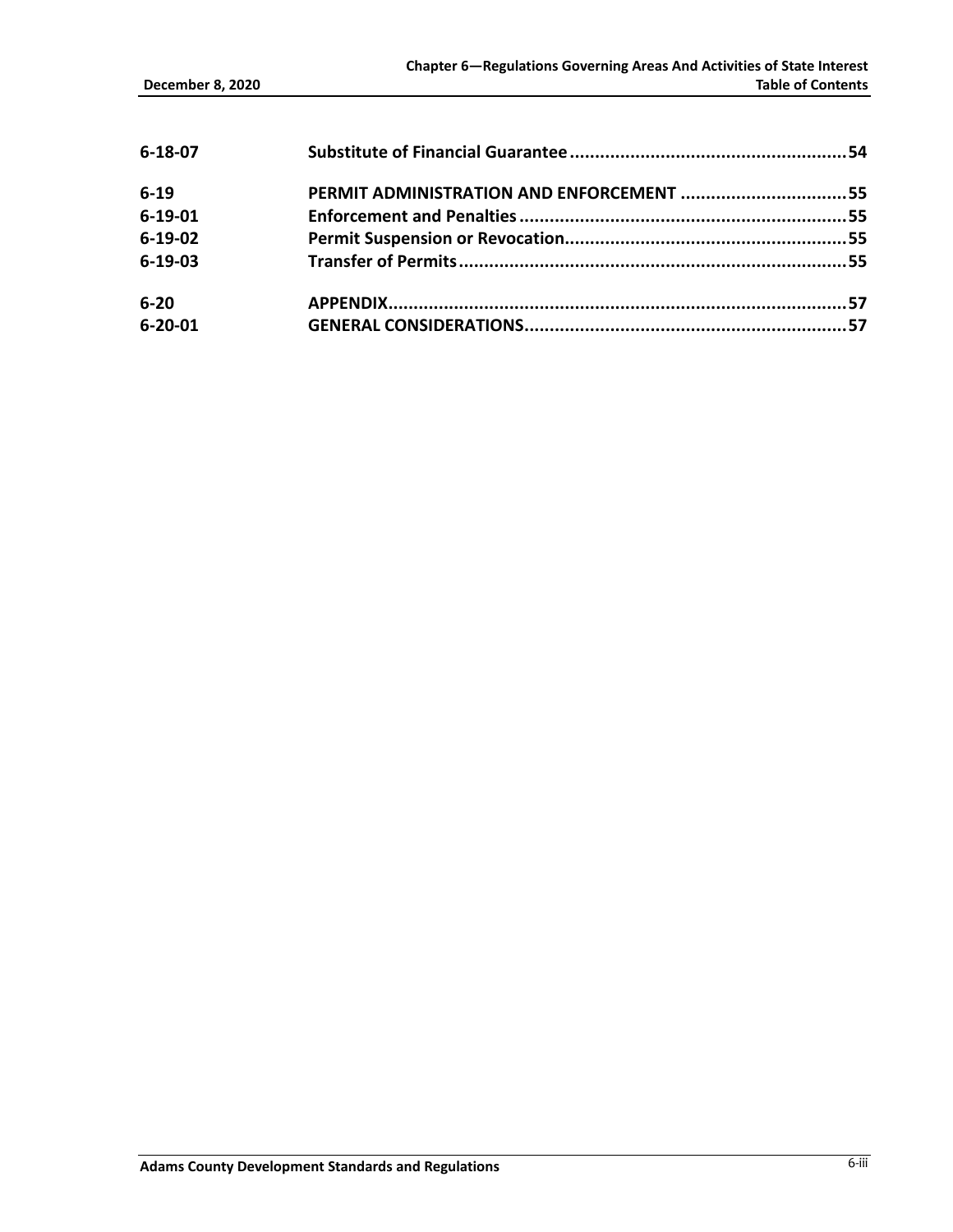| | | |
|---|---|---|
| **6-18-07** | **Substitute of Financial Guarantee** | **54** |
| **6-19** | **PERMIT ADMINISTRATION AND ENFORCEMENT** | **55** |
| **6-19-01** | **Enforcement and Penalties** | **55** |
| **6-19-02** | **Permit Suspension or Revocation** | **55** |
| **6-19-03** | **Transfer of Permits** | **55** |
| **6-20** | **APPENDIX** | **57** |
| **6-20-01** | **GENERAL CONSIDERATIONS** | **57** |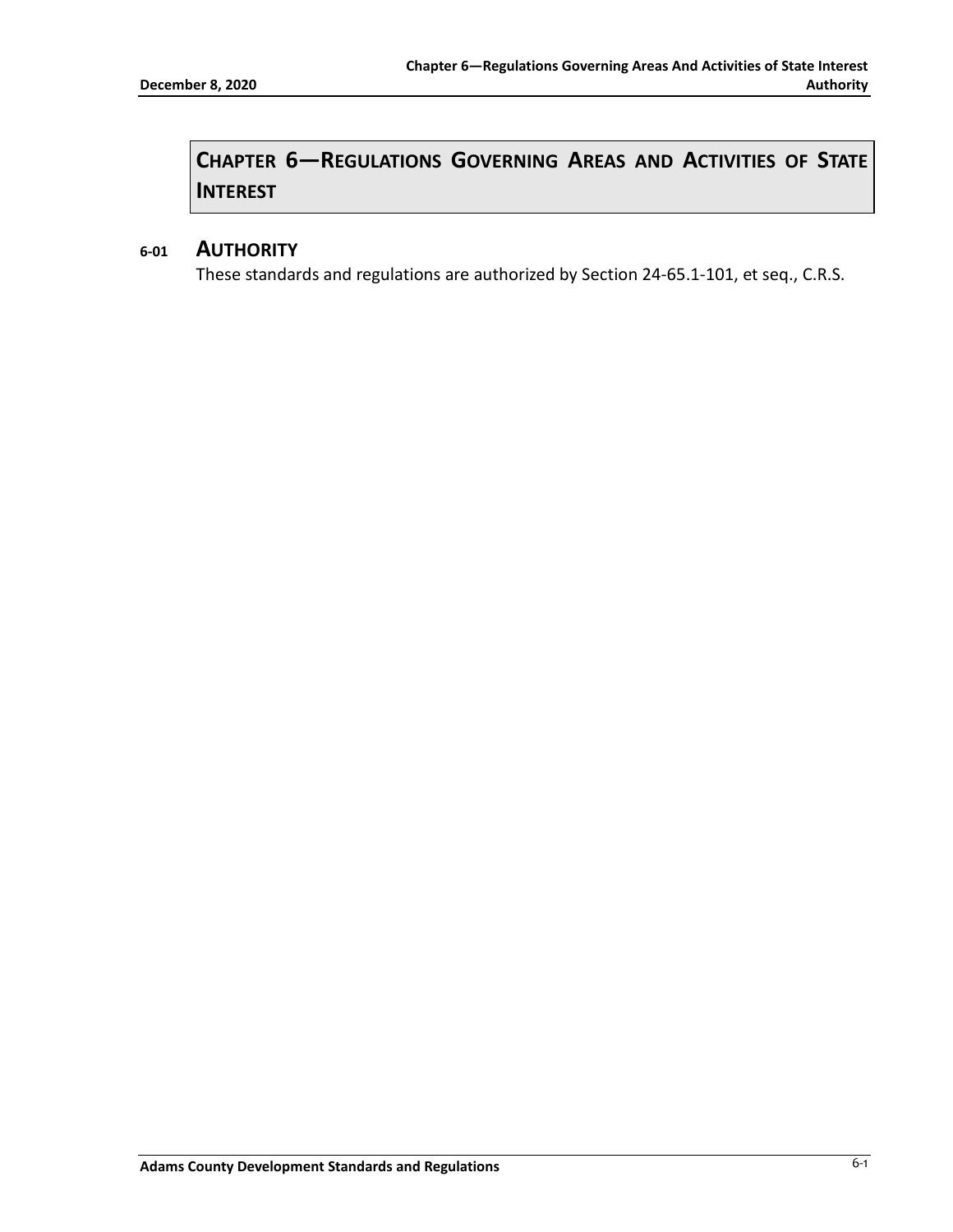# CHAPTER 6—REGULATIONS GOVERNING AREAS AND ACTIVITIES OF STATE INTEREST

## 6-01 AUTHORITY

These standards and regulations are authorized by Section 24-65.1-101, et seq., C.R.S.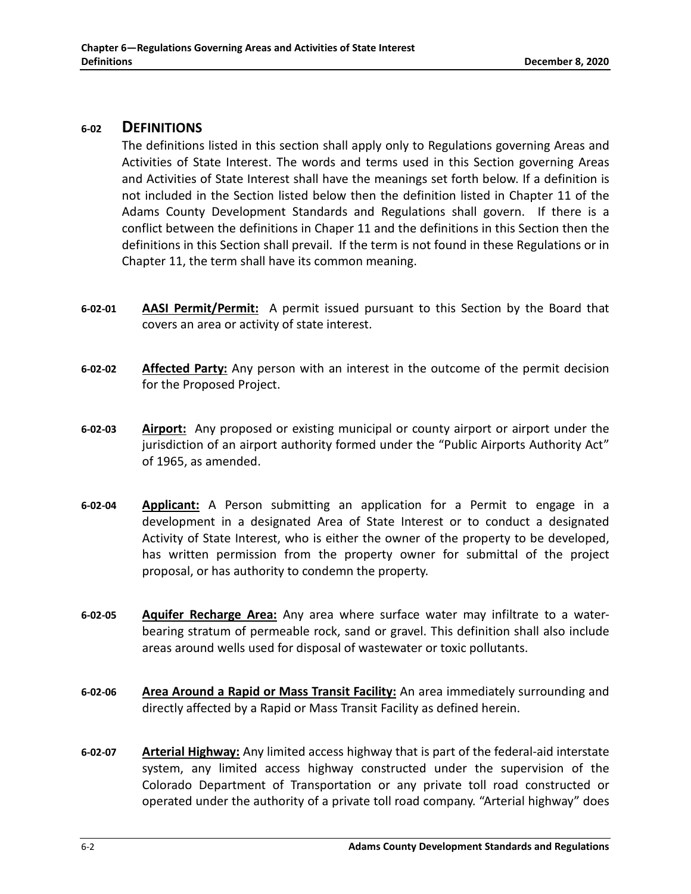## 6-02 DEFINITIONS

The definitions listed in this section shall apply only to Regulations governing Areas and Activities of State Interest. The words and terms used in this Section governing Areas and Activities of State Interest shall have the meanings set forth below. If a definition is not included in the Section listed below then the definition listed in Chapter 11 of the Adams County Development Standards and Regulations shall govern. If there is a conflict between the definitions in Chaper 11 and the definitions in this Section then the definitions in this Section shall prevail. If the term is not found in these Regulations or in Chapter 11, the term shall have its common meaning.

**6-02-01** **AASI Permit/Permit:** A permit issued pursuant to this Section by the Board that covers an area or activity of state interest.

**6-02-02** **Affected Party:** Any person with an interest in the outcome of the permit decision for the Proposed Project.

**6-02-03** **Airport:** Any proposed or existing municipal or county airport or airport under the jurisdiction of an airport authority formed under the "Public Airports Authority Act" of 1965, as amended.

**6-02-04** **Applicant:** A Person submitting an application for a Permit to engage in a development in a designated Area of State Interest or to conduct a designated Activity of State Interest, who is either the owner of the property to be developed, has written permission from the property owner for submittal of the project proposal, or has authority to condemn the property.

**6-02-05** **Aquifer Recharge Area:** Any area where surface water may infiltrate to a water-bearing stratum of permeable rock, sand or gravel. This definition shall also include areas around wells used for disposal of wastewater or toxic pollutants.

**6-02-06** **Area Around a Rapid or Mass Transit Facility:** An area immediately surrounding and directly affected by a Rapid or Mass Transit Facility as defined herein.

**6-02-07** **Arterial Highway:** Any limited access highway that is part of the federal-aid interstate system, any limited access highway constructed under the supervision of the Colorado Department of Transportation or any private toll road constructed or operated under the authority of a private toll road company. "Arterial highway" does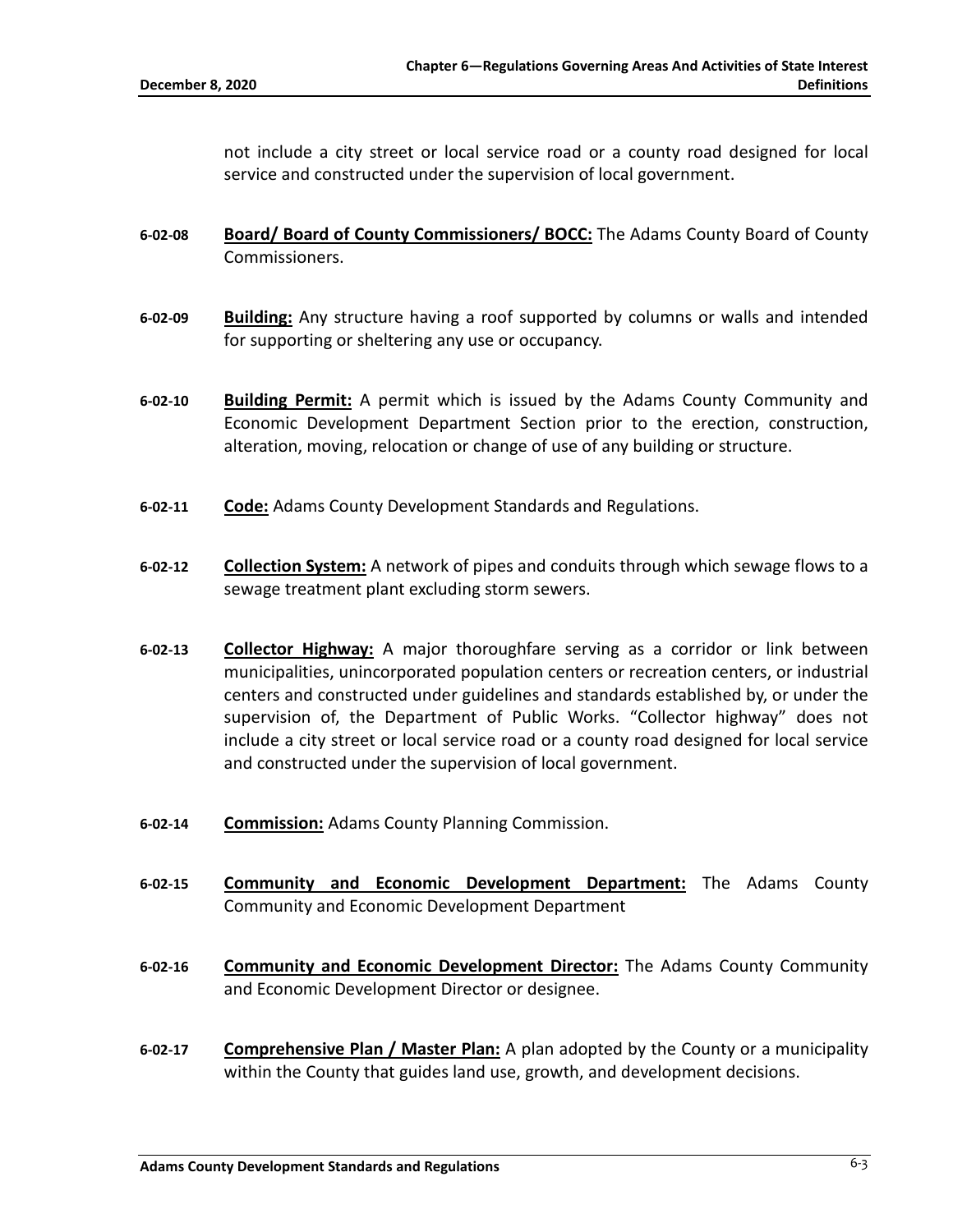not include a city street or local service road or a county road designed for local service and constructed under the supervision of local government.

**6-02-08** **Board/ Board of County Commissioners/ BOCC:** The Adams County Board of County Commissioners.

**6-02-09** **Building:** Any structure having a roof supported by columns or walls and intended for supporting or sheltering any use or occupancy.

**6-02-10** **Building Permit:** A permit which is issued by the Adams County Community and Economic Development Department Section prior to the erection, construction, alteration, moving, relocation or change of use of any building or structure.

**6-02-11** **Code:** Adams County Development Standards and Regulations.

**6-02-12** **Collection System:** A network of pipes and conduits through which sewage flows to a sewage treatment plant excluding storm sewers.

**6-02-13** **Collector Highway:** A major thoroughfare serving as a corridor or link between municipalities, unincorporated population centers or recreation centers, or industrial centers and constructed under guidelines and standards established by, or under the supervision of, the Department of Public Works. "Collector highway" does not include a city street or local service road or a county road designed for local service and constructed under the supervision of local government.

**6-02-14** **Commission:** Adams County Planning Commission.

**6-02-15** **Community and Economic Development Department:** The Adams County Community and Economic Development Department

**6-02-16** **Community and Economic Development Director:** The Adams County Community and Economic Development Director or designee.

**6-02-17** **Comprehensive Plan / Master Plan:** A plan adopted by the County or a municipality within the County that guides land use, growth, and development decisions.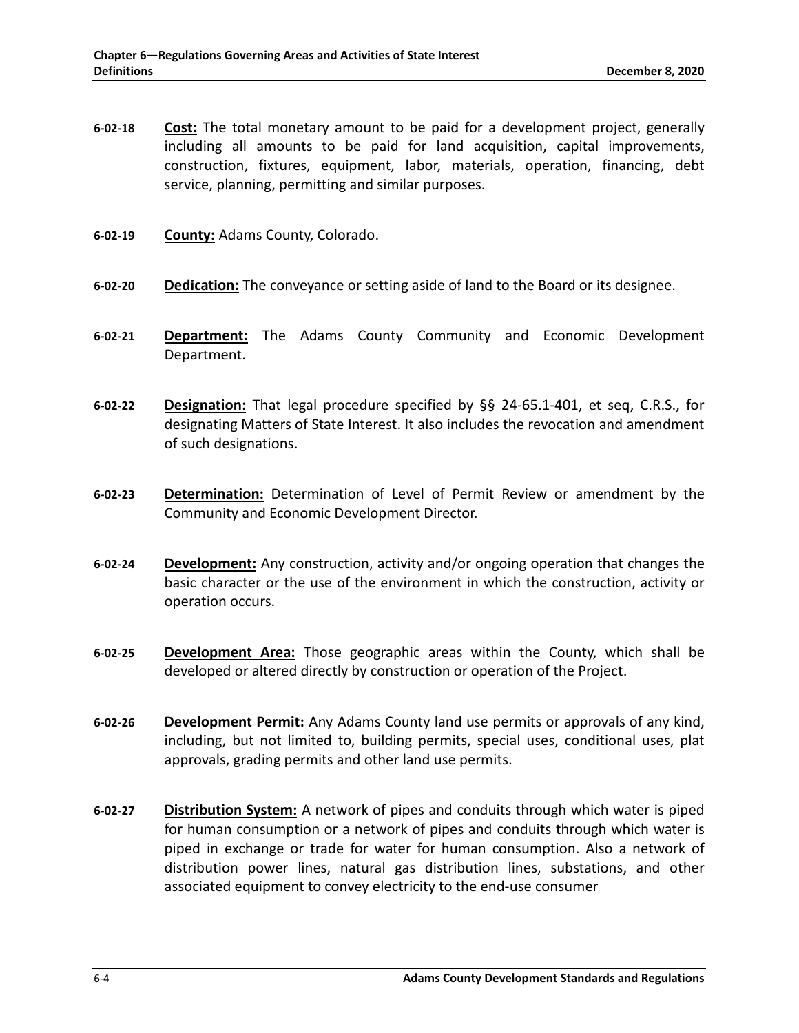**6-02-18** **Cost:** The total monetary amount to be paid for a development project, generally including all amounts to be paid for land acquisition, capital improvements, construction, fixtures, equipment, labor, materials, operation, financing, debt service, planning, permitting and similar purposes.

**6-02-19** **County:** Adams County, Colorado.

**6-02-20** **Dedication:** The conveyance or setting aside of land to the Board or its designee.

**6-02-21** **Department:** The Adams County Community and Economic Development Department.

**6-02-22** **Designation:** That legal procedure specified by §§ 24-65.1-401, et seq, C.R.S., for designating Matters of State Interest. It also includes the revocation and amendment of such designations.

**6-02-23** **Determination:** Determination of Level of Permit Review or amendment by the Community and Economic Development Director.

**6-02-24** **Development:** Any construction, activity and/or ongoing operation that changes the basic character or the use of the environment in which the construction, activity or operation occurs.

**6-02-25** **Development Area:** Those geographic areas within the County, which shall be developed or altered directly by construction or operation of the Project.

**6-02-26** **Development Permit:** Any Adams County land use permits or approvals of any kind, including, but not limited to, building permits, special uses, conditional uses, plat approvals, grading permits and other land use permits.

**6-02-27** **Distribution System:** A network of pipes and conduits through which water is piped for human consumption or a network of pipes and conduits through which water is piped in exchange or trade for water for human consumption. Also a network of distribution power lines, natural gas distribution lines, substations, and other associated equipment to convey electricity to the end-use consumer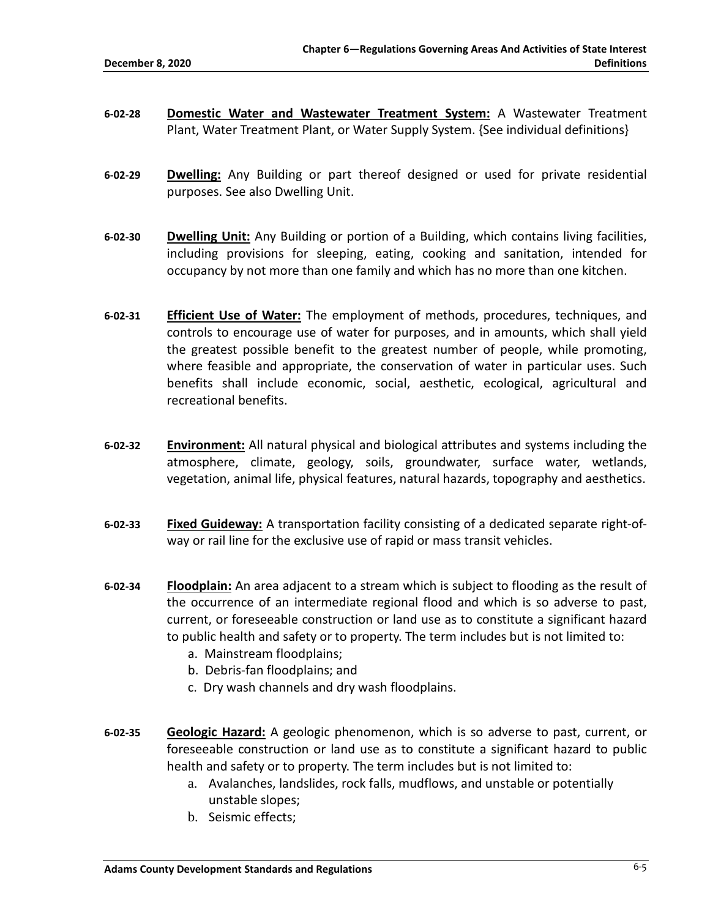**6-02-28** **Domestic Water and Wastewater Treatment System:** A Wastewater Treatment Plant, Water Treatment Plant, or Water Supply System. {See individual definitions}

**6-02-29** **Dwelling:** Any Building or part thereof designed or used for private residential purposes. See also Dwelling Unit.

**6-02-30** **Dwelling Unit:** Any Building or portion of a Building, which contains living facilities, including provisions for sleeping, eating, cooking and sanitation, intended for occupancy by not more than one family and which has no more than one kitchen.

**6-02-31** **Efficient Use of Water:** The employment of methods, procedures, techniques, and controls to encourage use of water for purposes, and in amounts, which shall yield the greatest possible benefit to the greatest number of people, while promoting, where feasible and appropriate, the conservation of water in particular uses. Such benefits shall include economic, social, aesthetic, ecological, agricultural and recreational benefits.

**6-02-32** **Environment:** All natural physical and biological attributes and systems including the atmosphere, climate, geology, soils, groundwater, surface water, wetlands, vegetation, animal life, physical features, natural hazards, topography and aesthetics.

**6-02-33** **Fixed Guideway:** A transportation facility consisting of a dedicated separate right-of-way or rail line for the exclusive use of rapid or mass transit vehicles.

**6-02-34** **Floodplain:** An area adjacent to a stream which is subject to flooding as the result of the occurrence of an intermediate regional flood and which is so adverse to past, current, or foreseeable construction or land use as to constitute a significant hazard to public health and safety or to property. The term includes but is not limited to:

a. Mainstream floodplains;
b. Debris-fan floodplains; and
c. Dry wash channels and dry wash floodplains.

**6-02-35** **Geologic Hazard:** A geologic phenomenon, which is so adverse to past, current, or foreseeable construction or land use as to constitute a significant hazard to public health and safety or to property. The term includes but is not limited to:

a. Avalanches, landslides, rock falls, mudflows, and unstable or potentially unstable slopes;
b. Seismic effects;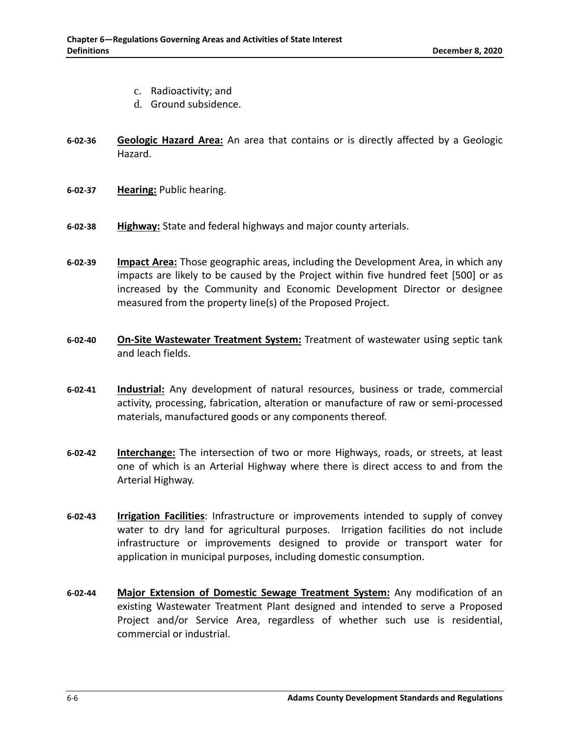c. Radioactivity; and
d. Ground subsidence.

**6-02-36** **Geologic Hazard Area:** An area that contains or is directly affected by a Geologic Hazard.

**6-02-37** **Hearing:** Public hearing.

**6-02-38** **Highway:** State and federal highways and major county arterials.

**6-02-39** **Impact Area:** Those geographic areas, including the Development Area, in which any impacts are likely to be caused by the Project within five hundred feet [500] or as increased by the Community and Economic Development Director or designee measured from the property line(s) of the Proposed Project.

**6-02-40** **On-Site Wastewater Treatment System:** Treatment of wastewater using septic tank and leach fields.

**6-02-41** **Industrial:** Any development of natural resources, business or trade, commercial activity, processing, fabrication, alteration or manufacture of raw or semi-processed materials, manufactured goods or any components thereof.

**6-02-42** **Interchange:** The intersection of two or more Highways, roads, or streets, at least one of which is an Arterial Highway where there is direct access to and from the Arterial Highway.

**6-02-43** **Irrigation Facilities**: Infrastructure or improvements intended to supply of convey water to dry land for agricultural purposes. Irrigation facilities do not include infrastructure or improvements designed to provide or transport water for application in municipal purposes, including domestic consumption.

**6-02-44** **Major Extension of Domestic Sewage Treatment System:** Any modification of an existing Wastewater Treatment Plant designed and intended to serve a Proposed Project and/or Service Area, regardless of whether such use is residential, commercial or industrial.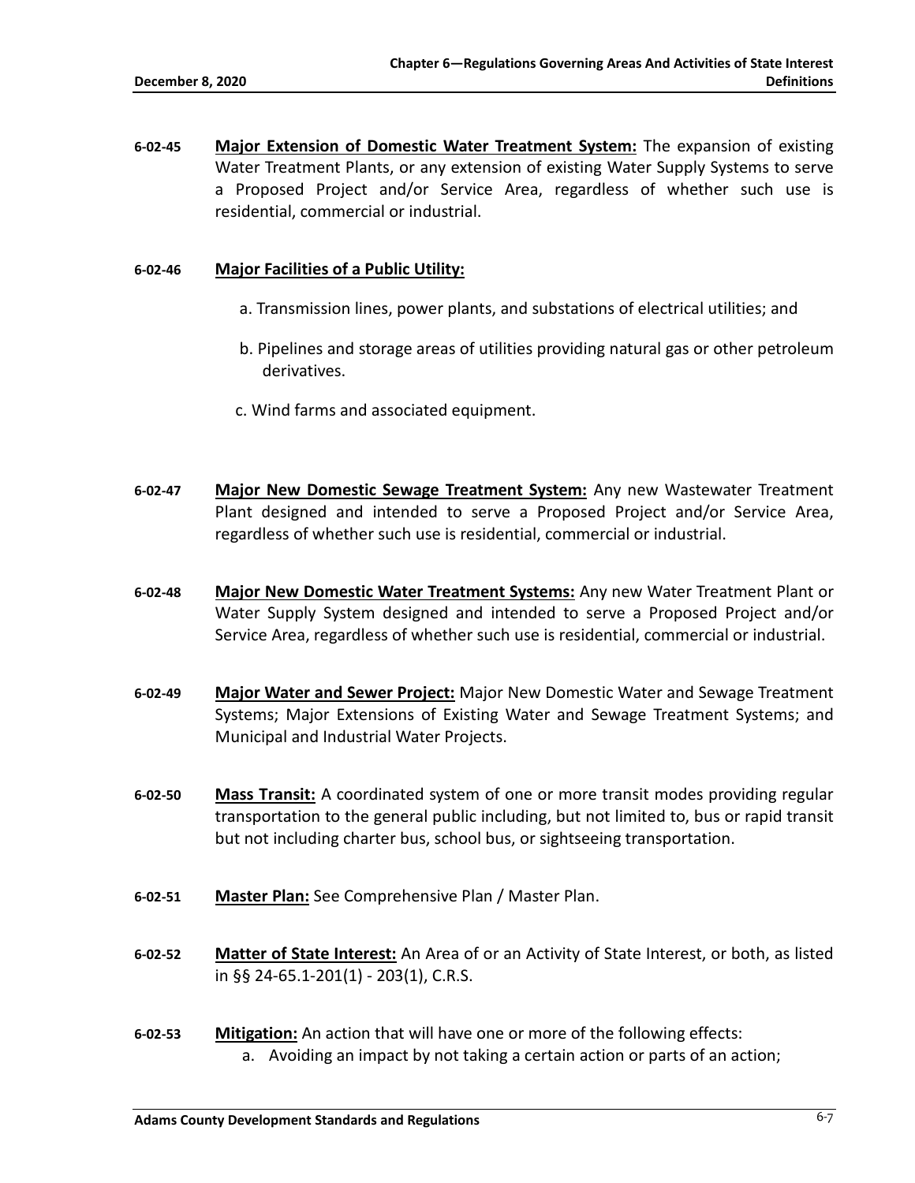**6-02-45** **Major Extension of Domestic Water Treatment System:** The expansion of existing Water Treatment Plants, or any extension of existing Water Supply Systems to serve a Proposed Project and/or Service Area, regardless of whether such use is residential, commercial or industrial.

**6-02-46** **Major Facilities of a Public Utility:**

a. Transmission lines, power plants, and substations of electrical utilities; and

b. Pipelines and storage areas of utilities providing natural gas or other petroleum derivatives.

c. Wind farms and associated equipment.

**6-02-47** **Major New Domestic Sewage Treatment System:** Any new Wastewater Treatment Plant designed and intended to serve a Proposed Project and/or Service Area, regardless of whether such use is residential, commercial or industrial.

**6-02-48** **Major New Domestic Water Treatment Systems:** Any new Water Treatment Plant or Water Supply System designed and intended to serve a Proposed Project and/or Service Area, regardless of whether such use is residential, commercial or industrial.

**6-02-49** **Major Water and Sewer Project:** Major New Domestic Water and Sewage Treatment Systems; Major Extensions of Existing Water and Sewage Treatment Systems; and Municipal and Industrial Water Projects.

**6-02-50** **Mass Transit:** A coordinated system of one or more transit modes providing regular transportation to the general public including, but not limited to, bus or rapid transit but not including charter bus, school bus, or sightseeing transportation.

**6-02-51** **Master Plan:** See Comprehensive Plan / Master Plan.

**6-02-52** **Matter of State Interest:** An Area of or an Activity of State Interest, or both, as listed in §§ 24-65.1-201(1) - 203(1), C.R.S.

**6-02-53** **Mitigation:** An action that will have one or more of the following effects:

a. Avoiding an impact by not taking a certain action or parts of an action;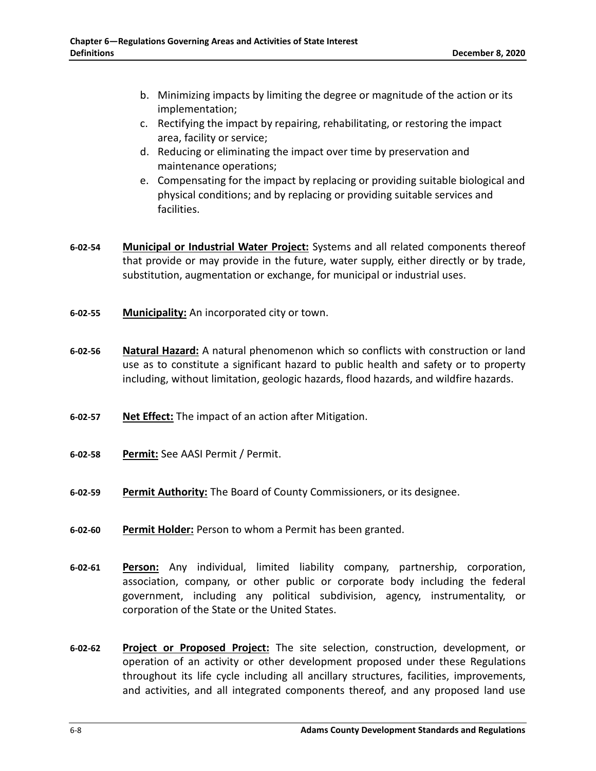b. Minimizing impacts by limiting the degree or magnitude of the action or its implementation;
c. Rectifying the impact by repairing, rehabilitating, or restoring the impact area, facility or service;
d. Reducing or eliminating the impact over time by preservation and maintenance operations;
e. Compensating for the impact by replacing or providing suitable biological and physical conditions; and by replacing or providing suitable services and facilities.

**6-02-54** **Municipal or Industrial Water Project:** Systems and all related components thereof that provide or may provide in the future, water supply, either directly or by trade, substitution, augmentation or exchange, for municipal or industrial uses.

**6-02-55** **Municipality:** An incorporated city or town.

**6-02-56** **Natural Hazard:** A natural phenomenon which so conflicts with construction or land use as to constitute a significant hazard to public health and safety or to property including, without limitation, geologic hazards, flood hazards, and wildfire hazards.

**6-02-57** **Net Effect:** The impact of an action after Mitigation.

**6-02-58** **Permit:** See AASI Permit / Permit.

**6-02-59** **Permit Authority:** The Board of County Commissioners, or its designee.

**6-02-60** **Permit Holder:** Person to whom a Permit has been granted.

**6-02-61** **Person:** Any individual, limited liability company, partnership, corporation, association, company, or other public or corporate body including the federal government, including any political subdivision, agency, instrumentality, or corporation of the State or the United States.

**6-02-62** **Project or Proposed Project:** The site selection, construction, development, or operation of an activity or other development proposed under these Regulations throughout its life cycle including all ancillary structures, facilities, improvements, and activities, and all integrated components thereof, and any proposed land use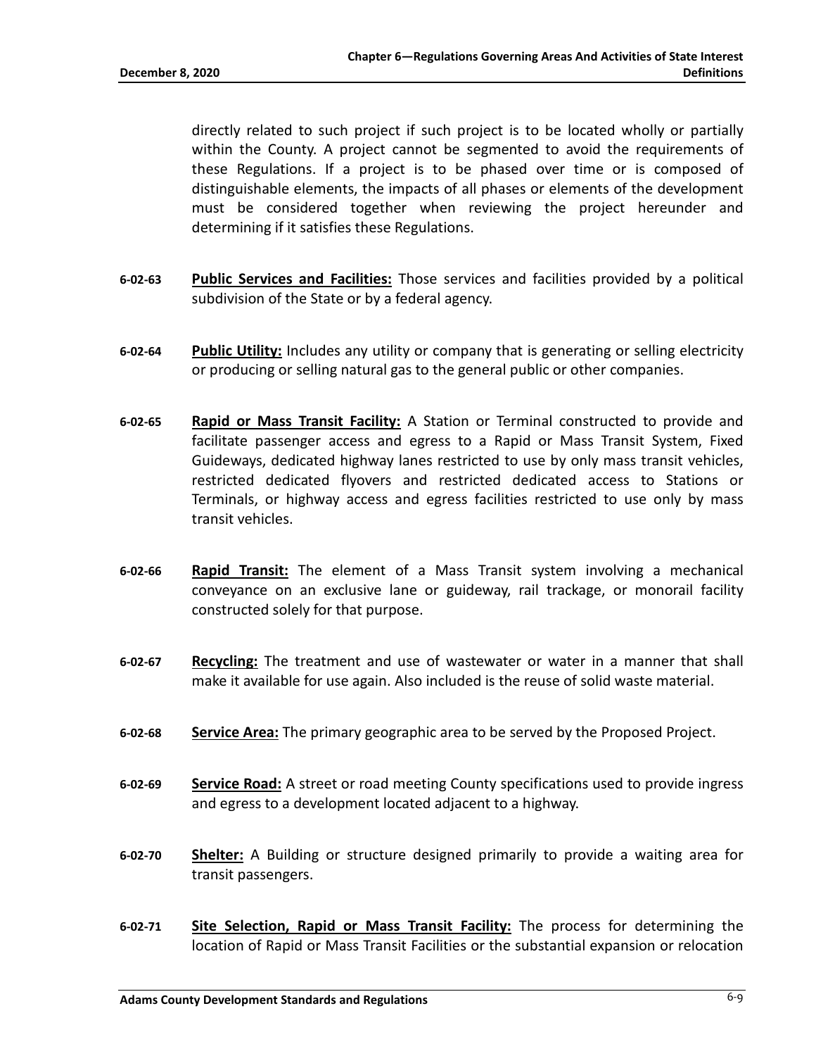directly related to such project if such project is to be located wholly or partially within the County. A project cannot be segmented to avoid the requirements of these Regulations. If a project is to be phased over time or is composed of distinguishable elements, the impacts of all phases or elements of the development must be considered together when reviewing the project hereunder and determining if it satisfies these Regulations.

**6-02-63** **Public Services and Facilities:** Those services and facilities provided by a political subdivision of the State or by a federal agency.

**6-02-64** **Public Utility:** Includes any utility or company that is generating or selling electricity or producing or selling natural gas to the general public or other companies.

**6-02-65** **Rapid or Mass Transit Facility:** A Station or Terminal constructed to provide and facilitate passenger access and egress to a Rapid or Mass Transit System, Fixed Guideways, dedicated highway lanes restricted to use by only mass transit vehicles, restricted dedicated flyovers and restricted dedicated access to Stations or Terminals, or highway access and egress facilities restricted to use only by mass transit vehicles.

**6-02-66** **Rapid Transit:** The element of a Mass Transit system involving a mechanical conveyance on an exclusive lane or guideway, rail trackage, or monorail facility constructed solely for that purpose.

**6-02-67** **Recycling:** The treatment and use of wastewater or water in a manner that shall make it available for use again. Also included is the reuse of solid waste material.

**6-02-68** **Service Area:** The primary geographic area to be served by the Proposed Project.

**6-02-69** **Service Road:** A street or road meeting County specifications used to provide ingress and egress to a development located adjacent to a highway.

**6-02-70** **Shelter:** A Building or structure designed primarily to provide a waiting area for transit passengers.

**6-02-71** **Site Selection, Rapid or Mass Transit Facility:** The process for determining the location of Rapid or Mass Transit Facilities or the substantial expansion or relocation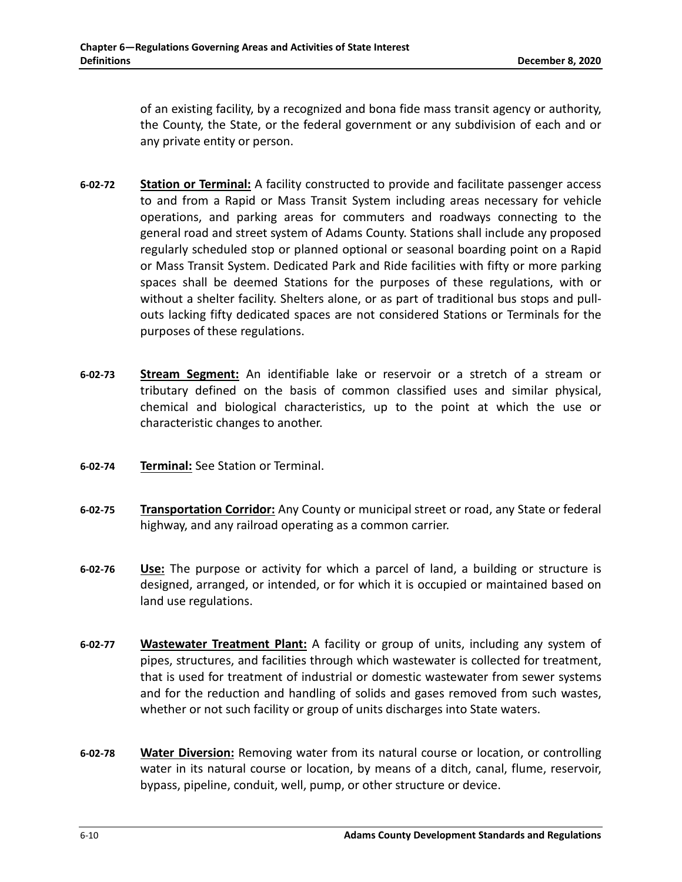of an existing facility, by a recognized and bona fide mass transit agency or authority, the County, the State, or the federal government or any subdivision of each and or any private entity or person.

**6-02-72** **Station or Terminal:** A facility constructed to provide and facilitate passenger access to and from a Rapid or Mass Transit System including areas necessary for vehicle operations, and parking areas for commuters and roadways connecting to the general road and street system of Adams County. Stations shall include any proposed regularly scheduled stop or planned optional or seasonal boarding point on a Rapid or Mass Transit System. Dedicated Park and Ride facilities with fifty or more parking spaces shall be deemed Stations for the purposes of these regulations, with or without a shelter facility. Shelters alone, or as part of traditional bus stops and pull-outs lacking fifty dedicated spaces are not considered Stations or Terminals for the purposes of these regulations.

**6-02-73** **Stream Segment:** An identifiable lake or reservoir or a stretch of a stream or tributary defined on the basis of common classified uses and similar physical, chemical and biological characteristics, up to the point at which the use or characteristic changes to another.

**6-02-74** **Terminal:** See Station or Terminal.

**6-02-75** **Transportation Corridor:** Any County or municipal street or road, any State or federal highway, and any railroad operating as a common carrier.

**6-02-76** **Use:** The purpose or activity for which a parcel of land, a building or structure is designed, arranged, or intended, or for which it is occupied or maintained based on land use regulations.

**6-02-77** **Wastewater Treatment Plant:** A facility or group of units, including any system of pipes, structures, and facilities through which wastewater is collected for treatment, that is used for treatment of industrial or domestic wastewater from sewer systems and for the reduction and handling of solids and gases removed from such wastes, whether or not such facility or group of units discharges into State waters.

**6-02-78** **Water Diversion:** Removing water from its natural course or location, or controlling water in its natural course or location, by means of a ditch, canal, flume, reservoir, bypass, pipeline, conduit, well, pump, or other structure or device.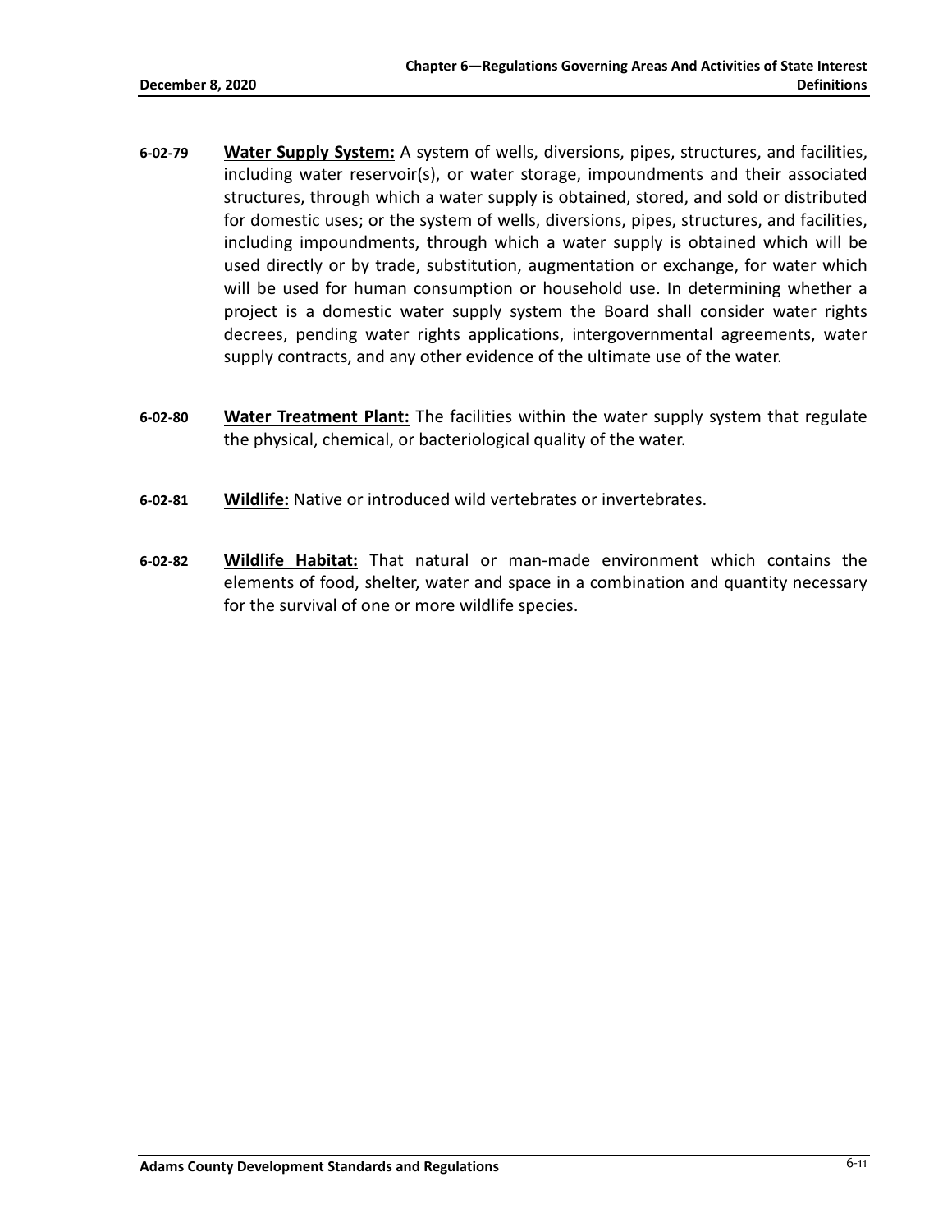**6-02-79** **Water Supply System:** A system of wells, diversions, pipes, structures, and facilities, including water reservoir(s), or water storage, impoundments and their associated structures, through which a water supply is obtained, stored, and sold or distributed for domestic uses; or the system of wells, diversions, pipes, structures, and facilities, including impoundments, through which a water supply is obtained which will be used directly or by trade, substitution, augmentation or exchange, for water which will be used for human consumption or household use. In determining whether a project is a domestic water supply system the Board shall consider water rights decrees, pending water rights applications, intergovernmental agreements, water supply contracts, and any other evidence of the ultimate use of the water.

**6-02-80** **Water Treatment Plant:** The facilities within the water supply system that regulate the physical, chemical, or bacteriological quality of the water.

**6-02-81** **Wildlife:** Native or introduced wild vertebrates or invertebrates.

**6-02-82** **Wildlife Habitat:** That natural or man-made environment which contains the elements of food, shelter, water and space in a combination and quantity necessary for the survival of one or more wildlife species.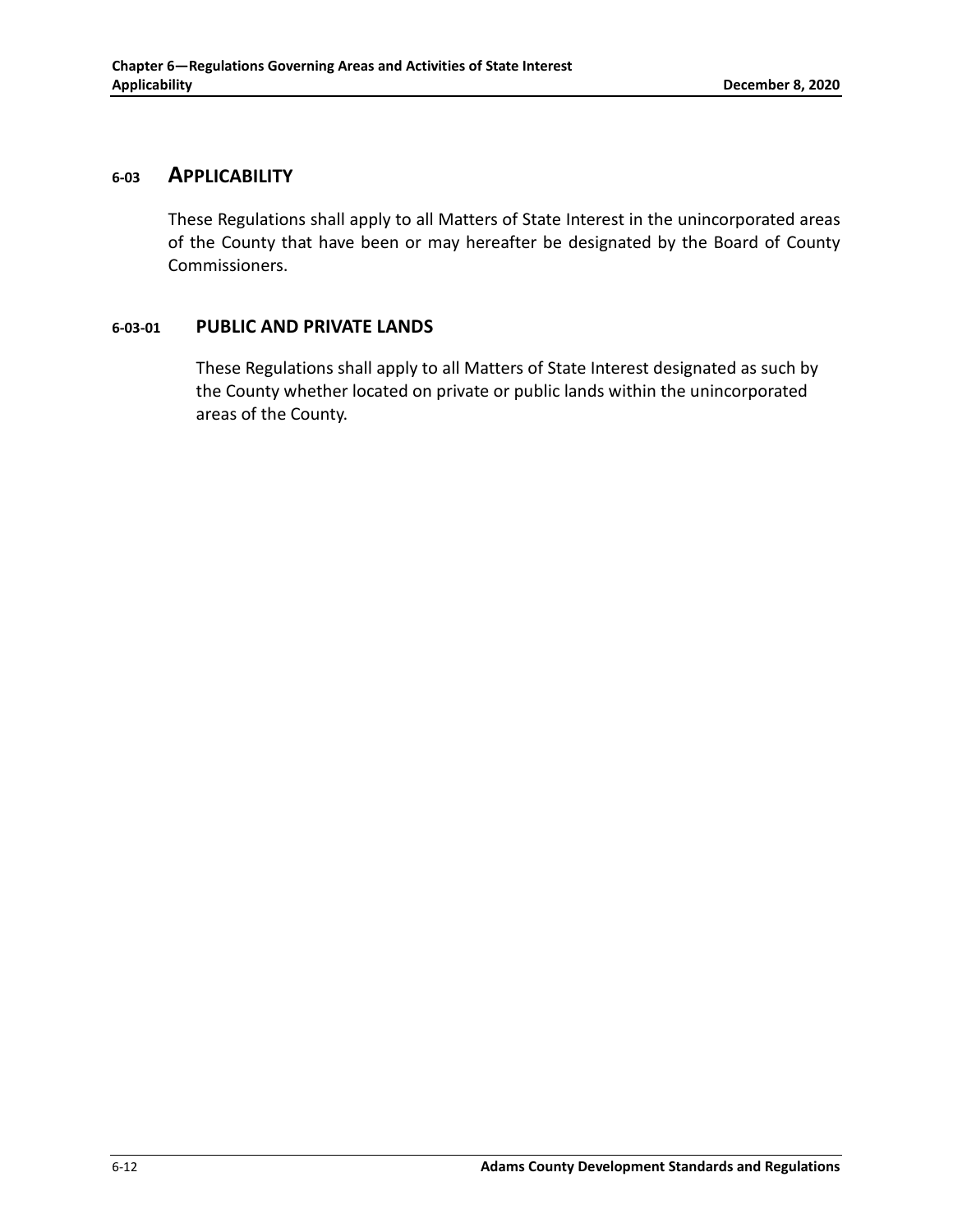## 6-03 APPLICABILITY

These Regulations shall apply to all Matters of State Interest in the unincorporated areas of the County that have been or may hereafter be designated by the Board of County Commissioners.

### 6-03-01 PUBLIC AND PRIVATE LANDS

These Regulations shall apply to all Matters of State Interest designated as such by the County whether located on private or public lands within the unincorporated areas of the County.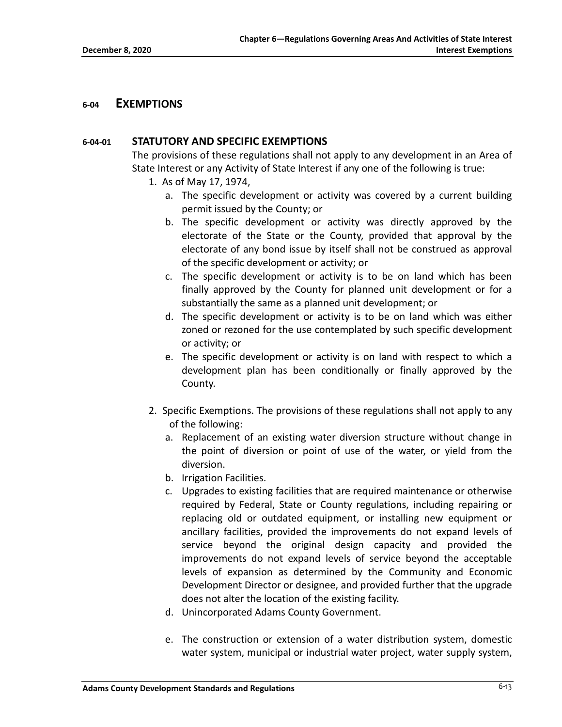## 6-04 EXEMPTIONS

### 6-04-01 STATUTORY AND SPECIFIC EXEMPTIONS

The provisions of these regulations shall not apply to any development in an Area of State Interest or any Activity of State Interest if any one of the following is true:

1. As of May 17, 1974,
    a. The specific development or activity was covered by a current building permit issued by the County; or
    b. The specific development or activity was directly approved by the electorate of the State or the County, provided that approval by the electorate of any bond issue by itself shall not be construed as approval of the specific development or activity; or
    c. The specific development or activity is to be on land which has been finally approved by the County for planned unit development or for a substantially the same as a planned unit development; or
    d. The specific development or activity is to be on land which was either zoned or rezoned for the use contemplated by such specific development or activity; or
    e. The specific development or activity is on land with respect to which a development plan has been conditionally or finally approved by the County.

2. Specific Exemptions. The provisions of these regulations shall not apply to any of the following:
    a. Replacement of an existing water diversion structure without change in the point of diversion or point of use of the water, or yield from the diversion.
    b. Irrigation Facilities.
    c. Upgrades to existing facilities that are required maintenance or otherwise required by Federal, State or County regulations, including repairing or replacing old or outdated equipment, or installing new equipment or ancillary facilities, provided the improvements do not expand levels of service beyond the original design capacity and provided the improvements do not expand levels of service beyond the acceptable levels of expansion as determined by the Community and Economic Development Director or designee, and provided further that the upgrade does not alter the location of the existing facility.
    d. Unincorporated Adams County Government.
    e. The construction or extension of a water distribution system, domestic water system, municipal or industrial water project, water supply system,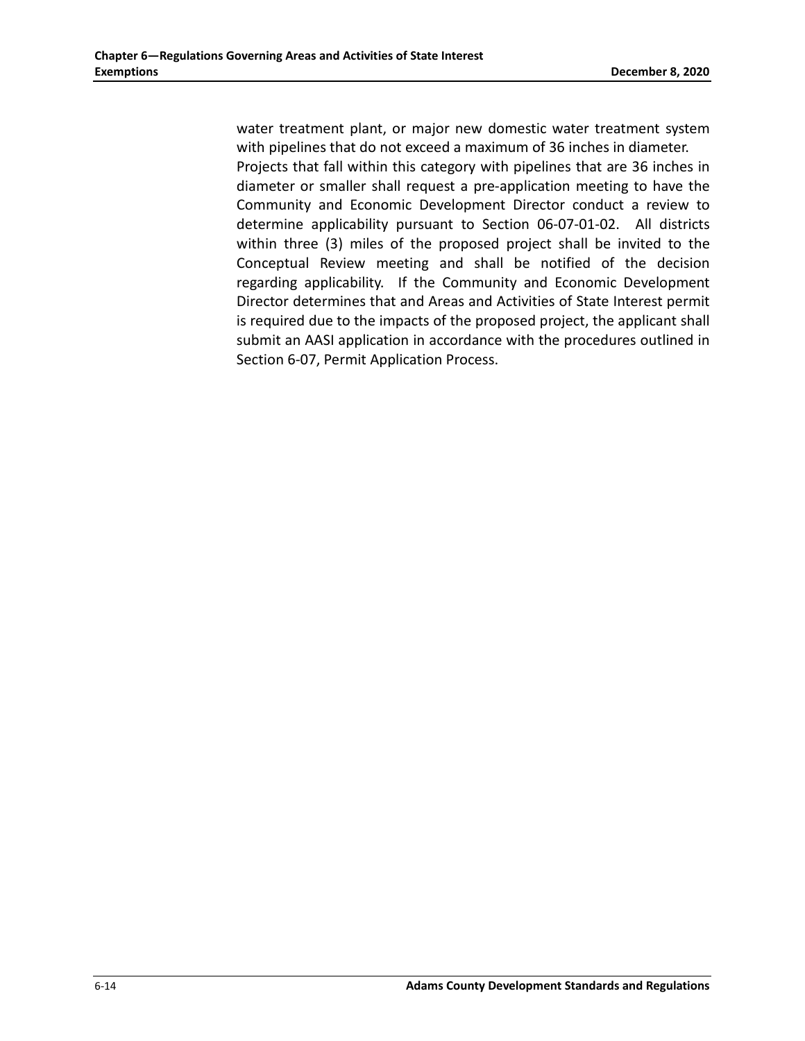water treatment plant, or major new domestic water treatment system with pipelines that do not exceed a maximum of 36 inches in diameter.
Projects that fall within this category with pipelines that are 36 inches in diameter or smaller shall request a pre-application meeting to have the Community and Economic Development Director conduct a review to determine applicability pursuant to Section 06-07-01-02. All districts within three (3) miles of the proposed project shall be invited to the Conceptual Review meeting and shall be notified of the decision regarding applicability. If the Community and Economic Development Director determines that and Areas and Activities of State Interest permit is required due to the impacts of the proposed project, the applicant shall submit an AASI application in accordance with the procedures outlined in Section 6-07, Permit Application Process.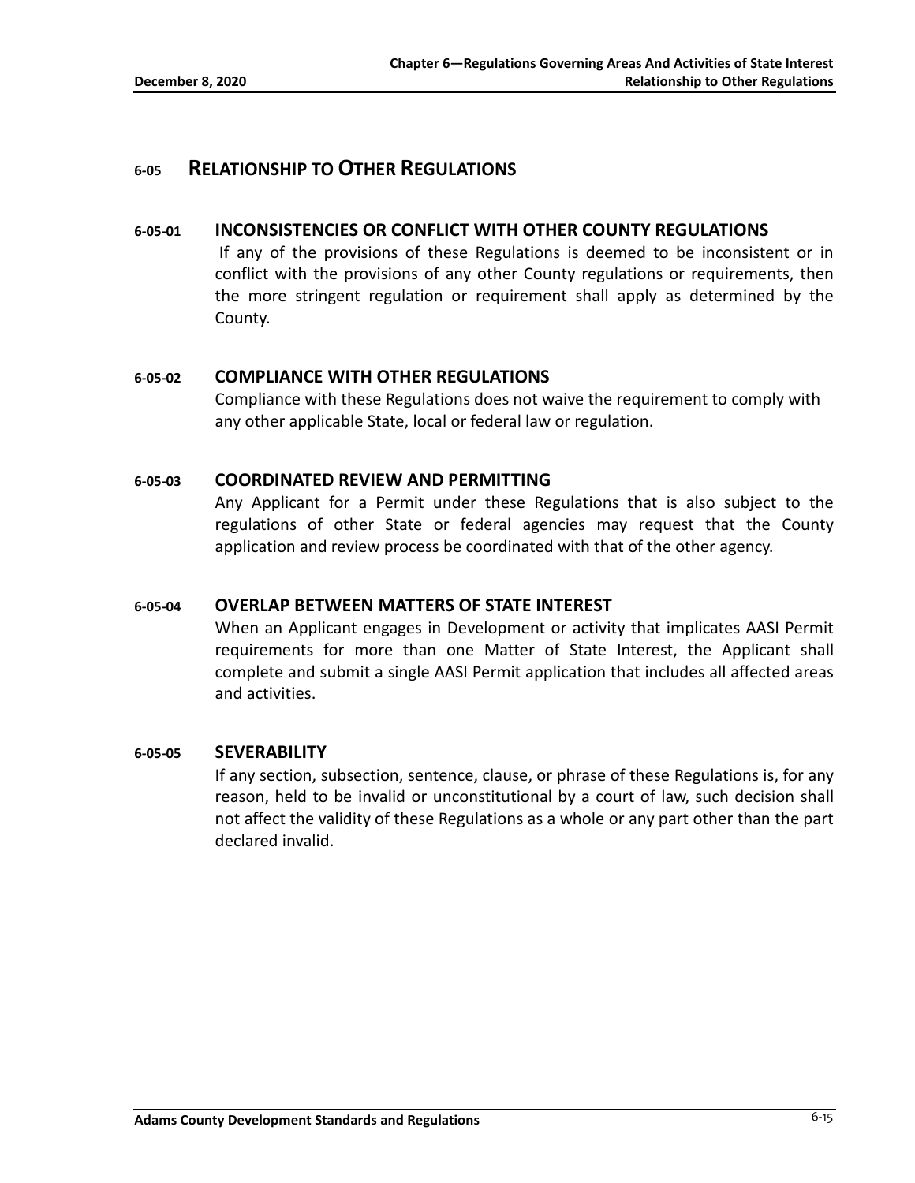## 6-05 RELATIONSHIP TO OTHER REGULATIONS

### 6-05-01 INCONSISTENCIES OR CONFLICT WITH OTHER COUNTY REGULATIONS

If any of the provisions of these Regulations is deemed to be inconsistent or in conflict with the provisions of any other County regulations or requirements, then the more stringent regulation or requirement shall apply as determined by the County.

### 6-05-02 COMPLIANCE WITH OTHER REGULATIONS

Compliance with these Regulations does not waive the requirement to comply with any other applicable State, local or federal law or regulation.

### 6-05-03 COORDINATED REVIEW AND PERMITTING

Any Applicant for a Permit under these Regulations that is also subject to the regulations of other State or federal agencies may request that the County application and review process be coordinated with that of the other agency.

### 6-05-04 OVERLAP BETWEEN MATTERS OF STATE INTEREST

When an Applicant engages in Development or activity that implicates AASI Permit requirements for more than one Matter of State Interest, the Applicant shall complete and submit a single AASI Permit application that includes all affected areas and activities.

### 6-05-05 SEVERABILITY

If any section, subsection, sentence, clause, or phrase of these Regulations is, for any reason, held to be invalid or unconstitutional by a court of law, such decision shall not affect the validity of these Regulations as a whole or any part other than the part declared invalid.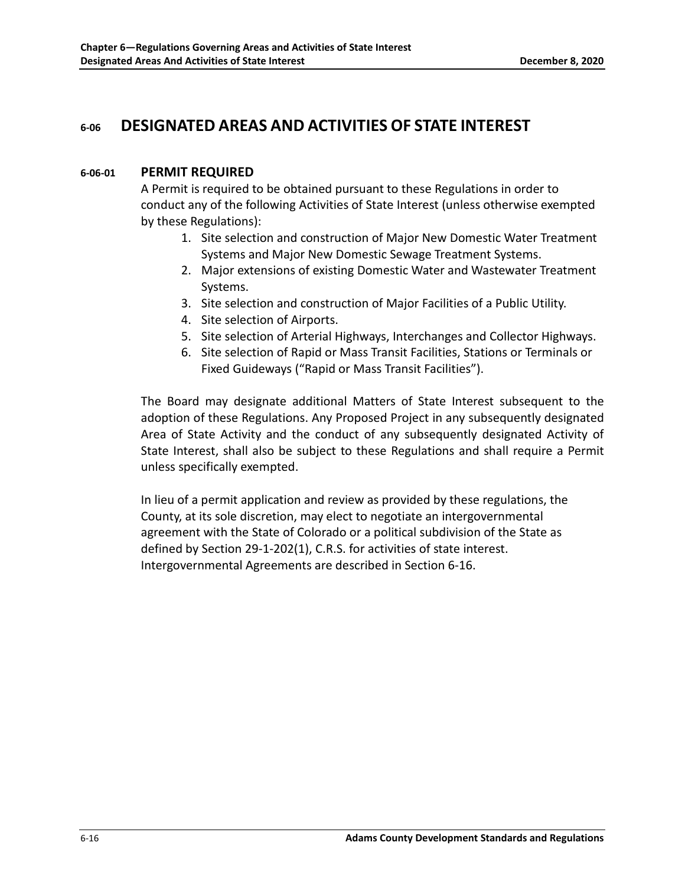# 6-06 DESIGNATED AREAS AND ACTIVITIES OF STATE INTEREST

## 6-06-01 PERMIT REQUIRED

A Permit is required to be obtained pursuant to these Regulations in order to conduct any of the following Activities of State Interest (unless otherwise exempted by these Regulations):

1. Site selection and construction of Major New Domestic Water Treatment Systems and Major New Domestic Sewage Treatment Systems.
2. Major extensions of existing Domestic Water and Wastewater Treatment Systems.
3. Site selection and construction of Major Facilities of a Public Utility.
4. Site selection of Airports.
5. Site selection of Arterial Highways, Interchanges and Collector Highways.
6. Site selection of Rapid or Mass Transit Facilities, Stations or Terminals or Fixed Guideways ("Rapid or Mass Transit Facilities").

The Board may designate additional Matters of State Interest subsequent to the adoption of these Regulations. Any Proposed Project in any subsequently designated Area of State Activity and the conduct of any subsequently designated Activity of State Interest, shall also be subject to these Regulations and shall require a Permit unless specifically exempted.

In lieu of a permit application and review as provided by these regulations, the County, at its sole discretion, may elect to negotiate an intergovernmental agreement with the State of Colorado or a political subdivision of the State as defined by Section 29-1-202(1), C.R.S. for activities of state interest. Intergovernmental Agreements are described in Section 6-16.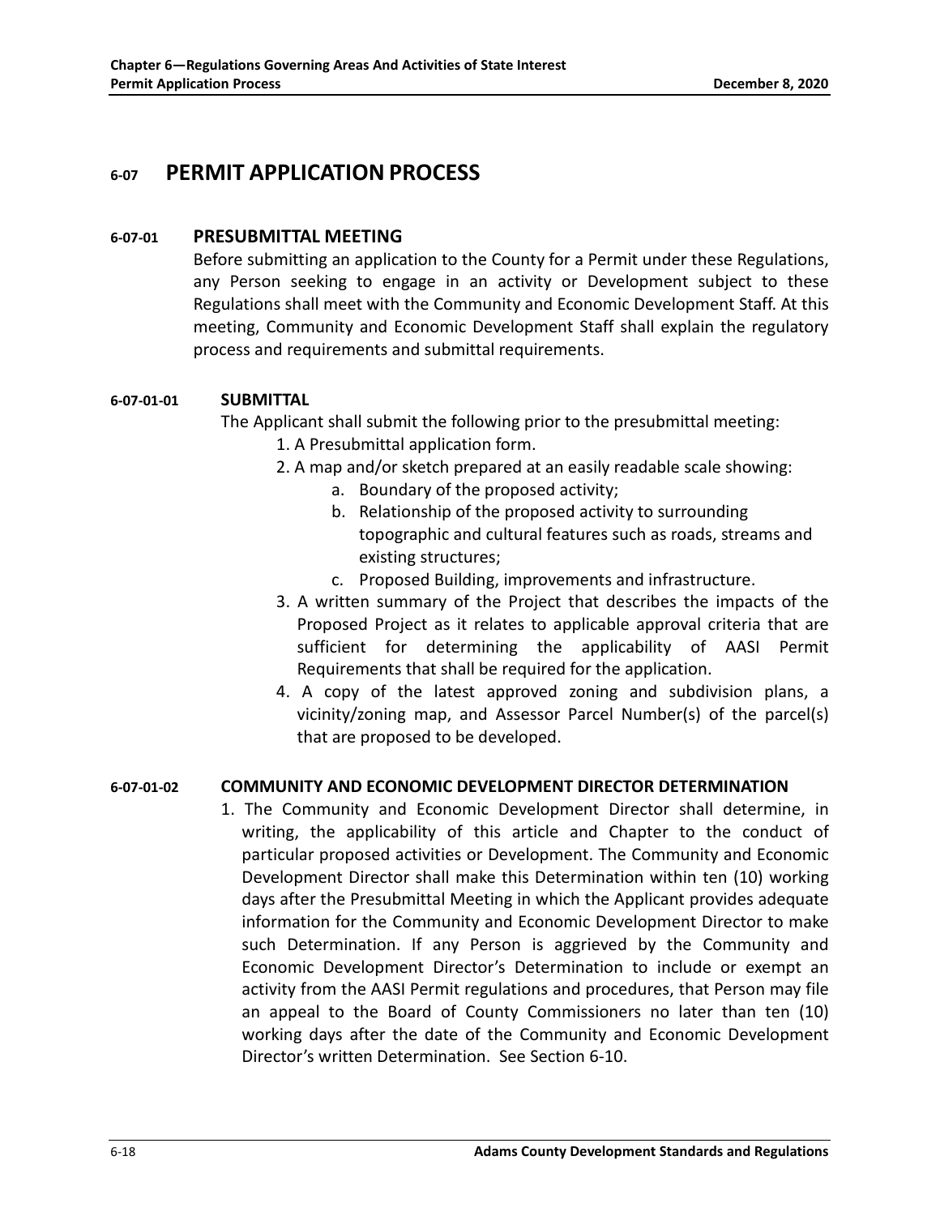# 6-07 PERMIT APPLICATION PROCESS

## 6-07-01 PRESUBMITTAL MEETING

Before submitting an application to the County for a Permit under these Regulations, any Person seeking to engage in an activity or Development subject to these Regulations shall meet with the Community and Economic Development Staff. At this meeting, Community and Economic Development Staff shall explain the regulatory process and requirements and submittal requirements.

### 6-07-01-01 SUBMITTAL

The Applicant shall submit the following prior to the presubmittal meeting:

1. A Presubmittal application form.
2. A map and/or sketch prepared at an easily readable scale showing:
   a. Boundary of the proposed activity;
   b. Relationship of the proposed activity to surrounding topographic and cultural features such as roads, streams and existing structures;
   c. Proposed Building, improvements and infrastructure.
3. A written summary of the Project that describes the impacts of the Proposed Project as it relates to applicable approval criteria that are sufficient for determining the applicability of AASI Permit Requirements that shall be required for the application.
4. A copy of the latest approved zoning and subdivision plans, a vicinity/zoning map, and Assessor Parcel Number(s) of the parcel(s) that are proposed to be developed.

### 6-07-01-02 COMMUNITY AND ECONOMIC DEVELOPMENT DIRECTOR DETERMINATION

1. The Community and Economic Development Director shall determine, in writing, the applicability of this article and Chapter to the conduct of particular proposed activities or Development. The Community and Economic Development Director shall make this Determination within ten (10) working days after the Presubmittal Meeting in which the Applicant provides adequate information for the Community and Economic Development Director to make such Determination. If any Person is aggrieved by the Community and Economic Development Director's Determination to include or exempt an activity from the AASI Permit regulations and procedures, that Person may file an appeal to the Board of County Commissioners no later than ten (10) working days after the date of the Community and Economic Development Director's written Determination. See Section 6-10.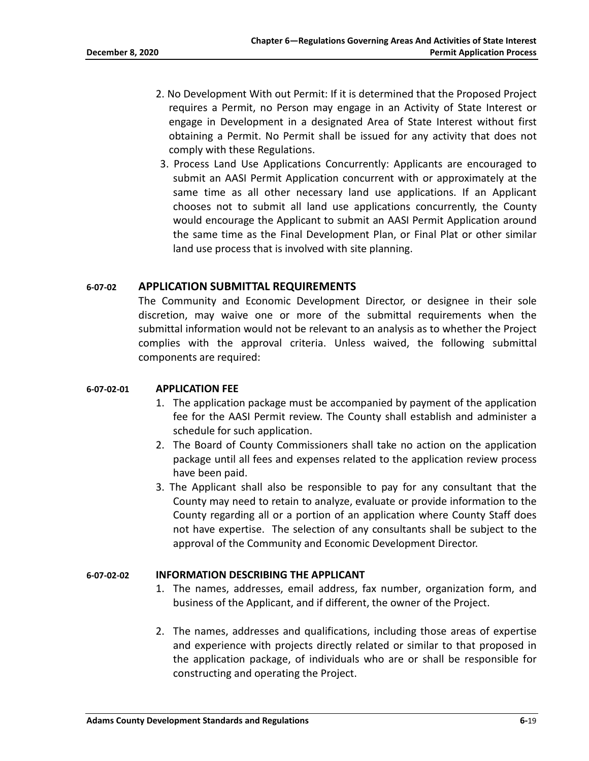2. No Development With out Permit: If it is determined that the Proposed Project requires a Permit, no Person may engage in an Activity of State Interest or engage in Development in a designated Area of State Interest without first obtaining a Permit. No Permit shall be issued for any activity that does not comply with these Regulations.
3. Process Land Use Applications Concurrently: Applicants are encouraged to submit an AASI Permit Application concurrent with or approximately at the same time as all other necessary land use applications. If an Applicant chooses not to submit all land use applications concurrently, the County would encourage the Applicant to submit an AASI Permit Application around the same time as the Final Development Plan, or Final Plat or other similar land use process that is involved with site planning.

## 6-07-02 APPLICATION SUBMITTAL REQUIREMENTS

The Community and Economic Development Director, or designee in their sole discretion, may waive one or more of the submittal requirements when the submittal information would not be relevant to an analysis as to whether the Project complies with the approval criteria. Unless waived, the following submittal components are required:

### 6-07-02-01 APPLICATION FEE

1. The application package must be accompanied by payment of the application fee for the AASI Permit review. The County shall establish and administer a schedule for such application.
2. The Board of County Commissioners shall take no action on the application package until all fees and expenses related to the application review process have been paid.
3. The Applicant shall also be responsible to pay for any consultant that the County may need to retain to analyze, evaluate or provide information to the County regarding all or a portion of an application where County Staff does not have expertise. The selection of any consultants shall be subject to the approval of the Community and Economic Development Director.

### 6-07-02-02 INFORMATION DESCRIBING THE APPLICANT

1. The names, addresses, email address, fax number, organization form, and business of the Applicant, and if different, the owner of the Project.
2. The names, addresses and qualifications, including those areas of expertise and experience with projects directly related or similar to that proposed in the application package, of individuals who are or shall be responsible for constructing and operating the Project.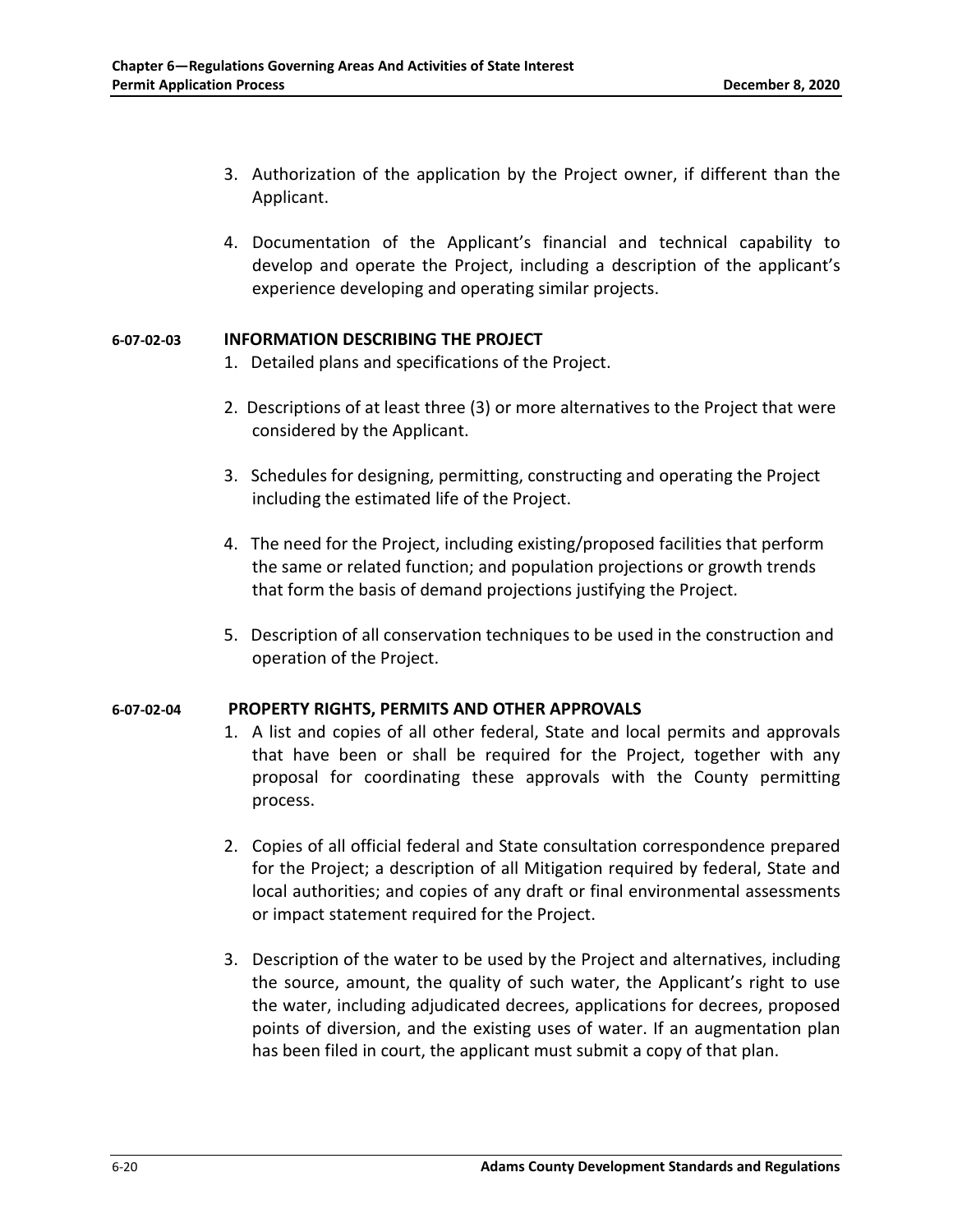3. Authorization of the application by the Project owner, if different than the Applicant.

4. Documentation of the Applicant's financial and technical capability to develop and operate the Project, including a description of the applicant's experience developing and operating similar projects.

### 6-07-02-03 INFORMATION DESCRIBING THE PROJECT

1. Detailed plans and specifications of the Project.

2. Descriptions of at least three (3) or more alternatives to the Project that were considered by the Applicant.

3. Schedules for designing, permitting, constructing and operating the Project including the estimated life of the Project.

4. The need for the Project, including existing/proposed facilities that perform the same or related function; and population projections or growth trends that form the basis of demand projections justifying the Project.

5. Description of all conservation techniques to be used in the construction and operation of the Project.

### 6-07-02-04 PROPERTY RIGHTS, PERMITS AND OTHER APPROVALS

1. A list and copies of all other federal, State and local permits and approvals that have been or shall be required for the Project, together with any proposal for coordinating these approvals with the County permitting process.

2. Copies of all official federal and State consultation correspondence prepared for the Project; a description of all Mitigation required by federal, State and local authorities; and copies of any draft or final environmental assessments or impact statement required for the Project.

3. Description of the water to be used by the Project and alternatives, including the source, amount, the quality of such water, the Applicant's right to use the water, including adjudicated decrees, applications for decrees, proposed points of diversion, and the existing uses of water. If an augmentation plan has been filed in court, the applicant must submit a copy of that plan.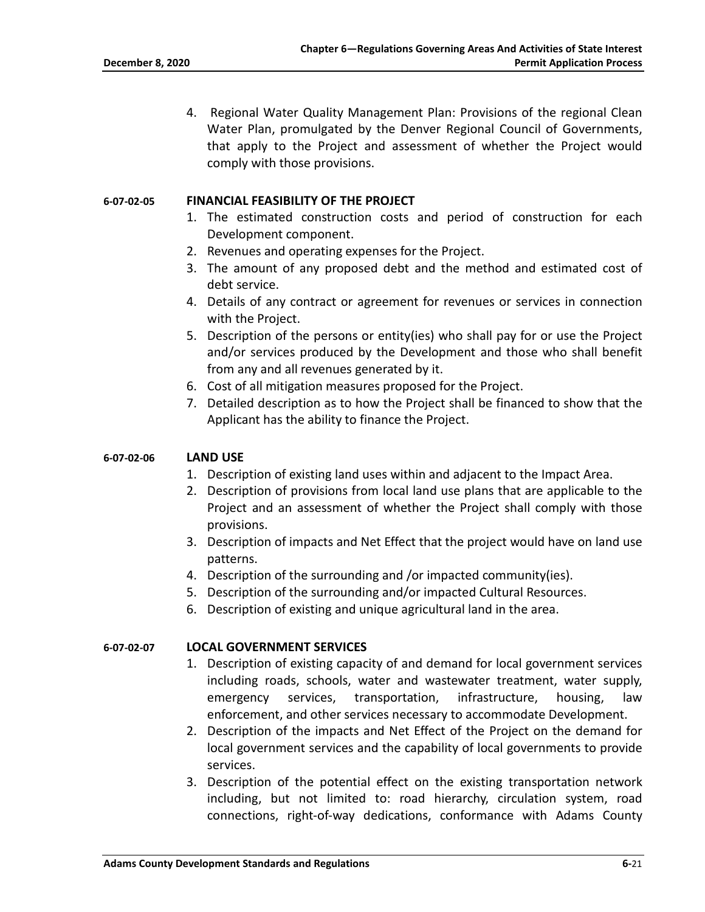4. Regional Water Quality Management Plan: Provisions of the regional Clean Water Plan, promulgated by the Denver Regional Council of Governments, that apply to the Project and assessment of whether the Project would comply with those provisions.

### 6-07-02-05 FINANCIAL FEASIBILITY OF THE PROJECT

1. The estimated construction costs and period of construction for each Development component.
2. Revenues and operating expenses for the Project.
3. The amount of any proposed debt and the method and estimated cost of debt service.
4. Details of any contract or agreement for revenues or services in connection with the Project.
5. Description of the persons or entity(ies) who shall pay for or use the Project and/or services produced by the Development and those who shall benefit from any and all revenues generated by it.
6. Cost of all mitigation measures proposed for the Project.
7. Detailed description as to how the Project shall be financed to show that the Applicant has the ability to finance the Project.

### 6-07-02-06 LAND USE

1. Description of existing land uses within and adjacent to the Impact Area.
2. Description of provisions from local land use plans that are applicable to the Project and an assessment of whether the Project shall comply with those provisions.
3. Description of impacts and Net Effect that the project would have on land use patterns.
4. Description of the surrounding and /or impacted community(ies).
5. Description of the surrounding and/or impacted Cultural Resources.
6. Description of existing and unique agricultural land in the area.

### 6-07-02-07 LOCAL GOVERNMENT SERVICES

1. Description of existing capacity of and demand for local government services including roads, schools, water and wastewater treatment, water supply, emergency services, transportation, infrastructure, housing, law enforcement, and other services necessary to accommodate Development.
2. Description of the impacts and Net Effect of the Project on the demand for local government services and the capability of local governments to provide services.
3. Description of the potential effect on the existing transportation network including, but not limited to: road hierarchy, circulation system, road connections, right-of-way dedications, conformance with Adams County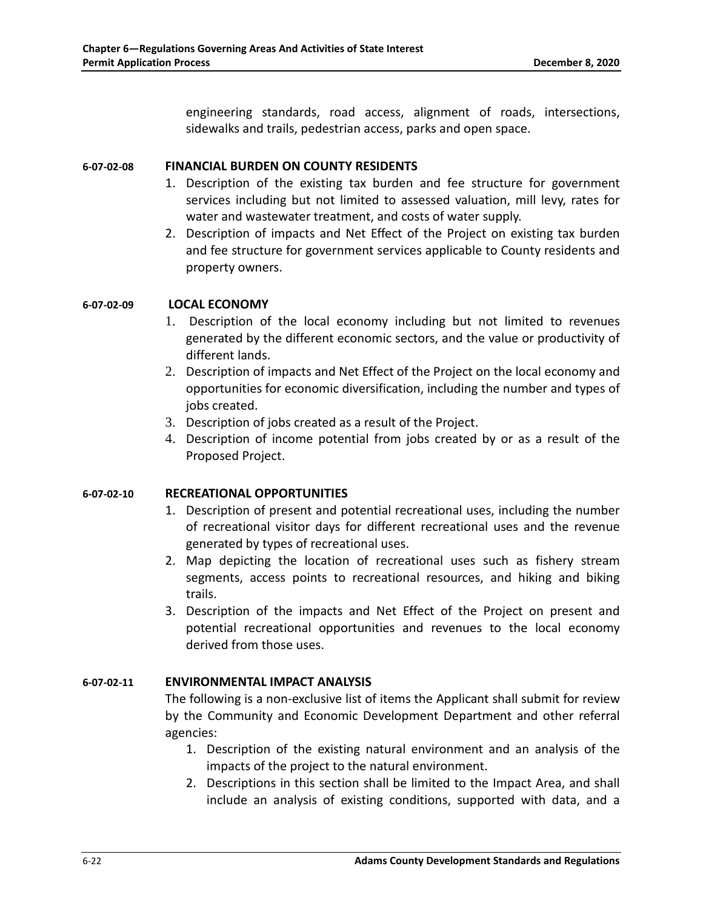engineering standards, road access, alignment of roads, intersections, sidewalks and trails, pedestrian access, parks and open space.

### 6-07-02-08 FINANCIAL BURDEN ON COUNTY RESIDENTS

1. Description of the existing tax burden and fee structure for government services including but not limited to assessed valuation, mill levy, rates for water and wastewater treatment, and costs of water supply.
2. Description of impacts and Net Effect of the Project on existing tax burden and fee structure for government services applicable to County residents and property owners.

### 6-07-02-09 LOCAL ECONOMY

1. Description of the local economy including but not limited to revenues generated by the different economic sectors, and the value or productivity of different lands.
2. Description of impacts and Net Effect of the Project on the local economy and opportunities for economic diversification, including the number and types of jobs created.
3. Description of jobs created as a result of the Project.
4. Description of income potential from jobs created by or as a result of the Proposed Project.

### 6-07-02-10 RECREATIONAL OPPORTUNITIES

1. Description of present and potential recreational uses, including the number of recreational visitor days for different recreational uses and the revenue generated by types of recreational uses.
2. Map depicting the location of recreational uses such as fishery stream segments, access points to recreational resources, and hiking and biking trails.
3. Description of the impacts and Net Effect of the Project on present and potential recreational opportunities and revenues to the local economy derived from those uses.

### 6-07-02-11 ENVIRONMENTAL IMPACT ANALYSIS

The following is a non-exclusive list of items the Applicant shall submit for review by the Community and Economic Development Department and other referral agencies:

1. Description of the existing natural environment and an analysis of the impacts of the project to the natural environment.
2. Descriptions in this section shall be limited to the Impact Area, and shall include an analysis of existing conditions, supported with data, and a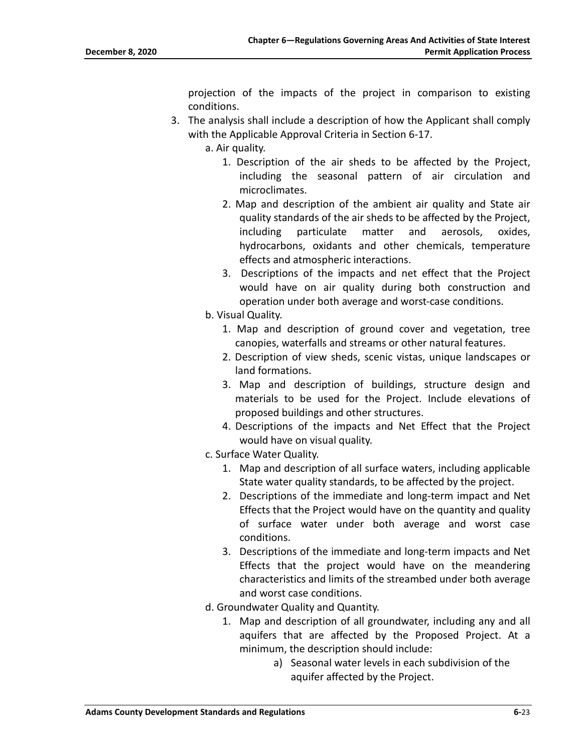projection of the impacts of the project in comparison to existing conditions.

3. The analysis shall include a description of how the Applicant shall comply with the Applicable Approval Criteria in Section 6-17.

   a. Air quality.

      1. Description of the air sheds to be affected by the Project, including the seasonal pattern of air circulation and microclimates.
      2. Map and description of the ambient air quality and State air quality standards of the air sheds to be affected by the Project, including particulate matter and aerosols, oxides, hydrocarbons, oxidants and other chemicals, temperature effects and atmospheric interactions.
      3. Descriptions of the impacts and net effect that the Project would have on air quality during both construction and operation under both average and worst-case conditions.

   b. Visual Quality.

      1. Map and description of ground cover and vegetation, tree canopies, waterfalls and streams or other natural features.
      2. Description of view sheds, scenic vistas, unique landscapes or land formations.
      3. Map and description of buildings, structure design and materials to be used for the Project. Include elevations of proposed buildings and other structures.
      4. Descriptions of the impacts and Net Effect that the Project would have on visual quality.

   c. Surface Water Quality.

      1. Map and description of all surface waters, including applicable State water quality standards, to be affected by the project.
      2. Descriptions of the immediate and long-term impact and Net Effects that the Project would have on the quantity and quality of surface water under both average and worst case conditions.
      3. Descriptions of the immediate and long-term impacts and Net Effects that the project would have on the meandering characteristics and limits of the streambed under both average and worst case conditions.

   d. Groundwater Quality and Quantity.

      1. Map and description of all groundwater, including any and all aquifers that are affected by the Proposed Project. At a minimum, the description should include:

         a) Seasonal water levels in each subdivision of the aquifer affected by the Project.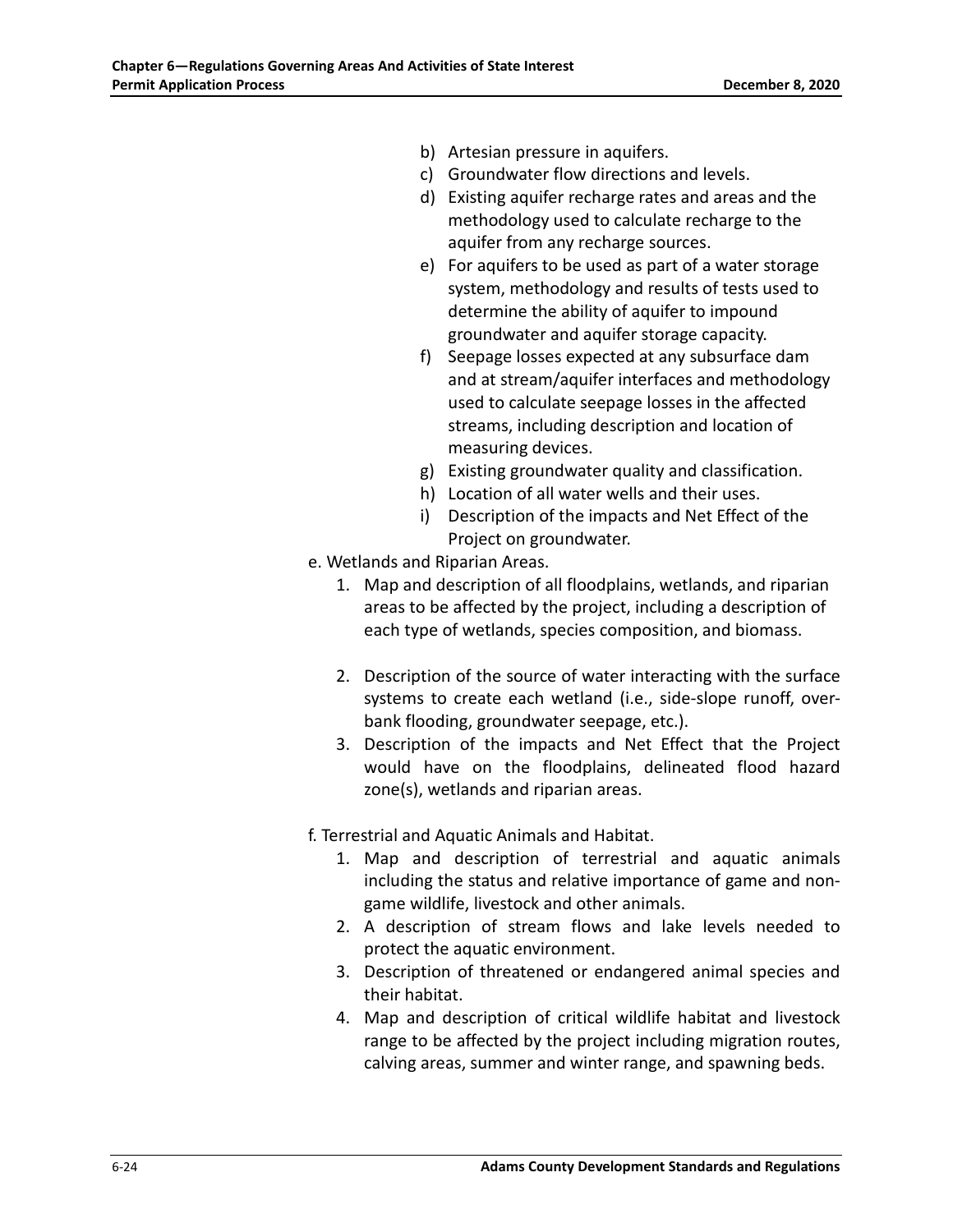b) Artesian pressure in aquifers.
c) Groundwater flow directions and levels.
d) Existing aquifer recharge rates and areas and the methodology used to calculate recharge to the aquifer from any recharge sources.
e) For aquifers to be used as part of a water storage system, methodology and results of tests used to determine the ability of aquifer to impound groundwater and aquifer storage capacity.
f) Seepage losses expected at any subsurface dam and at stream/aquifer interfaces and methodology used to calculate seepage losses in the affected streams, including description and location of measuring devices.
g) Existing groundwater quality and classification.
h) Location of all water wells and their uses.
i) Description of the impacts and Net Effect of the Project on groundwater.

e. Wetlands and Riparian Areas.

1. Map and description of all floodplains, wetlands, and riparian areas to be affected by the project, including a description of each type of wetlands, species composition, and biomass.
2. Description of the source of water interacting with the surface systems to create each wetland (i.e., side-slope runoff, over-bank flooding, groundwater seepage, etc.).
3. Description of the impacts and Net Effect that the Project would have on the floodplains, delineated flood hazard zone(s), wetlands and riparian areas.

f. Terrestrial and Aquatic Animals and Habitat.

1. Map and description of terrestrial and aquatic animals including the status and relative importance of game and non-game wildlife, livestock and other animals.
2. A description of stream flows and lake levels needed to protect the aquatic environment.
3. Description of threatened or endangered animal species and their habitat.
4. Map and description of critical wildlife habitat and livestock range to be affected by the project including migration routes, calving areas, summer and winter range, and spawning beds.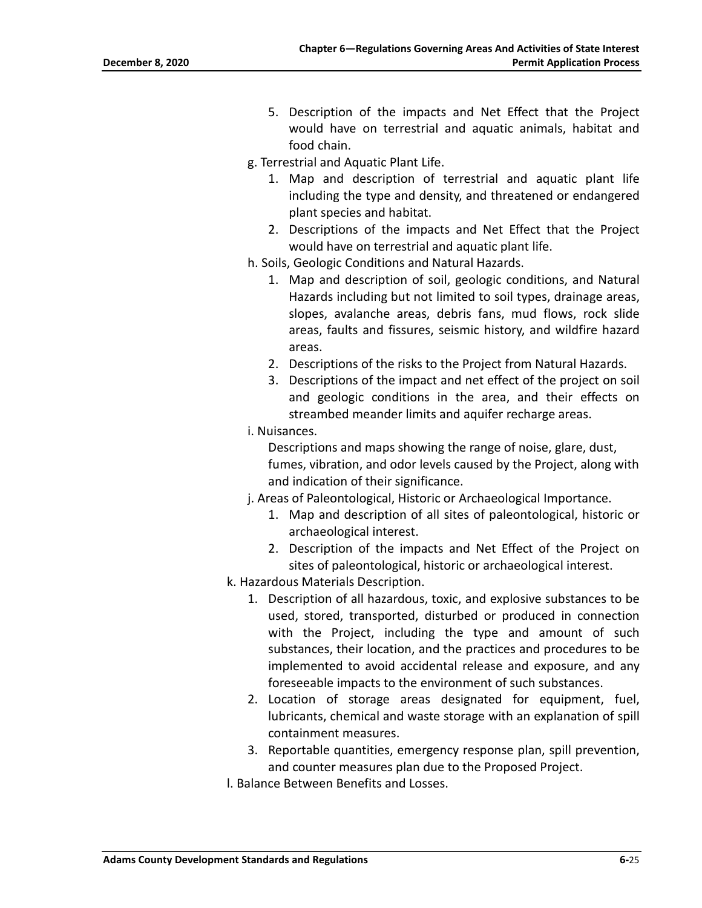5. Description of the impacts and Net Effect that the Project would have on terrestrial and aquatic animals, habitat and food chain.

g. Terrestrial and Aquatic Plant Life.

1. Map and description of terrestrial and aquatic plant life including the type and density, and threatened or endangered plant species and habitat.
2. Descriptions of the impacts and Net Effect that the Project would have on terrestrial and aquatic plant life.

h. Soils, Geologic Conditions and Natural Hazards.

1. Map and description of soil, geologic conditions, and Natural Hazards including but not limited to soil types, drainage areas, slopes, avalanche areas, debris fans, mud flows, rock slide areas, faults and fissures, seismic history, and wildfire hazard areas.
2. Descriptions of the risks to the Project from Natural Hazards.
3. Descriptions of the impact and net effect of the project on soil and geologic conditions in the area, and their effects on streambed meander limits and aquifer recharge areas.

i. Nuisances.

Descriptions and maps showing the range of noise, glare, dust, fumes, vibration, and odor levels caused by the Project, along with and indication of their significance.

j. Areas of Paleontological, Historic or Archaeological Importance.

1. Map and description of all sites of paleontological, historic or archaeological interest.
2. Description of the impacts and Net Effect of the Project on sites of paleontological, historic or archaeological interest.

k. Hazardous Materials Description.

1. Description of all hazardous, toxic, and explosive substances to be used, stored, transported, disturbed or produced in connection with the Project, including the type and amount of such substances, their location, and the practices and procedures to be implemented to avoid accidental release and exposure, and any foreseeable impacts to the environment of such substances.
2. Location of storage areas designated for equipment, fuel, lubricants, chemical and waste storage with an explanation of spill containment measures.
3. Reportable quantities, emergency response plan, spill prevention, and counter measures plan due to the Proposed Project.

l. Balance Between Benefits and Losses.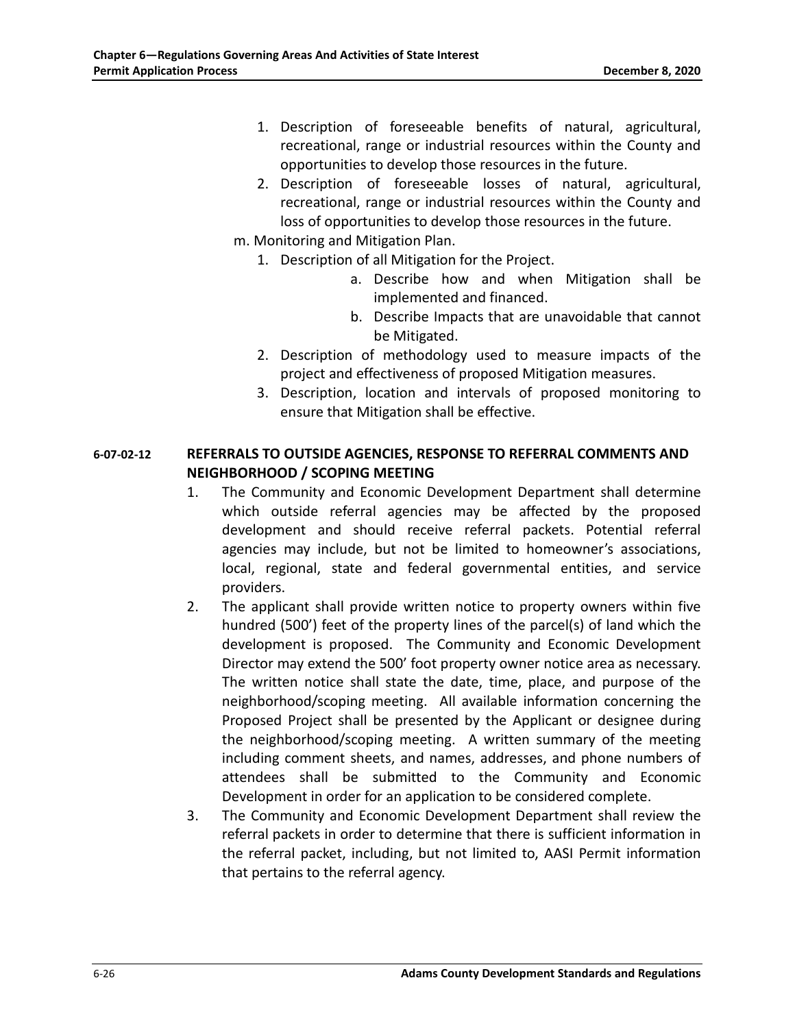1. Description of foreseeable benefits of natural, agricultural, recreational, range or industrial resources within the County and opportunities to develop those resources in the future.
2. Description of foreseeable losses of natural, agricultural, recreational, range or industrial resources within the County and loss of opportunities to develop those resources in the future.

m. Monitoring and Mitigation Plan.

1. Description of all Mitigation for the Project.
    a. Describe how and when Mitigation shall be implemented and financed.
    b. Describe Impacts that are unavoidable that cannot be Mitigated.
2. Description of methodology used to measure impacts of the project and effectiveness of proposed Mitigation measures.
3. Description, location and intervals of proposed monitoring to ensure that Mitigation shall be effective.

### 6-07-02-12 REFERRALS TO OUTSIDE AGENCIES, RESPONSE TO REFERRAL COMMENTS AND NEIGHBORHOOD / SCOPING MEETING

1. The Community and Economic Development Department shall determine which outside referral agencies may be affected by the proposed development and should receive referral packets. Potential referral agencies may include, but not be limited to homeowner's associations, local, regional, state and federal governmental entities, and service providers.
2. The applicant shall provide written notice to property owners within five hundred (500') feet of the property lines of the parcel(s) of land which the development is proposed. The Community and Economic Development Director may extend the 500' foot property owner notice area as necessary. The written notice shall state the date, time, place, and purpose of the neighborhood/scoping meeting. All available information concerning the Proposed Project shall be presented by the Applicant or designee during the neighborhood/scoping meeting. A written summary of the meeting including comment sheets, and names, addresses, and phone numbers of attendees shall be submitted to the Community and Economic Development in order for an application to be considered complete.
3. The Community and Economic Development Department shall review the referral packets in order to determine that there is sufficient information in the referral packet, including, but not limited to, AASI Permit information that pertains to the referral agency.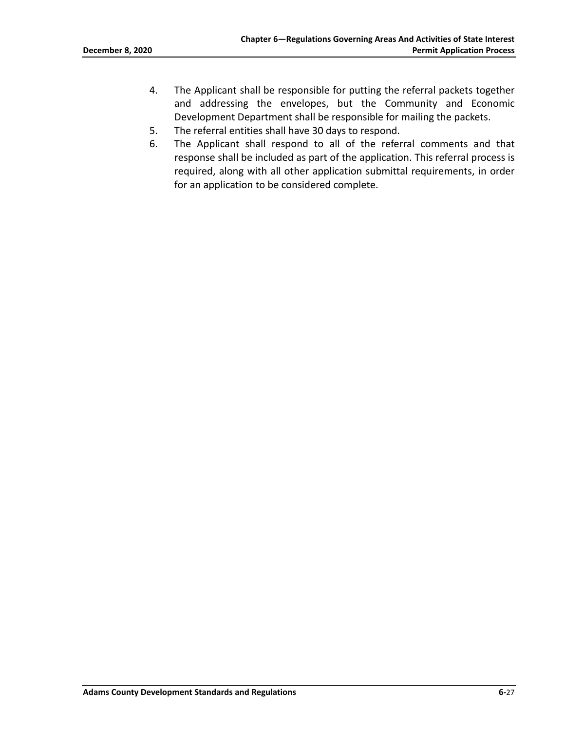4. The Applicant shall be responsible for putting the referral packets together and addressing the envelopes, but the Community and Economic Development Department shall be responsible for mailing the packets.
5. The referral entities shall have 30 days to respond.
6. The Applicant shall respond to all of the referral comments and that response shall be included as part of the application. This referral process is required, along with all other application submittal requirements, in order for an application to be considered complete.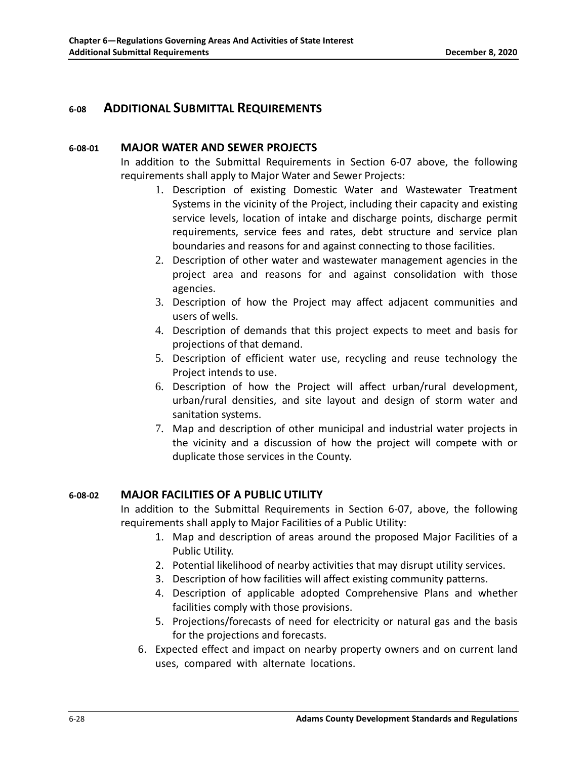## 6-08 ADDITIONAL SUBMITTAL REQUIREMENTS

### 6-08-01 MAJOR WATER AND SEWER PROJECTS

In addition to the Submittal Requirements in Section 6-07 above, the following requirements shall apply to Major Water and Sewer Projects:

1. Description of existing Domestic Water and Wastewater Treatment Systems in the vicinity of the Project, including their capacity and existing service levels, location of intake and discharge points, discharge permit requirements, service fees and rates, debt structure and service plan boundaries and reasons for and against connecting to those facilities.
2. Description of other water and wastewater management agencies in the project area and reasons for and against consolidation with those agencies.
3. Description of how the Project may affect adjacent communities and users of wells.
4. Description of demands that this project expects to meet and basis for projections of that demand.
5. Description of efficient water use, recycling and reuse technology the Project intends to use.
6. Description of how the Project will affect urban/rural development, urban/rural densities, and site layout and design of storm water and sanitation systems.
7. Map and description of other municipal and industrial water projects in the vicinity and a discussion of how the project will compete with or duplicate those services in the County.

### 6-08-02 MAJOR FACILITIES OF A PUBLIC UTILITY

In addition to the Submittal Requirements in Section 6-07, above, the following requirements shall apply to Major Facilities of a Public Utility:

1. Map and description of areas around the proposed Major Facilities of a Public Utility.
2. Potential likelihood of nearby activities that may disrupt utility services.
3. Description of how facilities will affect existing community patterns.
4. Description of applicable adopted Comprehensive Plans and whether facilities comply with those provisions.
5. Projections/forecasts of need for electricity or natural gas and the basis for the projections and forecasts.
6. Expected effect and impact on nearby property owners and on current land uses, compared with alternate locations.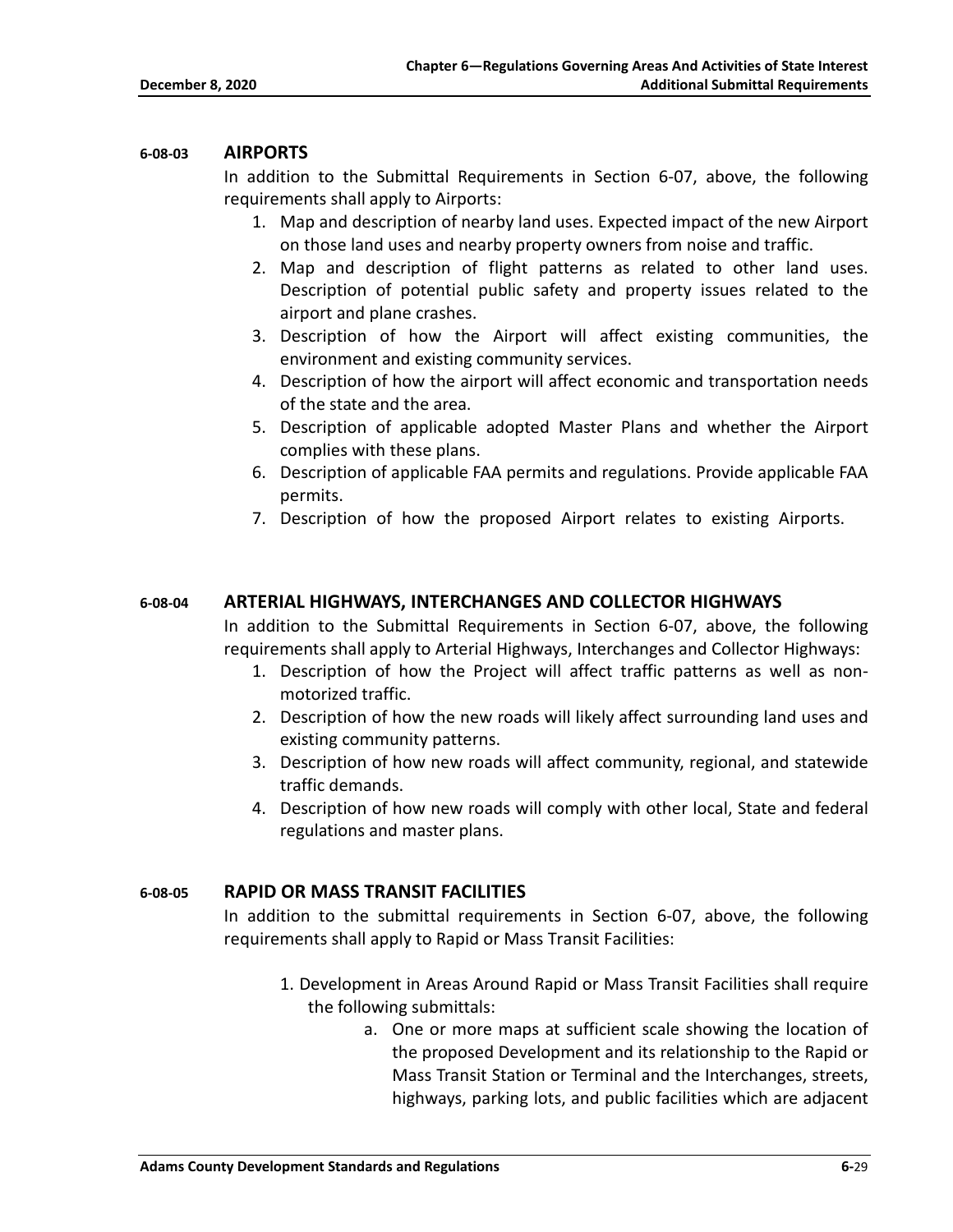### 6-08-03 AIRPORTS

In addition to the Submittal Requirements in Section 6-07, above, the following requirements shall apply to Airports:

1. Map and description of nearby land uses. Expected impact of the new Airport on those land uses and nearby property owners from noise and traffic.
2. Map and description of flight patterns as related to other land uses. Description of potential public safety and property issues related to the airport and plane crashes.
3. Description of how the Airport will affect existing communities, the environment and existing community services.
4. Description of how the airport will affect economic and transportation needs of the state and the area.
5. Description of applicable adopted Master Plans and whether the Airport complies with these plans.
6. Description of applicable FAA permits and regulations. Provide applicable FAA permits.
7. Description of how the proposed Airport relates to existing Airports.

### 6-08-04 ARTERIAL HIGHWAYS, INTERCHANGES AND COLLECTOR HIGHWAYS

In addition to the Submittal Requirements in Section 6-07, above, the following requirements shall apply to Arterial Highways, Interchanges and Collector Highways:

1. Description of how the Project will affect traffic patterns as well as non-motorized traffic.
2. Description of how the new roads will likely affect surrounding land uses and existing community patterns.
3. Description of how new roads will affect community, regional, and statewide traffic demands.
4. Description of how new roads will comply with other local, State and federal regulations and master plans.

### 6-08-05 RAPID OR MASS TRANSIT FACILITIES

In addition to the submittal requirements in Section 6-07, above, the following requirements shall apply to Rapid or Mass Transit Facilities:

1. Development in Areas Around Rapid or Mass Transit Facilities shall require the following submittals:
   a. One or more maps at sufficient scale showing the location of the proposed Development and its relationship to the Rapid or Mass Transit Station or Terminal and the Interchanges, streets, highways, parking lots, and public facilities which are adjacent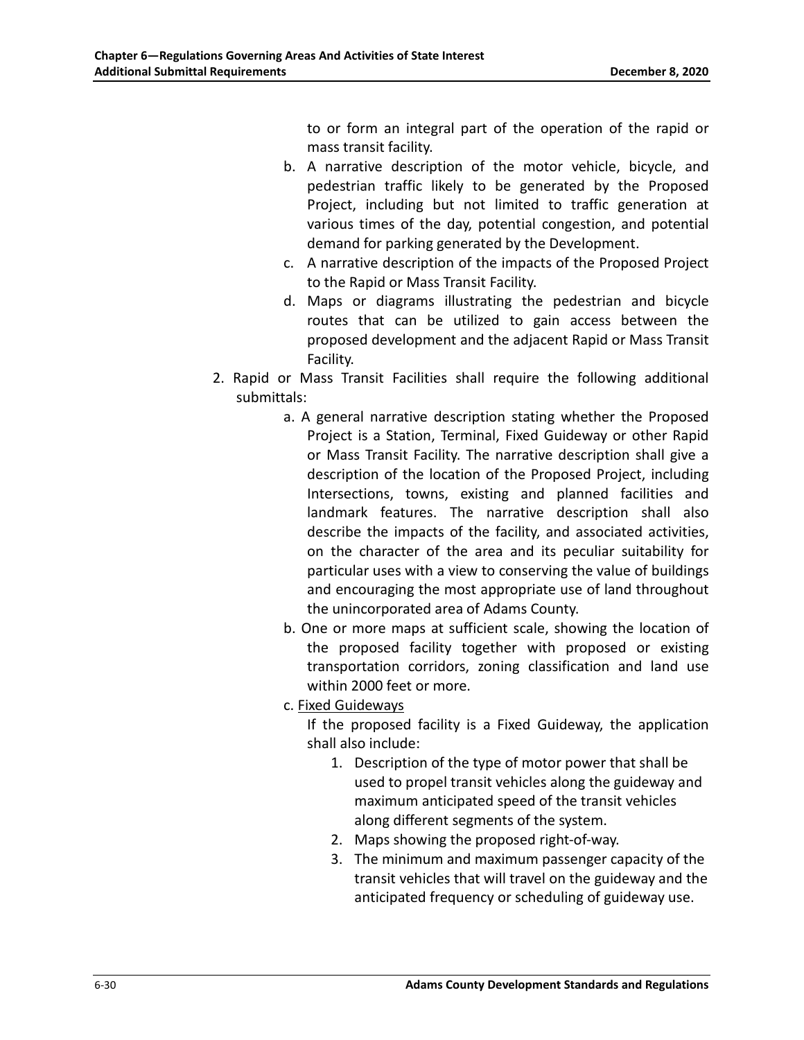to or form an integral part of the operation of the rapid or mass transit facility.

b. A narrative description of the motor vehicle, bicycle, and pedestrian traffic likely to be generated by the Proposed Project, including but not limited to traffic generation at various times of the day, potential congestion, and potential demand for parking generated by the Development.
c. A narrative description of the impacts of the Proposed Project to the Rapid or Mass Transit Facility.
d. Maps or diagrams illustrating the pedestrian and bicycle routes that can be utilized to gain access between the proposed development and the adjacent Rapid or Mass Transit Facility.

2. Rapid or Mass Transit Facilities shall require the following additional submittals:
   a. A general narrative description stating whether the Proposed Project is a Station, Terminal, Fixed Guideway or other Rapid or Mass Transit Facility. The narrative description shall give a description of the location of the Proposed Project, including Intersections, towns, existing and planned facilities and landmark features. The narrative description shall also describe the impacts of the facility, and associated activities, on the character of the area and its peculiar suitability for particular uses with a view to conserving the value of buildings and encouraging the most appropriate use of land throughout the unincorporated area of Adams County.
   b. One or more maps at sufficient scale, showing the location of the proposed facility together with proposed or existing transportation corridors, zoning classification and land use within 2000 feet or more.
   c. Fixed Guideways

      If the proposed facility is a Fixed Guideway, the application shall also include:

      1. Description of the type of motor power that shall be used to propel transit vehicles along the guideway and maximum anticipated speed of the transit vehicles along different segments of the system.
      2. Maps showing the proposed right-of-way.
      3. The minimum and maximum passenger capacity of the transit vehicles that will travel on the guideway and the anticipated frequency or scheduling of guideway use.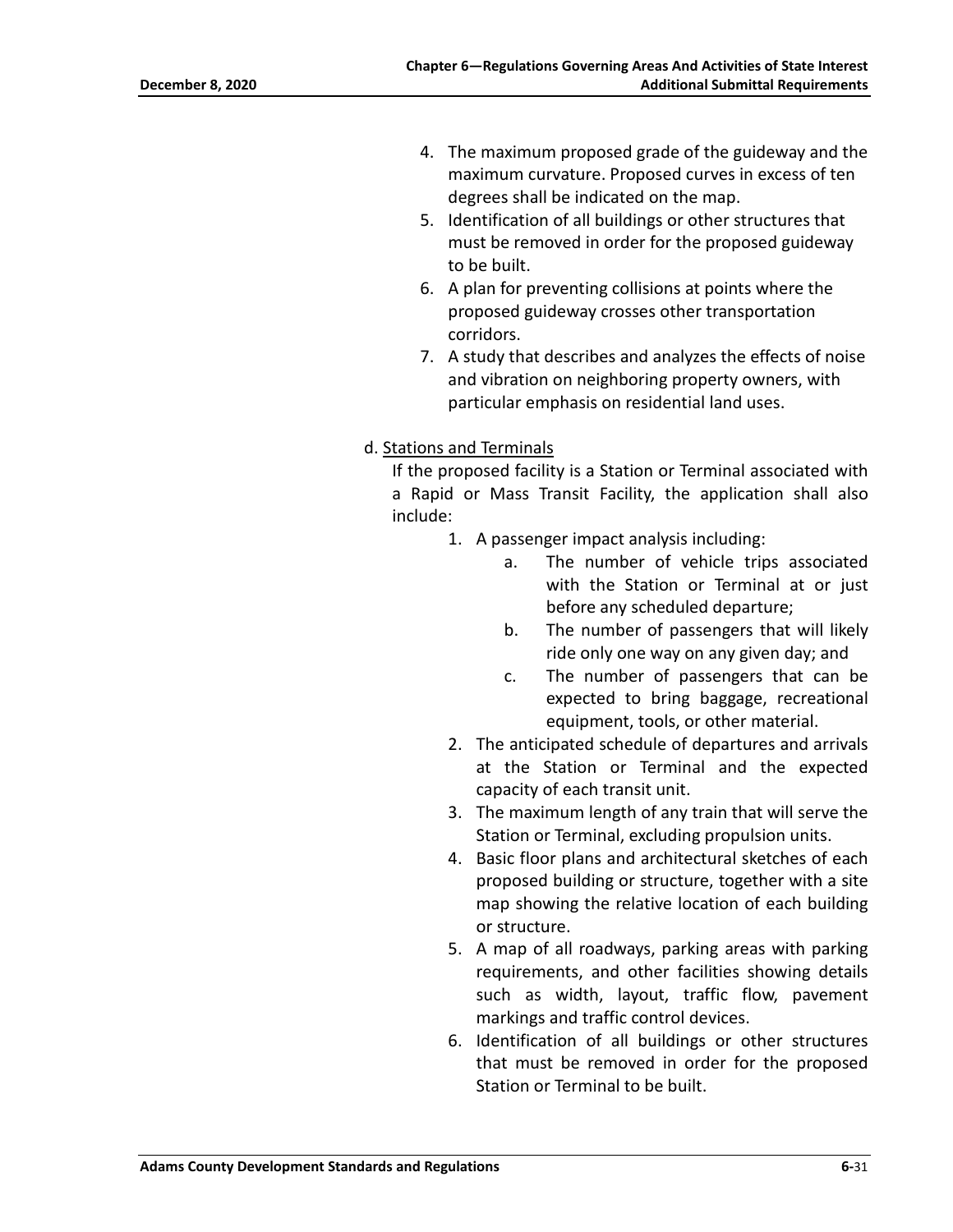4. The maximum proposed grade of the guideway and the maximum curvature. Proposed curves in excess of ten degrees shall be indicated on the map.
5. Identification of all buildings or other structures that must be removed in order for the proposed guideway to be built.
6. A plan for preventing collisions at points where the proposed guideway crosses other transportation corridors.
7. A study that describes and analyzes the effects of noise and vibration on neighboring property owners, with particular emphasis on residential land uses.

d. Stations and Terminals

If the proposed facility is a Station or Terminal associated with a Rapid or Mass Transit Facility, the application shall also include:

1. A passenger impact analysis including:
   a. The number of vehicle trips associated with the Station or Terminal at or just before any scheduled departure;
   b. The number of passengers that will likely ride only one way on any given day; and
   c. The number of passengers that can be expected to bring baggage, recreational equipment, tools, or other material.
2. The anticipated schedule of departures and arrivals at the Station or Terminal and the expected capacity of each transit unit.
3. The maximum length of any train that will serve the Station or Terminal, excluding propulsion units.
4. Basic floor plans and architectural sketches of each proposed building or structure, together with a site map showing the relative location of each building or structure.
5. A map of all roadways, parking areas with parking requirements, and other facilities showing details such as width, layout, traffic flow, pavement markings and traffic control devices.
6. Identification of all buildings or other structures that must be removed in order for the proposed Station or Terminal to be built.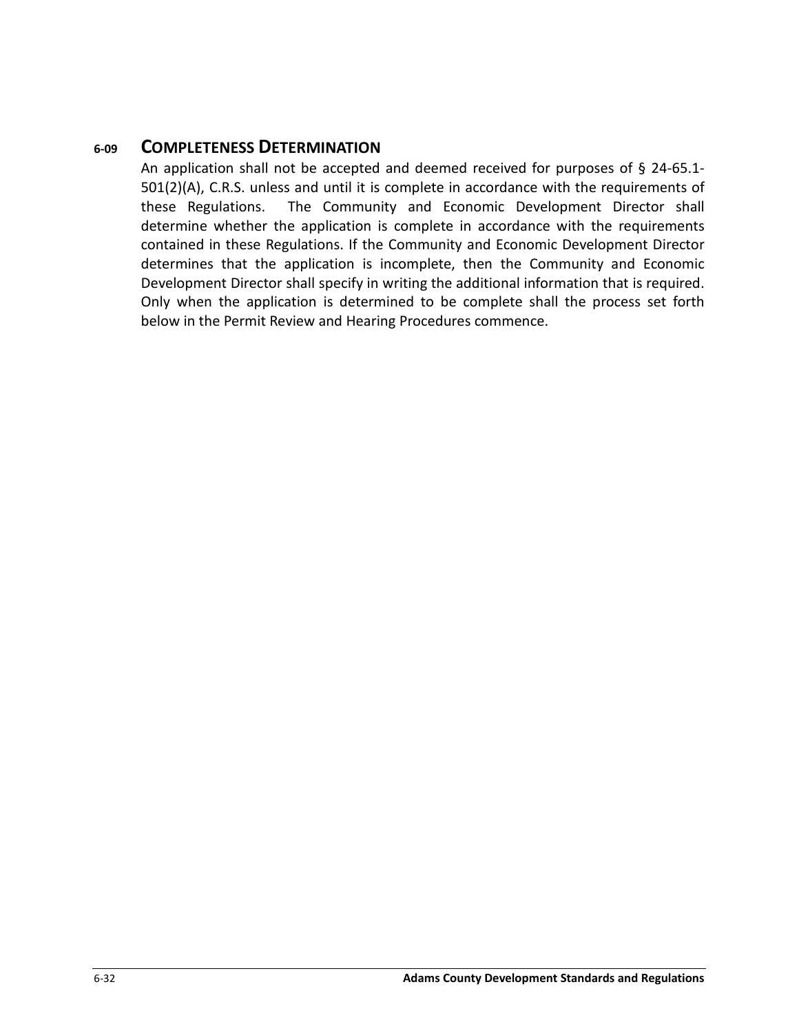## 6-09 COMPLETENESS DETERMINATION

An application shall not be accepted and deemed received for purposes of § 24-65.1-501(2)(A), C.R.S. unless and until it is complete in accordance with the requirements of these Regulations. The Community and Economic Development Director shall determine whether the application is complete in accordance with the requirements contained in these Regulations. If the Community and Economic Development Director determines that the application is incomplete, then the Community and Economic Development Director shall specify in writing the additional information that is required. Only when the application is determined to be complete shall the process set forth below in the Permit Review and Hearing Procedures commence.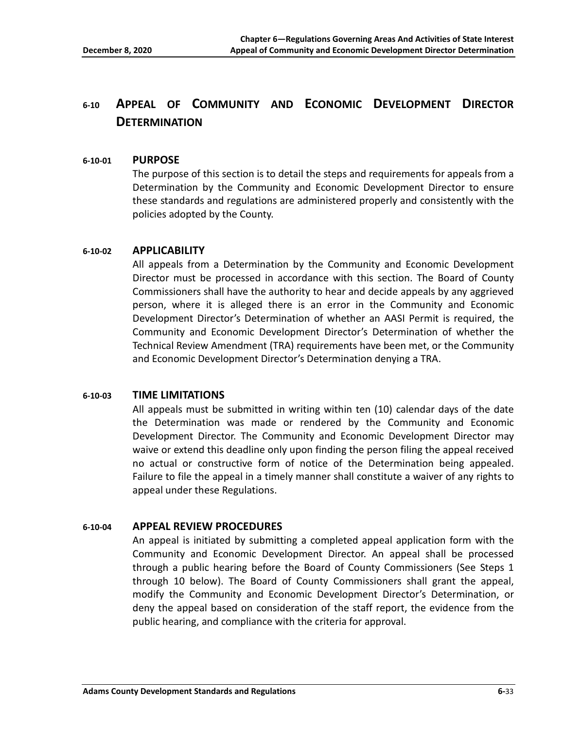# 6-10 Appeal of Community and Economic Development Director Determination

## 6-10-01 PURPOSE

The purpose of this section is to detail the steps and requirements for appeals from a Determination by the Community and Economic Development Director to ensure these standards and regulations are administered properly and consistently with the policies adopted by the County.

## 6-10-02 APPLICABILITY

All appeals from a Determination by the Community and Economic Development Director must be processed in accordance with this section. The Board of County Commissioners shall have the authority to hear and decide appeals by any aggrieved person, where it is alleged there is an error in the Community and Economic Development Director's Determination of whether an AASI Permit is required, the Community and Economic Development Director's Determination of whether the Technical Review Amendment (TRA) requirements have been met, or the Community and Economic Development Director's Determination denying a TRA.

## 6-10-03 TIME LIMITATIONS

All appeals must be submitted in writing within ten (10) calendar days of the date the Determination was made or rendered by the Community and Economic Development Director. The Community and Economic Development Director may waive or extend this deadline only upon finding the person filing the appeal received no actual or constructive form of notice of the Determination being appealed. Failure to file the appeal in a timely manner shall constitute a waiver of any rights to appeal under these Regulations.

## 6-10-04 APPEAL REVIEW PROCEDURES

An appeal is initiated by submitting a completed appeal application form with the Community and Economic Development Director. An appeal shall be processed through a public hearing before the Board of County Commissioners (See Steps 1 through 10 below). The Board of County Commissioners shall grant the appeal, modify the Community and Economic Development Director's Determination, or deny the appeal based on consideration of the staff report, the evidence from the public hearing, and compliance with the criteria for approval.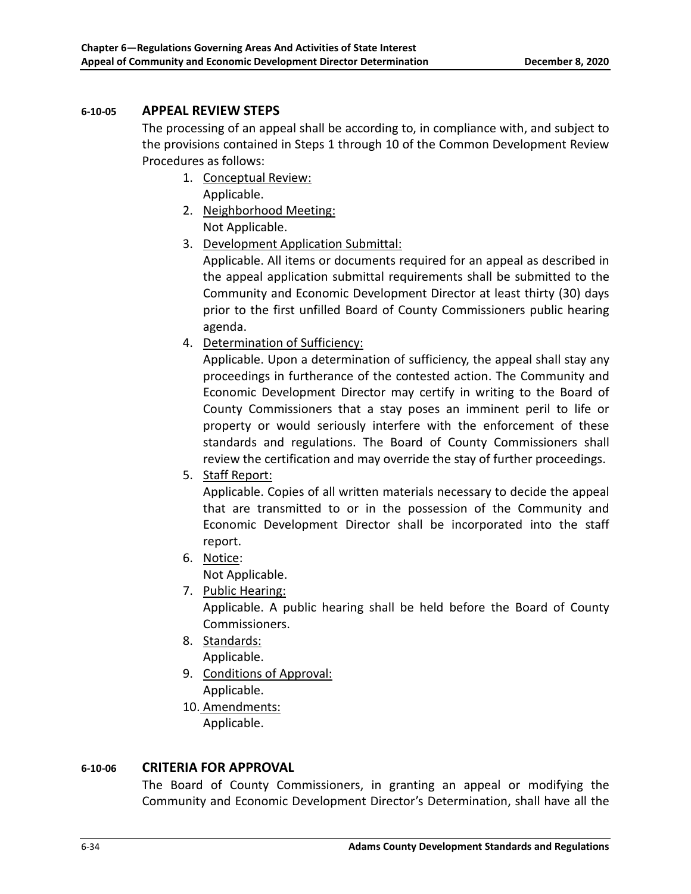#### 6-10-05 APPEAL REVIEW STEPS

The processing of an appeal shall be according to, in compliance with, and subject to the provisions contained in Steps 1 through 10 of the Common Development Review Procedures as follows:

1. Conceptual Review:
   Applicable.
2. Neighborhood Meeting:
   Not Applicable.
3. Development Application Submittal:
   Applicable. All items or documents required for an appeal as described in the appeal application submittal requirements shall be submitted to the Community and Economic Development Director at least thirty (30) days prior to the first unfilled Board of County Commissioners public hearing agenda.
4. Determination of Sufficiency:
   Applicable. Upon a determination of sufficiency, the appeal shall stay any proceedings in furtherance of the contested action. The Community and Economic Development Director may certify in writing to the Board of County Commissioners that a stay poses an imminent peril to life or property or would seriously interfere with the enforcement of these standards and regulations. The Board of County Commissioners shall review the certification and may override the stay of further proceedings.
5. Staff Report:
   Applicable. Copies of all written materials necessary to decide the appeal that are transmitted to or in the possession of the Community and Economic Development Director shall be incorporated into the staff report.
6. Notice:
   Not Applicable.
7. Public Hearing:
   Applicable. A public hearing shall be held before the Board of County Commissioners.
8. Standards:
   Applicable.
9. Conditions of Approval:
   Applicable.
10. Amendments:
    Applicable.

#### 6-10-06 CRITERIA FOR APPROVAL

The Board of County Commissioners, in granting an appeal or modifying the Community and Economic Development Director's Determination, shall have all the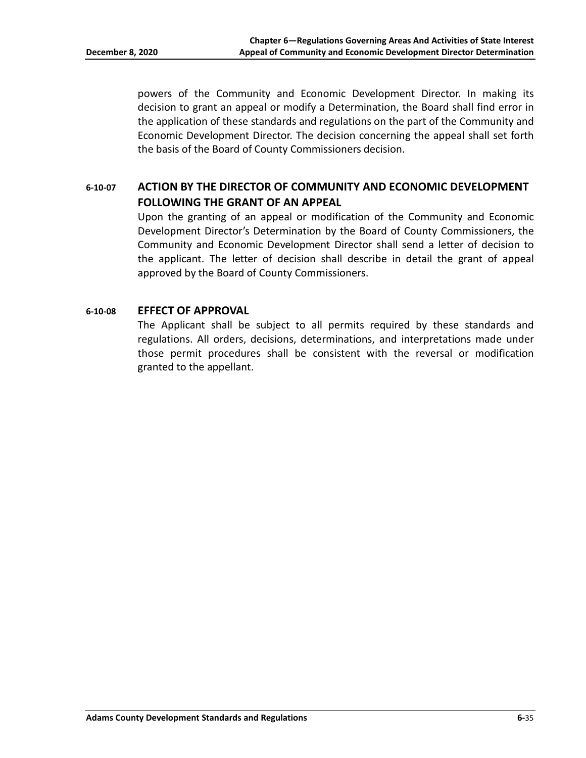powers of the Community and Economic Development Director. In making its decision to grant an appeal or modify a Determination, the Board shall find error in the application of these standards and regulations on the part of the Community and Economic Development Director. The decision concerning the appeal shall set forth the basis of the Board of County Commissioners decision.

### 6-10-07 ACTION BY THE DIRECTOR OF COMMUNITY AND ECONOMIC DEVELOPMENT FOLLOWING THE GRANT OF AN APPEAL

Upon the granting of an appeal or modification of the Community and Economic Development Director's Determination by the Board of County Commissioners, the Community and Economic Development Director shall send a letter of decision to the applicant. The letter of decision shall describe in detail the grant of appeal approved by the Board of County Commissioners.

### 6-10-08 EFFECT OF APPROVAL

The Applicant shall be subject to all permits required by these standards and regulations. All orders, decisions, determinations, and interpretations made under those permit procedures shall be consistent with the reversal or modification granted to the appellant.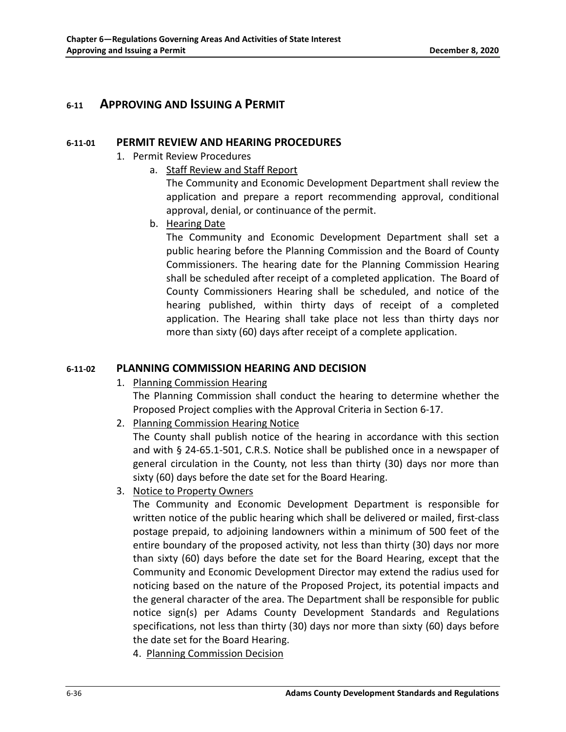## 6-11 APPROVING AND ISSUING A PERMIT

### 6-11-01 PERMIT REVIEW AND HEARING PROCEDURES

1. Permit Review Procedures
   a. Staff Review and Staff Report

      The Community and Economic Development Department shall review the application and prepare a report recommending approval, conditional approval, denial, or continuance of the permit.

   b. Hearing Date

      The Community and Economic Development Department shall set a public hearing before the Planning Commission and the Board of County Commissioners. The hearing date for the Planning Commission Hearing shall be scheduled after receipt of a completed application. The Board of County Commissioners Hearing shall be scheduled, and notice of the hearing published, within thirty days of receipt of a completed application. The Hearing shall take place not less than thirty days nor more than sixty (60) days after receipt of a complete application.

### 6-11-02 PLANNING COMMISSION HEARING AND DECISION

1. Planning Commission Hearing

   The Planning Commission shall conduct the hearing to determine whether the Proposed Project complies with the Approval Criteria in Section 6-17.

2. Planning Commission Hearing Notice

   The County shall publish notice of the hearing in accordance with this section and with § 24-65.1-501, C.R.S. Notice shall be published once in a newspaper of general circulation in the County, not less than thirty (30) days nor more than sixty (60) days before the date set for the Board Hearing.

3. Notice to Property Owners

   The Community and Economic Development Department is responsible for written notice of the public hearing which shall be delivered or mailed, first-class postage prepaid, to adjoining landowners within a minimum of 500 feet of the entire boundary of the proposed activity, not less than thirty (30) days nor more than sixty (60) days before the date set for the Board Hearing, except that the Community and Economic Development Director may extend the radius used for noticing based on the nature of the Proposed Project, its potential impacts and the general character of the area. The Department shall be responsible for public notice sign(s) per Adams County Development Standards and Regulations specifications, not less than thirty (30) days nor more than sixty (60) days before the date set for the Board Hearing.

4. Planning Commission Decision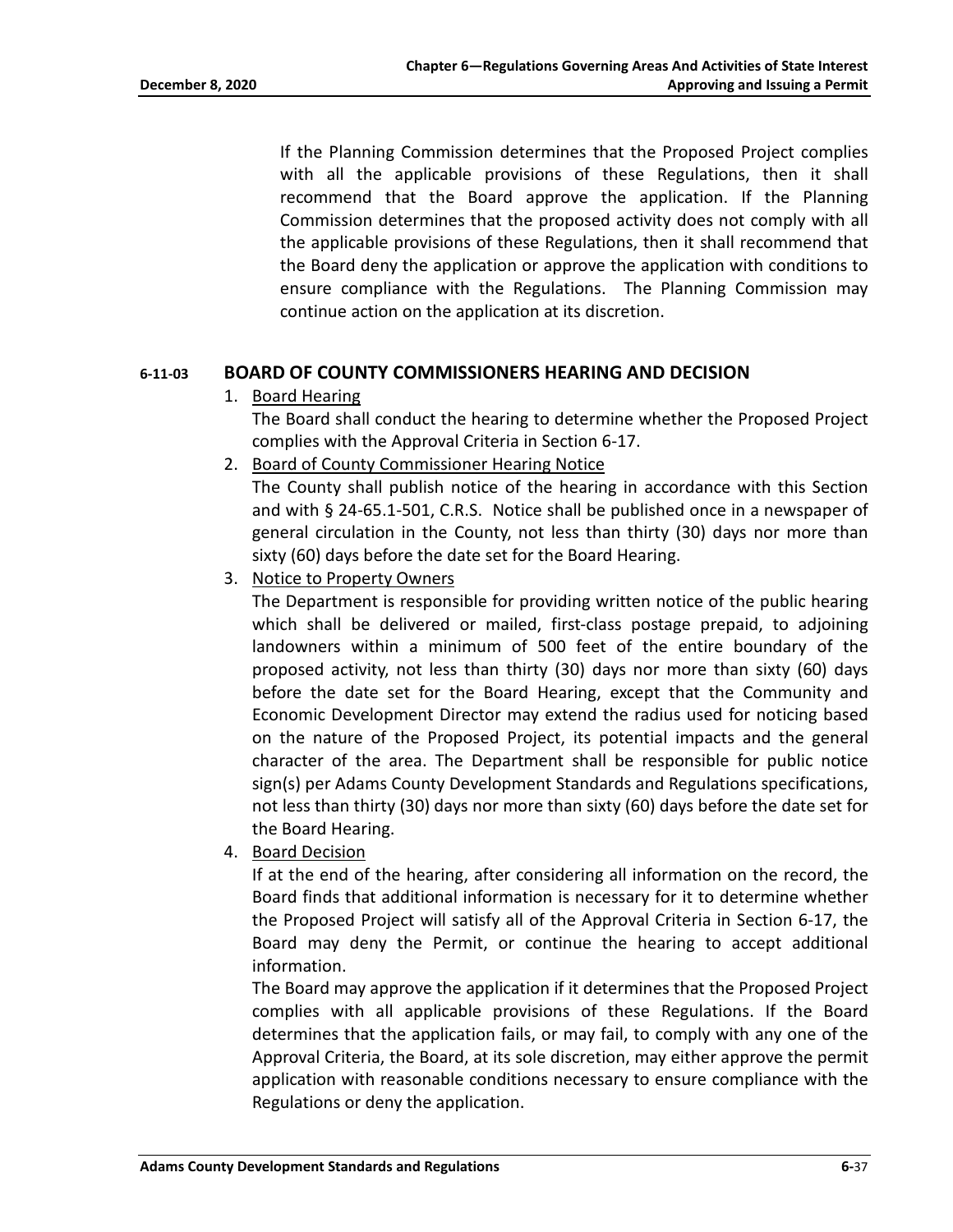If the Planning Commission determines that the Proposed Project complies with all the applicable provisions of these Regulations, then it shall recommend that the Board approve the application. If the Planning Commission determines that the proposed activity does not comply with all the applicable provisions of these Regulations, then it shall recommend that the Board deny the application or approve the application with conditions to ensure compliance with the Regulations. The Planning Commission may continue action on the application at its discretion.

### 6-11-03 BOARD OF COUNTY COMMISSIONERS HEARING AND DECISION

1. Board Hearing

   The Board shall conduct the hearing to determine whether the Proposed Project complies with the Approval Criteria in Section 6-17.

2. Board of County Commissioner Hearing Notice

   The County shall publish notice of the hearing in accordance with this Section and with § 24-65.1-501, C.R.S. Notice shall be published once in a newspaper of general circulation in the County, not less than thirty (30) days nor more than sixty (60) days before the date set for the Board Hearing.

3. Notice to Property Owners

   The Department is responsible for providing written notice of the public hearing which shall be delivered or mailed, first-class postage prepaid, to adjoining landowners within a minimum of 500 feet of the entire boundary of the proposed activity, not less than thirty (30) days nor more than sixty (60) days before the date set for the Board Hearing, except that the Community and Economic Development Director may extend the radius used for noticing based on the nature of the Proposed Project, its potential impacts and the general character of the area. The Department shall be responsible for public notice sign(s) per Adams County Development Standards and Regulations specifications, not less than thirty (30) days nor more than sixty (60) days before the date set for the Board Hearing.

4. Board Decision

   If at the end of the hearing, after considering all information on the record, the Board finds that additional information is necessary for it to determine whether the Proposed Project will satisfy all of the Approval Criteria in Section 6-17, the Board may deny the Permit, or continue the hearing to accept additional information.

   The Board may approve the application if it determines that the Proposed Project complies with all applicable provisions of these Regulations. If the Board determines that the application fails, or may fail, to comply with any one of the Approval Criteria, the Board, at its sole discretion, may either approve the permit application with reasonable conditions necessary to ensure compliance with the Regulations or deny the application.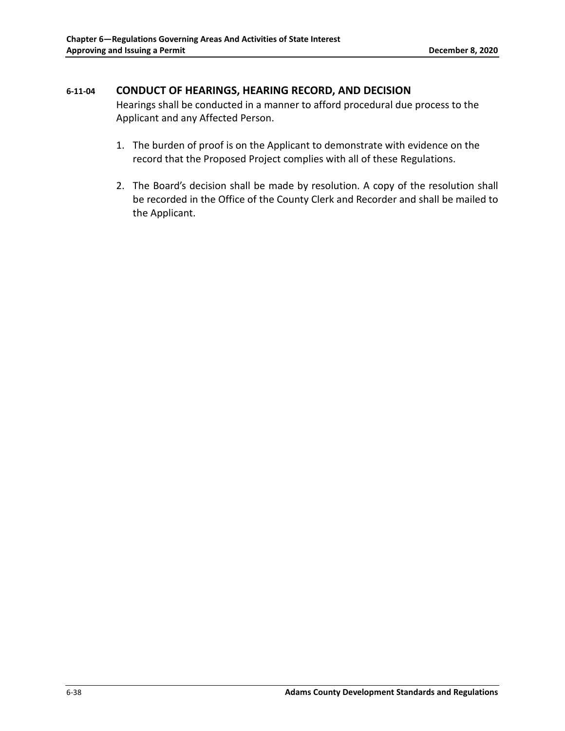### 6-11-04 CONDUCT OF HEARINGS, HEARING RECORD, AND DECISION

Hearings shall be conducted in a manner to afford procedural due process to the Applicant and any Affected Person.

1. The burden of proof is on the Applicant to demonstrate with evidence on the record that the Proposed Project complies with all of these Regulations.

2. The Board's decision shall be made by resolution. A copy of the resolution shall be recorded in the Office of the County Clerk and Recorder and shall be mailed to the Applicant.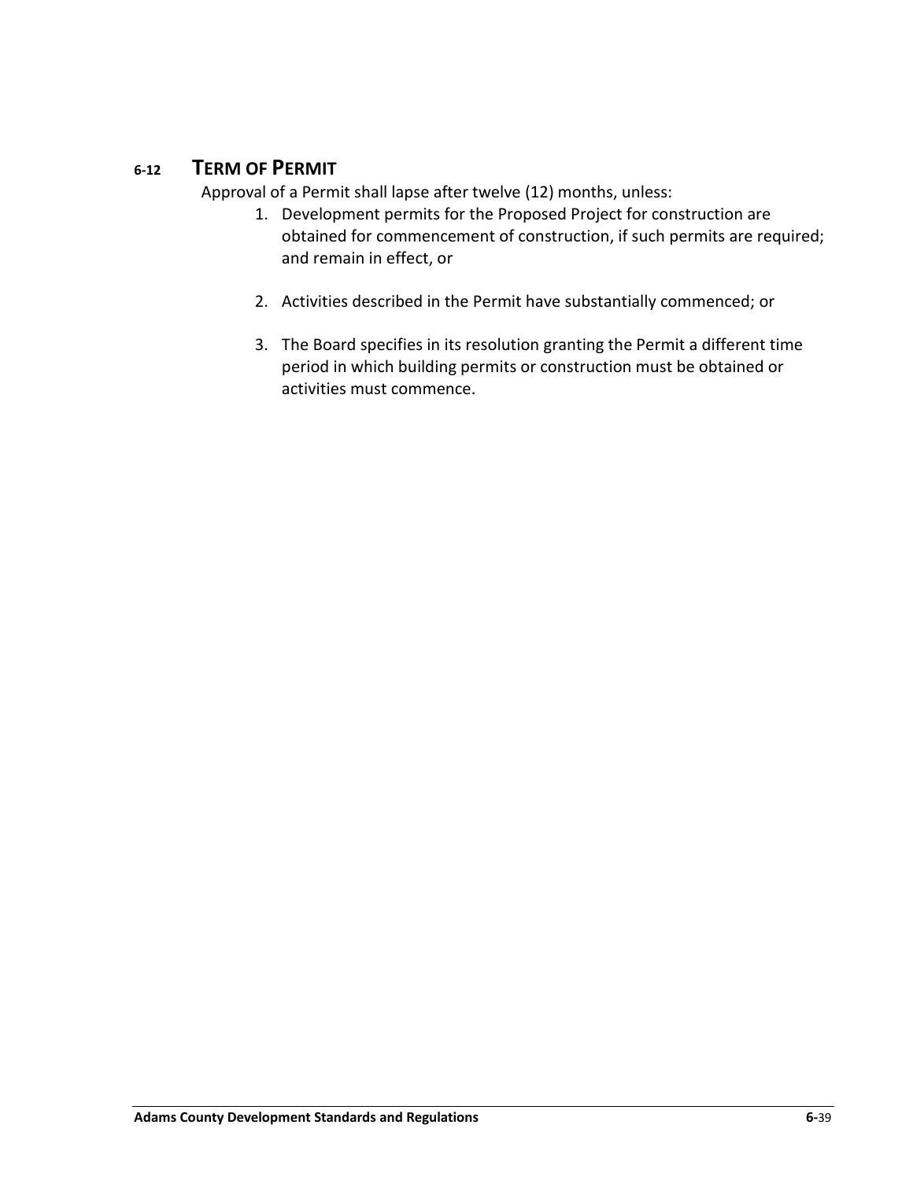## 6-12 TERM OF PERMIT

Approval of a Permit shall lapse after twelve (12) months, unless:

1. Development permits for the Proposed Project for construction are obtained for commencement of construction, if such permits are required; and remain in effect, or

2. Activities described in the Permit have substantially commenced; or

3. The Board specifies in its resolution granting the Permit a different time period in which building permits or construction must be obtained or activities must commence.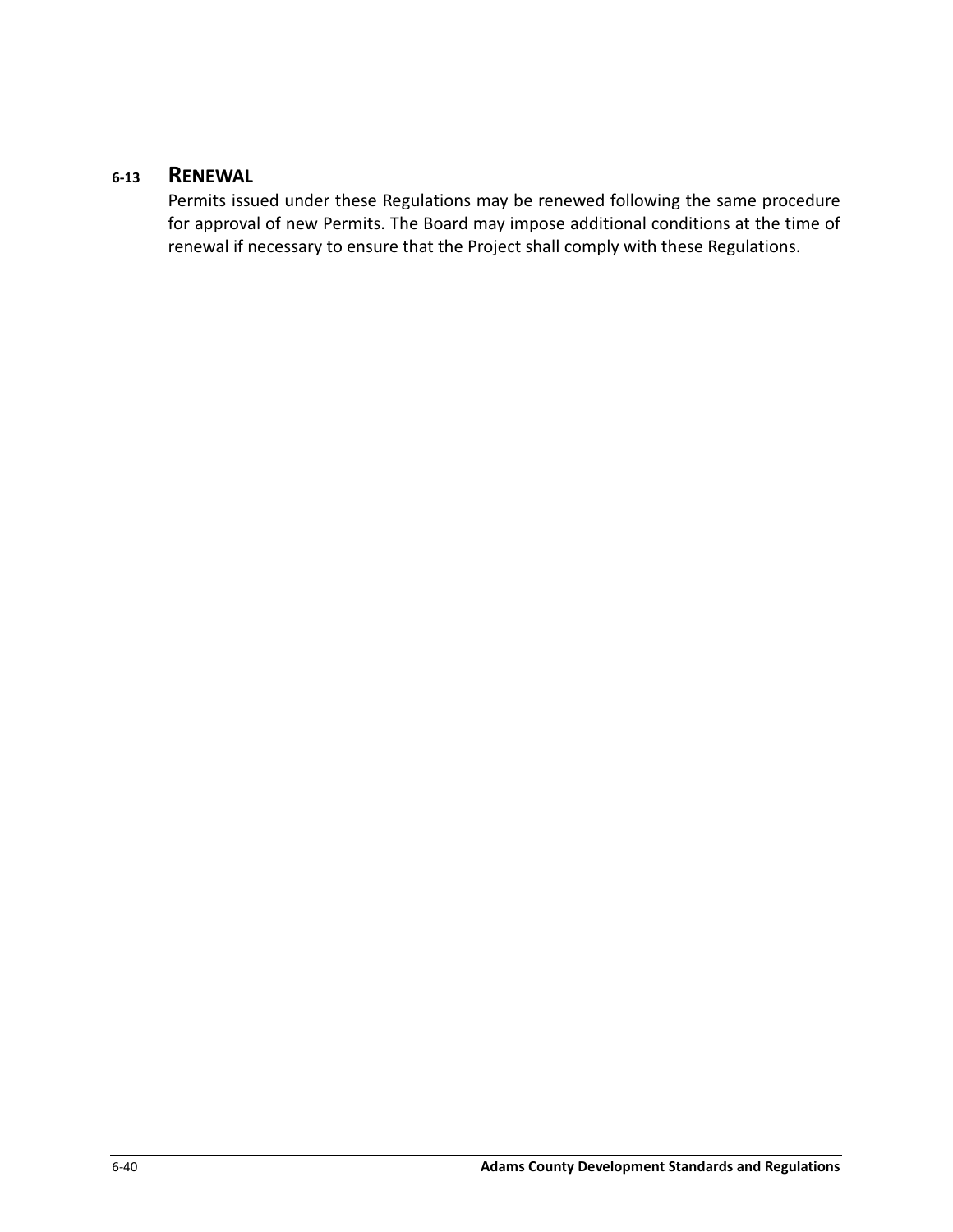## 6-13 RENEWAL

Permits issued under these Regulations may be renewed following the same procedure for approval of new Permits. The Board may impose additional conditions at the time of renewal if necessary to ensure that the Project shall comply with these Regulations.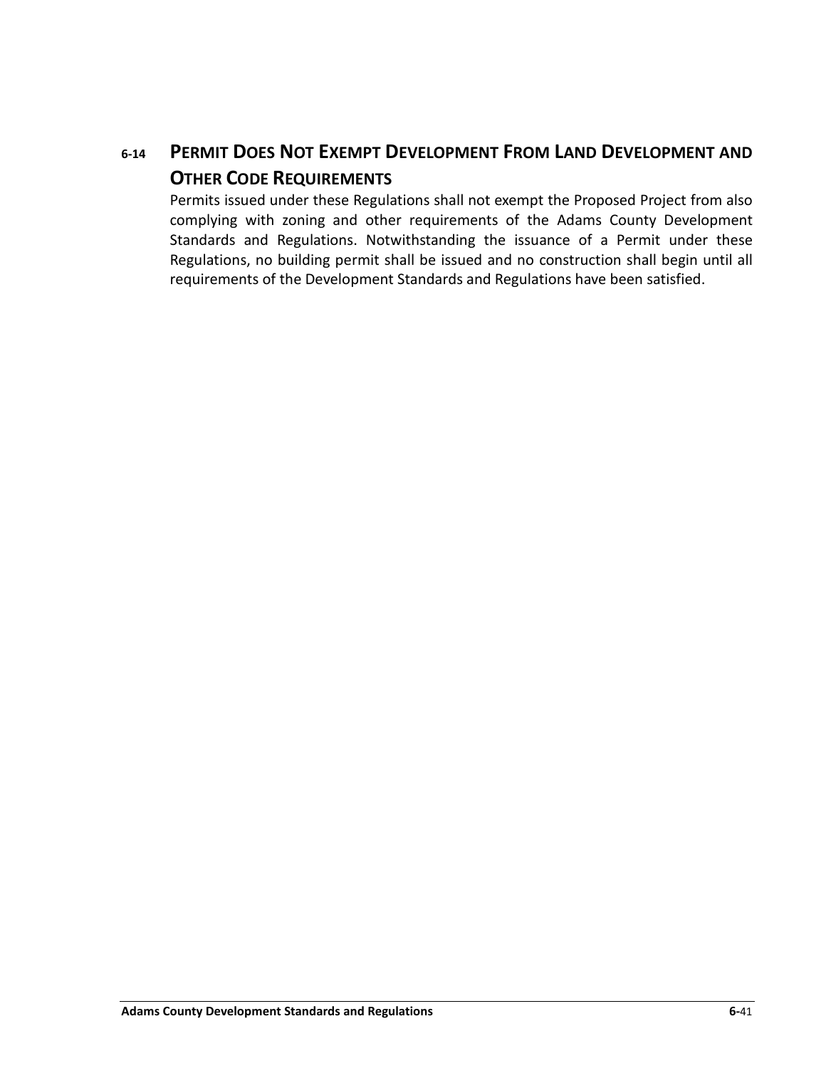## 6-14 PERMIT DOES NOT EXEMPT DEVELOPMENT FROM LAND DEVELOPMENT AND OTHER CODE REQUIREMENTS

Permits issued under these Regulations shall not exempt the Proposed Project from also complying with zoning and other requirements of the Adams County Development Standards and Regulations. Notwithstanding the issuance of a Permit under these Regulations, no building permit shall be issued and no construction shall begin until all requirements of the Development Standards and Regulations have been satisfied.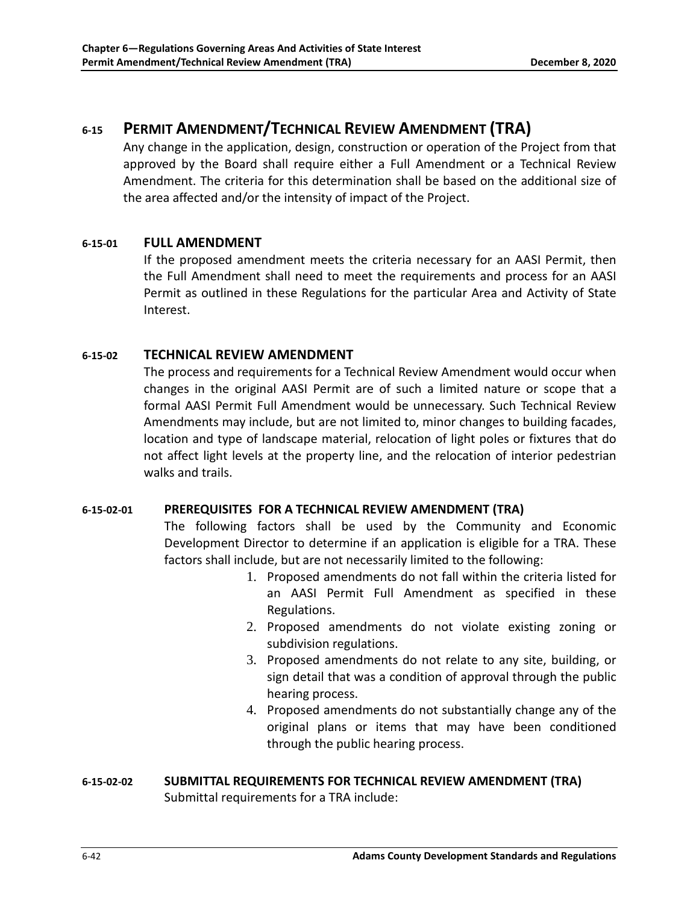## 6-15 PERMIT AMENDMENT/TECHNICAL REVIEW AMENDMENT (TRA)

Any change in the application, design, construction or operation of the Project from that approved by the Board shall require either a Full Amendment or a Technical Review Amendment. The criteria for this determination shall be based on the additional size of the area affected and/or the intensity of impact of the Project.

### 6-15-01 FULL AMENDMENT

If the proposed amendment meets the criteria necessary for an AASI Permit, then the Full Amendment shall need to meet the requirements and process for an AASI Permit as outlined in these Regulations for the particular Area and Activity of State Interest.

### 6-15-02 TECHNICAL REVIEW AMENDMENT

The process and requirements for a Technical Review Amendment would occur when changes in the original AASI Permit are of such a limited nature or scope that a formal AASI Permit Full Amendment would be unnecessary. Such Technical Review Amendments may include, but are not limited to, minor changes to building facades, location and type of landscape material, relocation of light poles or fixtures that do not affect light levels at the property line, and the relocation of interior pedestrian walks and trails.

#### 6-15-02-01 PREREQUISITES FOR A TECHNICAL REVIEW AMENDMENT (TRA)

The following factors shall be used by the Community and Economic Development Director to determine if an application is eligible for a TRA. These factors shall include, but are not necessarily limited to the following:

1. Proposed amendments do not fall within the criteria listed for an AASI Permit Full Amendment as specified in these Regulations.
2. Proposed amendments do not violate existing zoning or subdivision regulations.
3. Proposed amendments do not relate to any site, building, or sign detail that was a condition of approval through the public hearing process.
4. Proposed amendments do not substantially change any of the original plans or items that may have been conditioned through the public hearing process.

#### 6-15-02-02 SUBMITTAL REQUIREMENTS FOR TECHNICAL REVIEW AMENDMENT (TRA)

Submittal requirements for a TRA include: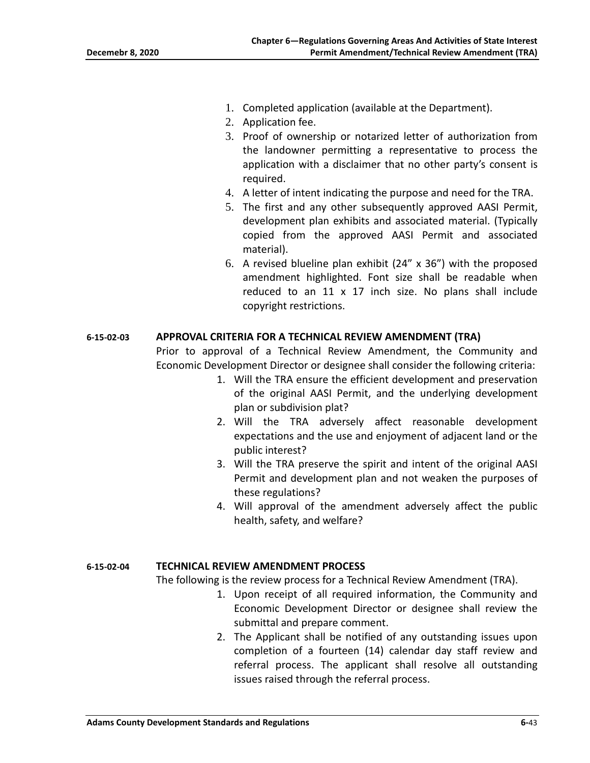1. Completed application (available at the Department).
2. Application fee.
3. Proof of ownership or notarized letter of authorization from the landowner permitting a representative to process the application with a disclaimer that no other party's consent is required.
4. A letter of intent indicating the purpose and need for the TRA.
5. The first and any other subsequently approved AASI Permit, development plan exhibits and associated material. (Typically copied from the approved AASI Permit and associated material).
6. A revised blueline plan exhibit (24" x 36") with the proposed amendment highlighted. Font size shall be readable when reduced to an 11 x 17 inch size. No plans shall include copyright restrictions.

**6-15-02-03 APPROVAL CRITERIA FOR A TECHNICAL REVIEW AMENDMENT (TRA)**

Prior to approval of a Technical Review Amendment, the Community and Economic Development Director or designee shall consider the following criteria:

1. Will the TRA ensure the efficient development and preservation of the original AASI Permit, and the underlying development plan or subdivision plat?
2. Will the TRA adversely affect reasonable development expectations and the use and enjoyment of adjacent land or the public interest?
3. Will the TRA preserve the spirit and intent of the original AASI Permit and development plan and not weaken the purposes of these regulations?
4. Will approval of the amendment adversely affect the public health, safety, and welfare?

**6-15-02-04 TECHNICAL REVIEW AMENDMENT PROCESS**

The following is the review process for a Technical Review Amendment (TRA).

1. Upon receipt of all required information, the Community and Economic Development Director or designee shall review the submittal and prepare comment.
2. The Applicant shall be notified of any outstanding issues upon completion of a fourteen (14) calendar day staff review and referral process. The applicant shall resolve all outstanding issues raised through the referral process.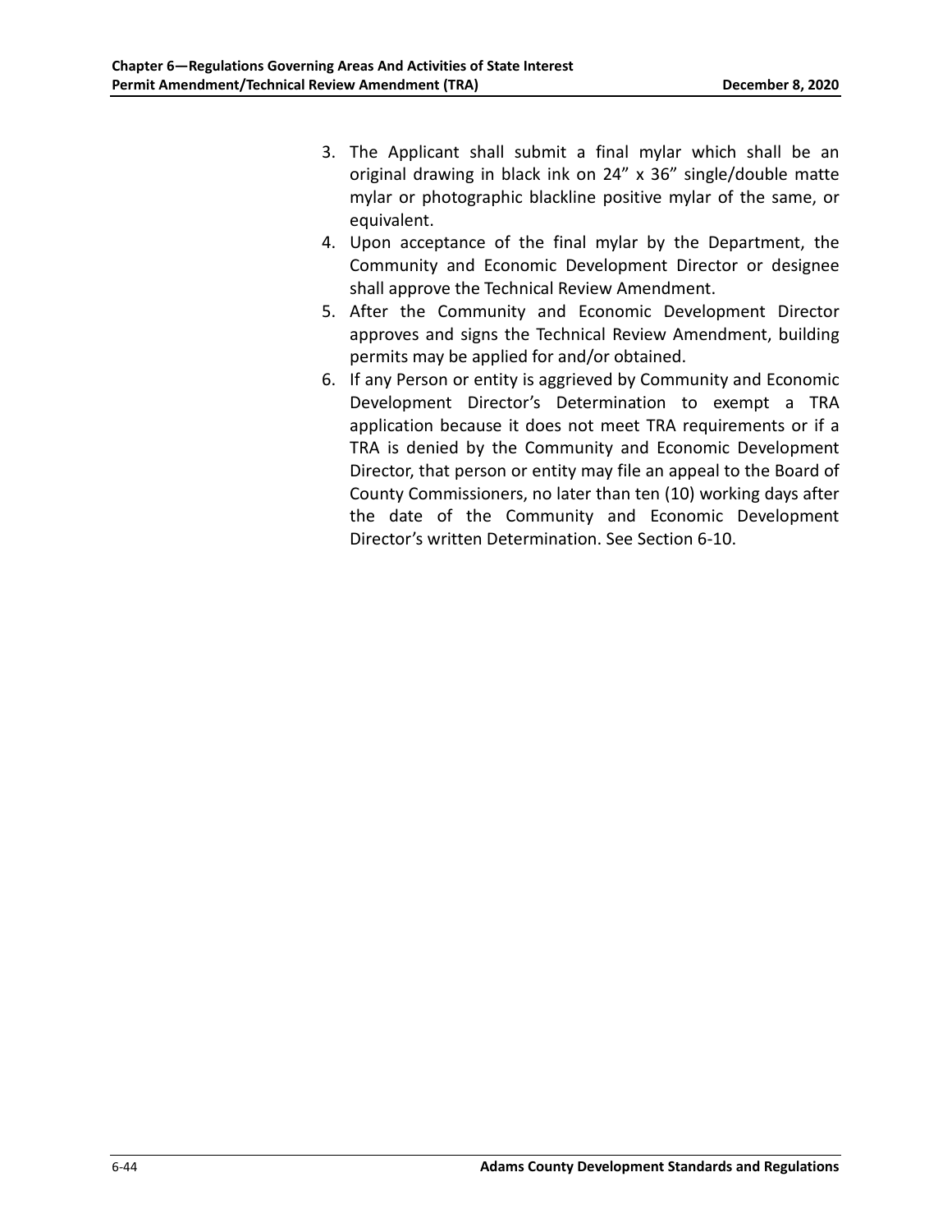3. The Applicant shall submit a final mylar which shall be an original drawing in black ink on 24” x 36” single/double matte mylar or photographic blackline positive mylar of the same, or equivalent.
4. Upon acceptance of the final mylar by the Department, the Community and Economic Development Director or designee shall approve the Technical Review Amendment.
5. After the Community and Economic Development Director approves and signs the Technical Review Amendment, building permits may be applied for and/or obtained.
6. If any Person or entity is aggrieved by Community and Economic Development Director’s Determination to exempt a TRA application because it does not meet TRA requirements or if a TRA is denied by the Community and Economic Development Director, that person or entity may file an appeal to the Board of County Commissioners, no later than ten (10) working days after the date of the Community and Economic Development Director’s written Determination. See Section 6-10.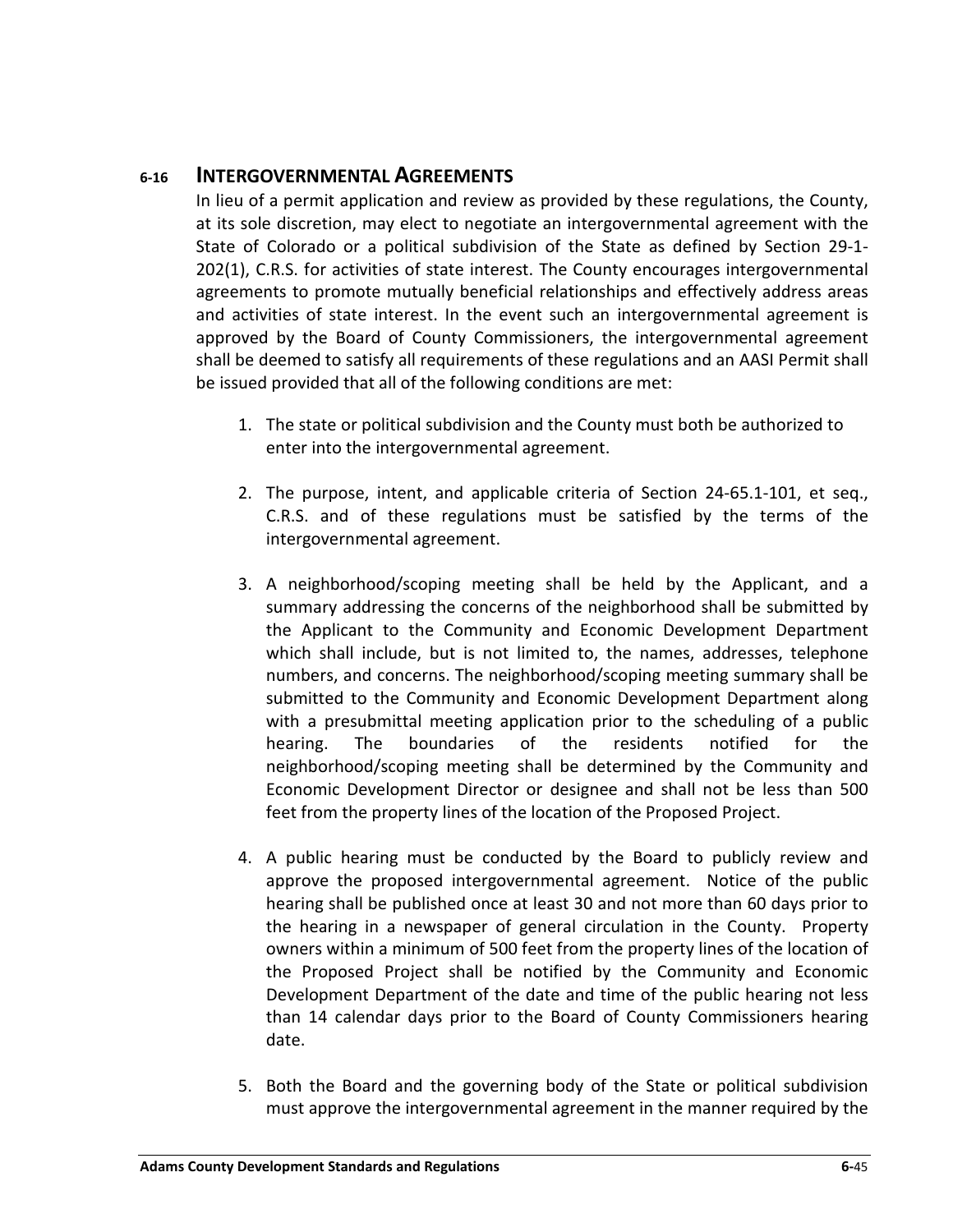## 6-16 INTERGOVERNMENTAL AGREEMENTS

In lieu of a permit application and review as provided by these regulations, the County, at its sole discretion, may elect to negotiate an intergovernmental agreement with the State of Colorado or a political subdivision of the State as defined by Section 29-1-202(1), C.R.S. for activities of state interest. The County encourages intergovernmental agreements to promote mutually beneficial relationships and effectively address areas and activities of state interest. In the event such an intergovernmental agreement is approved by the Board of County Commissioners, the intergovernmental agreement shall be deemed to satisfy all requirements of these regulations and an AASI Permit shall be issued provided that all of the following conditions are met:

1. The state or political subdivision and the County must both be authorized to enter into the intergovernmental agreement.

2. The purpose, intent, and applicable criteria of Section 24-65.1-101, et seq., C.R.S. and of these regulations must be satisfied by the terms of the intergovernmental agreement.

3. A neighborhood/scoping meeting shall be held by the Applicant, and a summary addressing the concerns of the neighborhood shall be submitted by the Applicant to the Community and Economic Development Department which shall include, but is not limited to, the names, addresses, telephone numbers, and concerns. The neighborhood/scoping meeting summary shall be submitted to the Community and Economic Development Department along with a presubmittal meeting application prior to the scheduling of a public hearing. The boundaries of the residents notified for the neighborhood/scoping meeting shall be determined by the Community and Economic Development Director or designee and shall not be less than 500 feet from the property lines of the location of the Proposed Project.

4. A public hearing must be conducted by the Board to publicly review and approve the proposed intergovernmental agreement. Notice of the public hearing shall be published once at least 30 and not more than 60 days prior to the hearing in a newspaper of general circulation in the County. Property owners within a minimum of 500 feet from the property lines of the location of the Proposed Project shall be notified by the Community and Economic Development Department of the date and time of the public hearing not less than 14 calendar days prior to the Board of County Commissioners hearing date.

5. Both the Board and the governing body of the State or political subdivision must approve the intergovernmental agreement in the manner required by the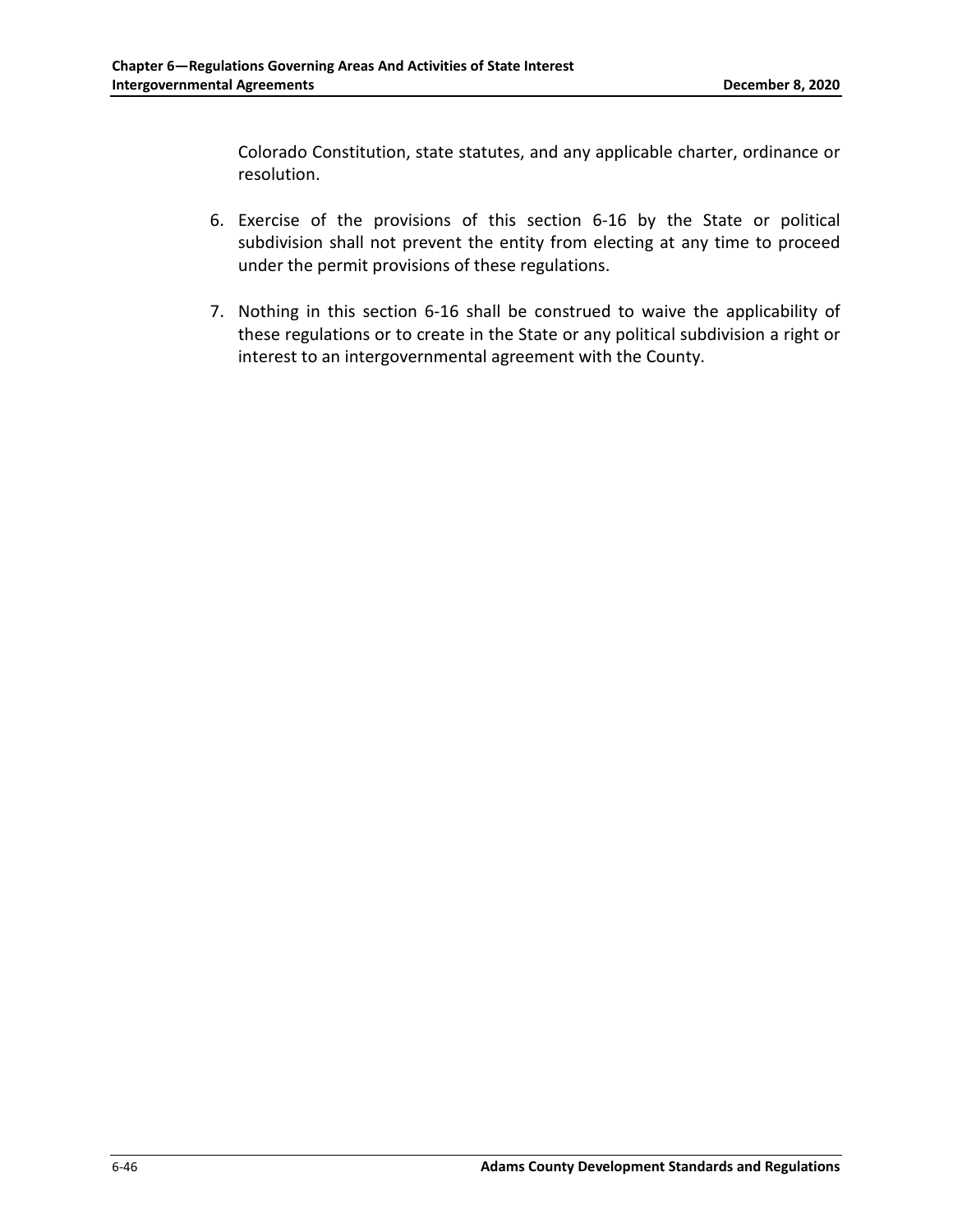Colorado Constitution, state statutes, and any applicable charter, ordinance or resolution.

6. Exercise of the provisions of this section 6-16 by the State or political subdivision shall not prevent the entity from electing at any time to proceed under the permit provisions of these regulations.

7. Nothing in this section 6-16 shall be construed to waive the applicability of these regulations or to create in the State or any political subdivision a right or interest to an intergovernmental agreement with the County.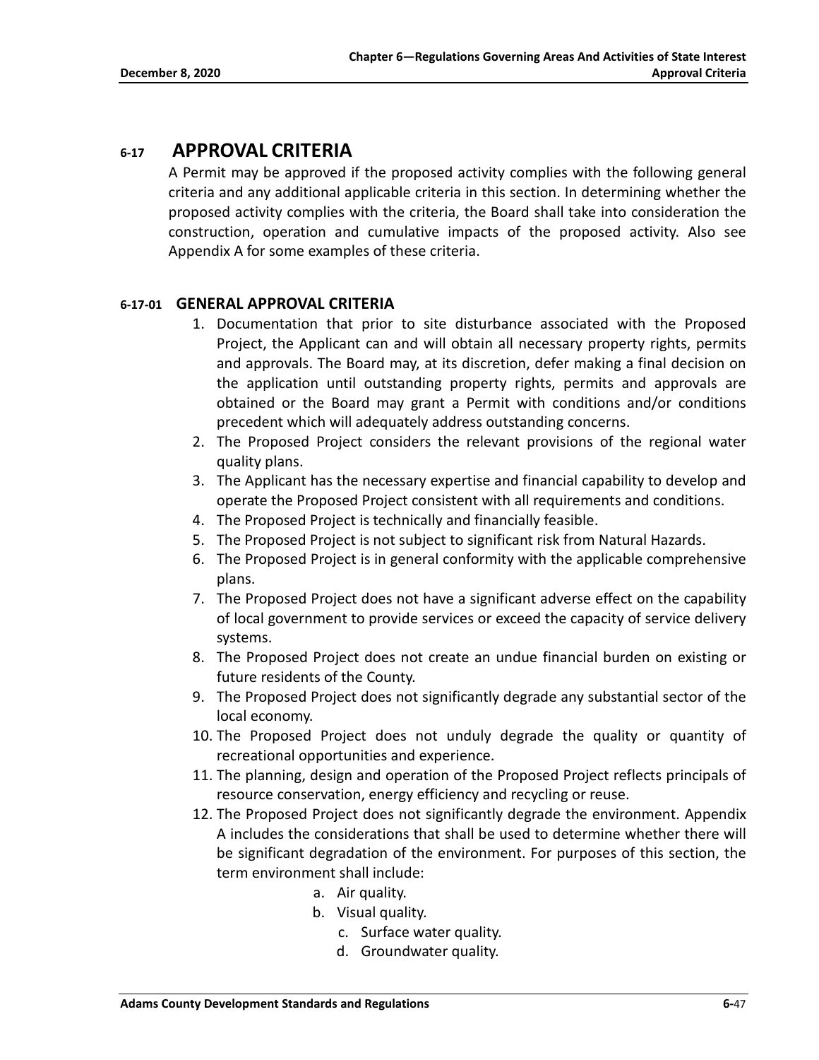## 6-17 APPROVAL CRITERIA

A Permit may be approved if the proposed activity complies with the following general criteria and any additional applicable criteria in this section. In determining whether the proposed activity complies with the criteria, the Board shall take into consideration the construction, operation and cumulative impacts of the proposed activity. Also see Appendix A for some examples of these criteria.

### 6-17-01 GENERAL APPROVAL CRITERIA

1. Documentation that prior to site disturbance associated with the Proposed Project, the Applicant can and will obtain all necessary property rights, permits and approvals. The Board may, at its discretion, defer making a final decision on the application until outstanding property rights, permits and approvals are obtained or the Board may grant a Permit with conditions and/or conditions precedent which will adequately address outstanding concerns.
2. The Proposed Project considers the relevant provisions of the regional water quality plans.
3. The Applicant has the necessary expertise and financial capability to develop and operate the Proposed Project consistent with all requirements and conditions.
4. The Proposed Project is technically and financially feasible.
5. The Proposed Project is not subject to significant risk from Natural Hazards.
6. The Proposed Project is in general conformity with the applicable comprehensive plans.
7. The Proposed Project does not have a significant adverse effect on the capability of local government to provide services or exceed the capacity of service delivery systems.
8. The Proposed Project does not create an undue financial burden on existing or future residents of the County.
9. The Proposed Project does not significantly degrade any substantial sector of the local economy.
10. The Proposed Project does not unduly degrade the quality or quantity of recreational opportunities and experience.
11. The planning, design and operation of the Proposed Project reflects principals of resource conservation, energy efficiency and recycling or reuse.
12. The Proposed Project does not significantly degrade the environment. Appendix A includes the considerations that shall be used to determine whether there will be significant degradation of the environment. For purposes of this section, the term environment shall include:
    a. Air quality.
    b. Visual quality.
    c. Surface water quality.
    d. Groundwater quality.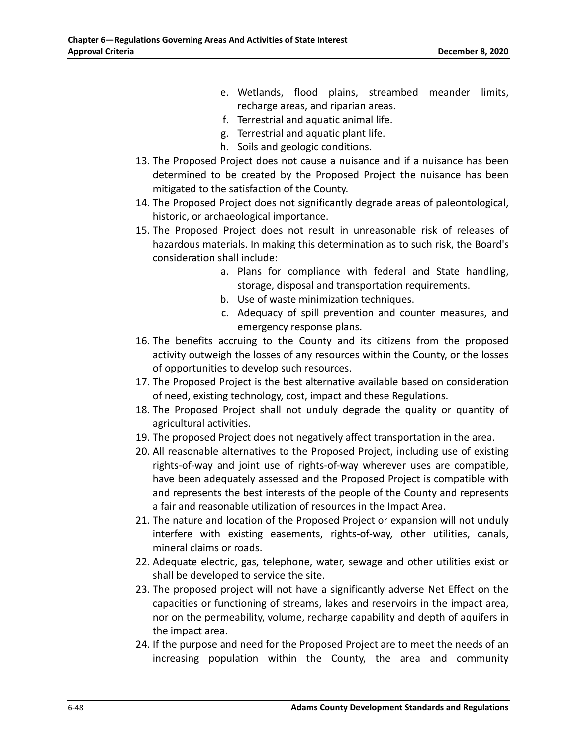e. Wetlands, flood plains, streambed meander limits, recharge areas, and riparian areas.
f. Terrestrial and aquatic animal life.
g. Terrestrial and aquatic plant life.
h. Soils and geologic conditions.

13. The Proposed Project does not cause a nuisance and if a nuisance has been determined to be created by the Proposed Project the nuisance has been mitigated to the satisfaction of the County.
14. The Proposed Project does not significantly degrade areas of paleontological, historic, or archaeological importance.
15. The Proposed Project does not result in unreasonable risk of releases of hazardous materials. In making this determination as to such risk, the Board's consideration shall include:
    a. Plans for compliance with federal and State handling, storage, disposal and transportation requirements.
    b. Use of waste minimization techniques.
    c. Adequacy of spill prevention and counter measures, and emergency response plans.
16. The benefits accruing to the County and its citizens from the proposed activity outweigh the losses of any resources within the County, or the losses of opportunities to develop such resources.
17. The Proposed Project is the best alternative available based on consideration of need, existing technology, cost, impact and these Regulations.
18. The Proposed Project shall not unduly degrade the quality or quantity of agricultural activities.
19. The proposed Project does not negatively affect transportation in the area.
20. All reasonable alternatives to the Proposed Project, including use of existing rights-of-way and joint use of rights-of-way wherever uses are compatible, have been adequately assessed and the Proposed Project is compatible with and represents the best interests of the people of the County and represents a fair and reasonable utilization of resources in the Impact Area.
21. The nature and location of the Proposed Project or expansion will not unduly interfere with existing easements, rights-of-way, other utilities, canals, mineral claims or roads.
22. Adequate electric, gas, telephone, water, sewage and other utilities exist or shall be developed to service the site.
23. The proposed project will not have a significantly adverse Net Effect on the capacities or functioning of streams, lakes and reservoirs in the impact area, nor on the permeability, volume, recharge capability and depth of aquifers in the impact area.
24. If the purpose and need for the Proposed Project are to meet the needs of an increasing population within the County, the area and community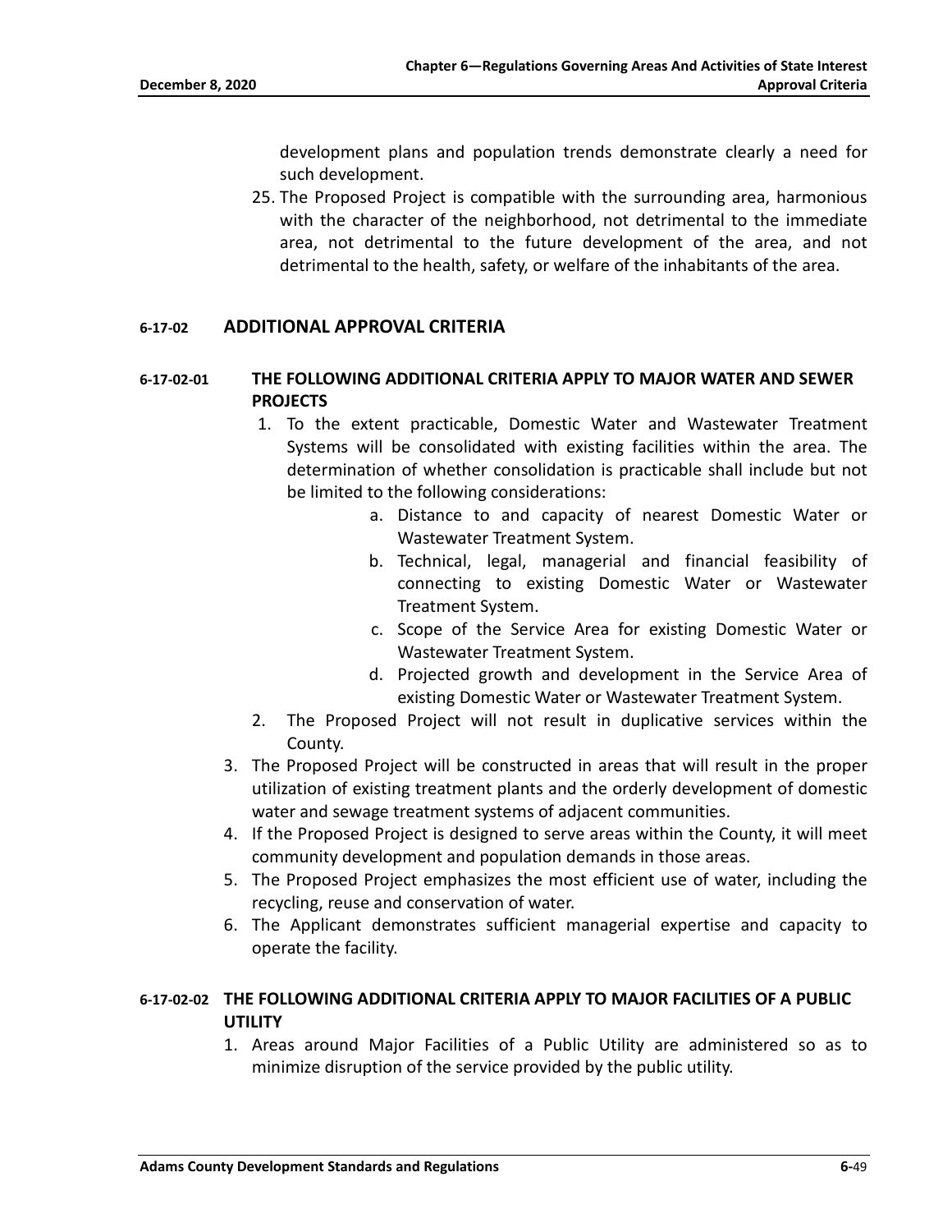development plans and population trends demonstrate clearly a need for such development.

25. The Proposed Project is compatible with the surrounding area, harmonious with the character of the neighborhood, not detrimental to the immediate area, not detrimental to the future development of the area, and not detrimental to the health, safety, or welfare of the inhabitants of the area.

## 6-17-02 ADDITIONAL APPROVAL CRITERIA

### 6-17-02-01 THE FOLLOWING ADDITIONAL CRITERIA APPLY TO MAJOR WATER AND SEWER PROJECTS

1. To the extent practicable, Domestic Water and Wastewater Treatment Systems will be consolidated with existing facilities within the area. The determination of whether consolidation is practicable shall include but not be limited to the following considerations:
   a. Distance to and capacity of nearest Domestic Water or Wastewater Treatment System.
   b. Technical, legal, managerial and financial feasibility of connecting to existing Domestic Water or Wastewater Treatment System.
   c. Scope of the Service Area for existing Domestic Water or Wastewater Treatment System.
   d. Projected growth and development in the Service Area of existing Domestic Water or Wastewater Treatment System.
2. The Proposed Project will not result in duplicative services within the County.
3. The Proposed Project will be constructed in areas that will result in the proper utilization of existing treatment plants and the orderly development of domestic water and sewage treatment systems of adjacent communities.
4. If the Proposed Project is designed to serve areas within the County, it will meet community development and population demands in those areas.
5. The Proposed Project emphasizes the most efficient use of water, including the recycling, reuse and conservation of water.
6. The Applicant demonstrates sufficient managerial expertise and capacity to operate the facility.

### 6-17-02-02 THE FOLLOWING ADDITIONAL CRITERIA APPLY TO MAJOR FACILITIES OF A PUBLIC UTILITY

1. Areas around Major Facilities of a Public Utility are administered so as to minimize disruption of the service provided by the public utility.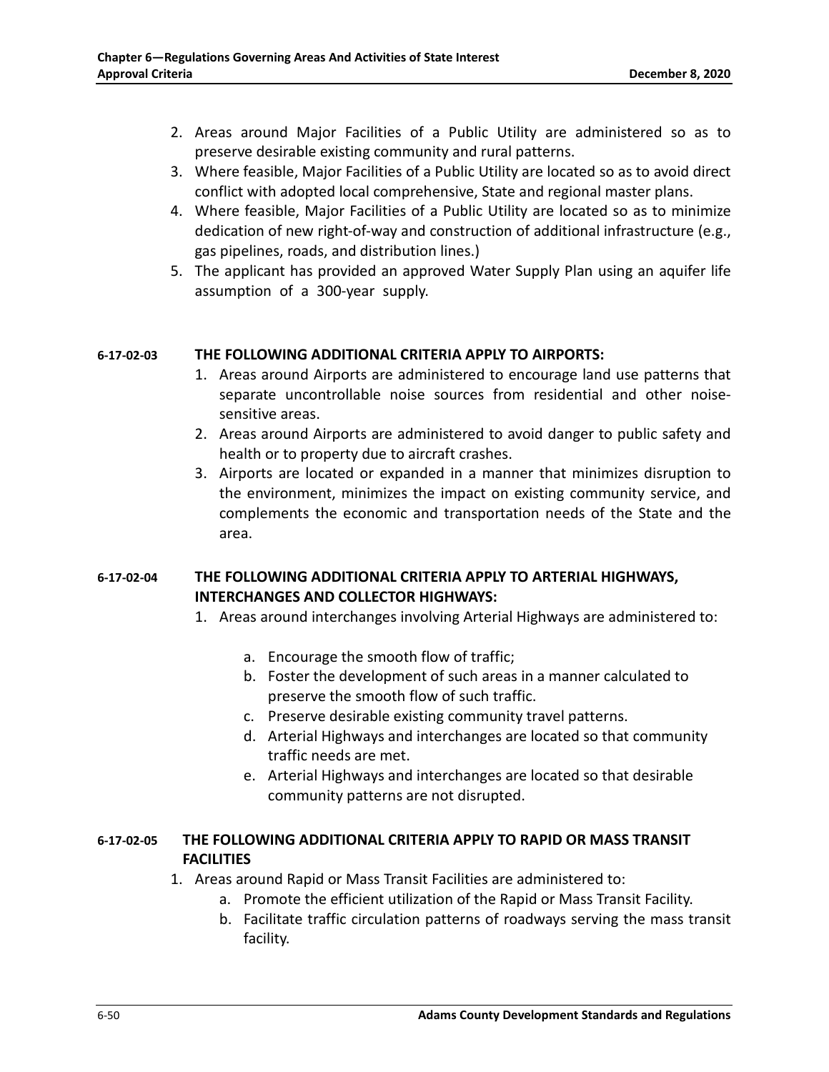2. Areas around Major Facilities of a Public Utility are administered so as to preserve desirable existing community and rural patterns.
3. Where feasible, Major Facilities of a Public Utility are located so as to avoid direct conflict with adopted local comprehensive, State and regional master plans.
4. Where feasible, Major Facilities of a Public Utility are located so as to minimize dedication of new right-of-way and construction of additional infrastructure (e.g., gas pipelines, roads, and distribution lines.)
5. The applicant has provided an approved Water Supply Plan using an aquifer life assumption of a 300-year supply.

**6-17-02-03 THE FOLLOWING ADDITIONAL CRITERIA APPLY TO AIRPORTS:**

1. Areas around Airports are administered to encourage land use patterns that separate uncontrollable noise sources from residential and other noise-sensitive areas.
2. Areas around Airports are administered to avoid danger to public safety and health or to property due to aircraft crashes.
3. Airports are located or expanded in a manner that minimizes disruption to the environment, minimizes the impact on existing community service, and complements the economic and transportation needs of the State and the area.

**6-17-02-04 THE FOLLOWING ADDITIONAL CRITERIA APPLY TO ARTERIAL HIGHWAYS, INTERCHANGES AND COLLECTOR HIGHWAYS:**

1. Areas around interchanges involving Arterial Highways are administered to:
   a. Encourage the smooth flow of traffic;
   b. Foster the development of such areas in a manner calculated to preserve the smooth flow of such traffic.
   c. Preserve desirable existing community travel patterns.
   d. Arterial Highways and interchanges are located so that community traffic needs are met.
   e. Arterial Highways and interchanges are located so that desirable community patterns are not disrupted.

**6-17-02-05 THE FOLLOWING ADDITIONAL CRITERIA APPLY TO RAPID OR MASS TRANSIT FACILITIES**

1. Areas around Rapid or Mass Transit Facilities are administered to:
   a. Promote the efficient utilization of the Rapid or Mass Transit Facility.
   b. Facilitate traffic circulation patterns of roadways serving the mass transit facility.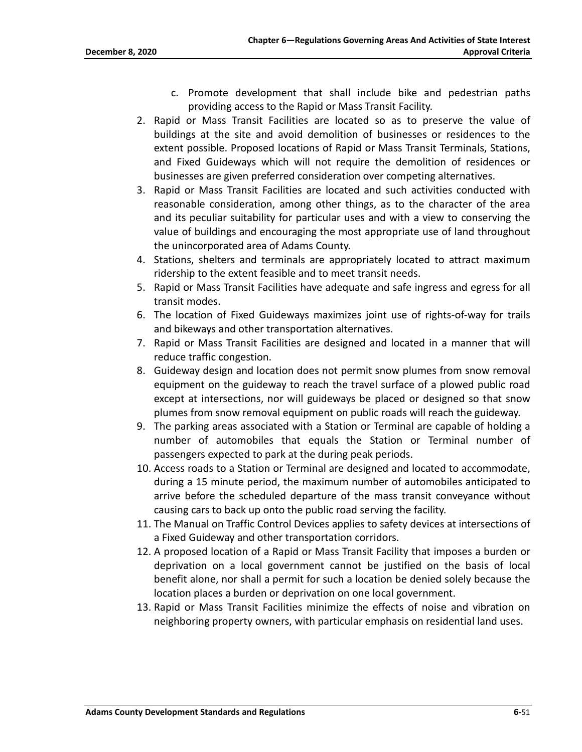c. Promote development that shall include bike and pedestrian paths providing access to the Rapid or Mass Transit Facility.

2. Rapid or Mass Transit Facilities are located so as to preserve the value of buildings at the site and avoid demolition of businesses or residences to the extent possible. Proposed locations of Rapid or Mass Transit Terminals, Stations, and Fixed Guideways which will not require the demolition of residences or businesses are given preferred consideration over competing alternatives.
3. Rapid or Mass Transit Facilities are located and such activities conducted with reasonable consideration, among other things, as to the character of the area and its peculiar suitability for particular uses and with a view to conserving the value of buildings and encouraging the most appropriate use of land throughout the unincorporated area of Adams County.
4. Stations, shelters and terminals are appropriately located to attract maximum ridership to the extent feasible and to meet transit needs.
5. Rapid or Mass Transit Facilities have adequate and safe ingress and egress for all transit modes.
6. The location of Fixed Guideways maximizes joint use of rights-of-way for trails and bikeways and other transportation alternatives.
7. Rapid or Mass Transit Facilities are designed and located in a manner that will reduce traffic congestion.
8. Guideway design and location does not permit snow plumes from snow removal equipment on the guideway to reach the travel surface of a plowed public road except at intersections, nor will guideways be placed or designed so that snow plumes from snow removal equipment on public roads will reach the guideway.
9. The parking areas associated with a Station or Terminal are capable of holding a number of automobiles that equals the Station or Terminal number of passengers expected to park at the during peak periods.
10. Access roads to a Station or Terminal are designed and located to accommodate, during a 15 minute period, the maximum number of automobiles anticipated to arrive before the scheduled departure of the mass transit conveyance without causing cars to back up onto the public road serving the facility.
11. The Manual on Traffic Control Devices applies to safety devices at intersections of a Fixed Guideway and other transportation corridors.
12. A proposed location of a Rapid or Mass Transit Facility that imposes a burden or deprivation on a local government cannot be justified on the basis of local benefit alone, nor shall a permit for such a location be denied solely because the location places a burden or deprivation on one local government.
13. Rapid or Mass Transit Facilities minimize the effects of noise and vibration on neighboring property owners, with particular emphasis on residential land uses.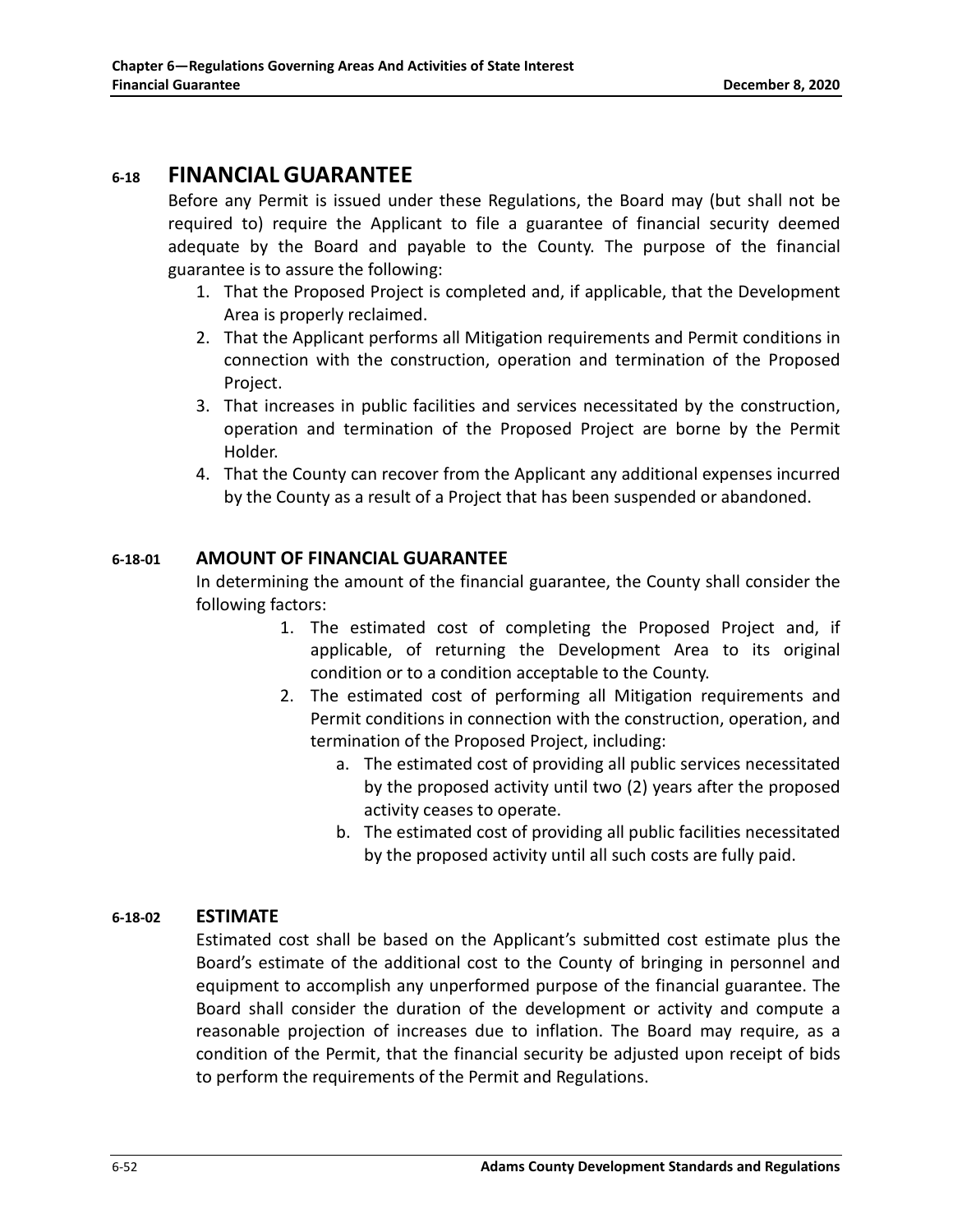## 6-18 FINANCIAL GUARANTEE

Before any Permit is issued under these Regulations, the Board may (but shall not be required to) require the Applicant to file a guarantee of financial security deemed adequate by the Board and payable to the County. The purpose of the financial guarantee is to assure the following:

1. That the Proposed Project is completed and, if applicable, that the Development Area is properly reclaimed.
2. That the Applicant performs all Mitigation requirements and Permit conditions in connection with the construction, operation and termination of the Proposed Project.
3. That increases in public facilities and services necessitated by the construction, operation and termination of the Proposed Project are borne by the Permit Holder.
4. That the County can recover from the Applicant any additional expenses incurred by the County as a result of a Project that has been suspended or abandoned.

### 6-18-01 AMOUNT OF FINANCIAL GUARANTEE

In determining the amount of the financial guarantee, the County shall consider the following factors:

1. The estimated cost of completing the Proposed Project and, if applicable, of returning the Development Area to its original condition or to a condition acceptable to the County.
2. The estimated cost of performing all Mitigation requirements and Permit conditions in connection with the construction, operation, and termination of the Proposed Project, including:
   a. The estimated cost of providing all public services necessitated by the proposed activity until two (2) years after the proposed activity ceases to operate.
   b. The estimated cost of providing all public facilities necessitated by the proposed activity until all such costs are fully paid.

### 6-18-02 ESTIMATE

Estimated cost shall be based on the Applicant's submitted cost estimate plus the Board's estimate of the additional cost to the County of bringing in personnel and equipment to accomplish any unperformed purpose of the financial guarantee. The Board shall consider the duration of the development or activity and compute a reasonable projection of increases due to inflation. The Board may require, as a condition of the Permit, that the financial security be adjusted upon receipt of bids to perform the requirements of the Permit and Regulations.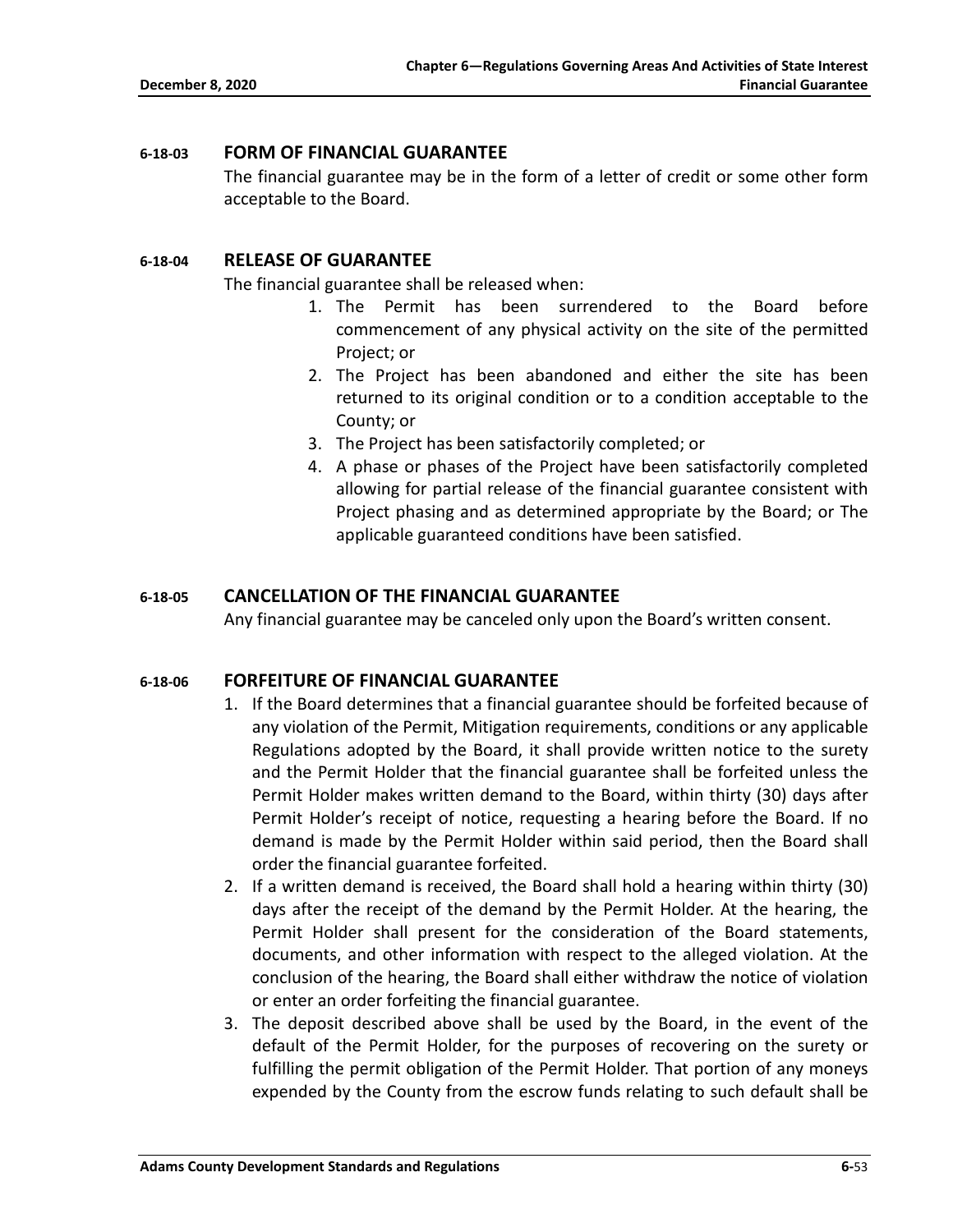### 6-18-03 FORM OF FINANCIAL GUARANTEE

The financial guarantee may be in the form of a letter of credit or some other form acceptable to the Board.

### 6-18-04 RELEASE OF GUARANTEE

The financial guarantee shall be released when:

1. The Permit has been surrendered to the Board before commencement of any physical activity on the site of the permitted Project; or
2. The Project has been abandoned and either the site has been returned to its original condition or to a condition acceptable to the County; or
3. The Project has been satisfactorily completed; or
4. A phase or phases of the Project have been satisfactorily completed allowing for partial release of the financial guarantee consistent with Project phasing and as determined appropriate by the Board; or The applicable guaranteed conditions have been satisfied.

### 6-18-05 CANCELLATION OF THE FINANCIAL GUARANTEE

Any financial guarantee may be canceled only upon the Board's written consent.

### 6-18-06 FORFEITURE OF FINANCIAL GUARANTEE

1. If the Board determines that a financial guarantee should be forfeited because of any violation of the Permit, Mitigation requirements, conditions or any applicable Regulations adopted by the Board, it shall provide written notice to the surety and the Permit Holder that the financial guarantee shall be forfeited unless the Permit Holder makes written demand to the Board, within thirty (30) days after Permit Holder's receipt of notice, requesting a hearing before the Board. If no demand is made by the Permit Holder within said period, then the Board shall order the financial guarantee forfeited.
2. If a written demand is received, the Board shall hold a hearing within thirty (30) days after the receipt of the demand by the Permit Holder. At the hearing, the Permit Holder shall present for the consideration of the Board statements, documents, and other information with respect to the alleged violation. At the conclusion of the hearing, the Board shall either withdraw the notice of violation or enter an order forfeiting the financial guarantee.
3. The deposit described above shall be used by the Board, in the event of the default of the Permit Holder, for the purposes of recovering on the surety or fulfilling the permit obligation of the Permit Holder. That portion of any moneys expended by the County from the escrow funds relating to such default shall be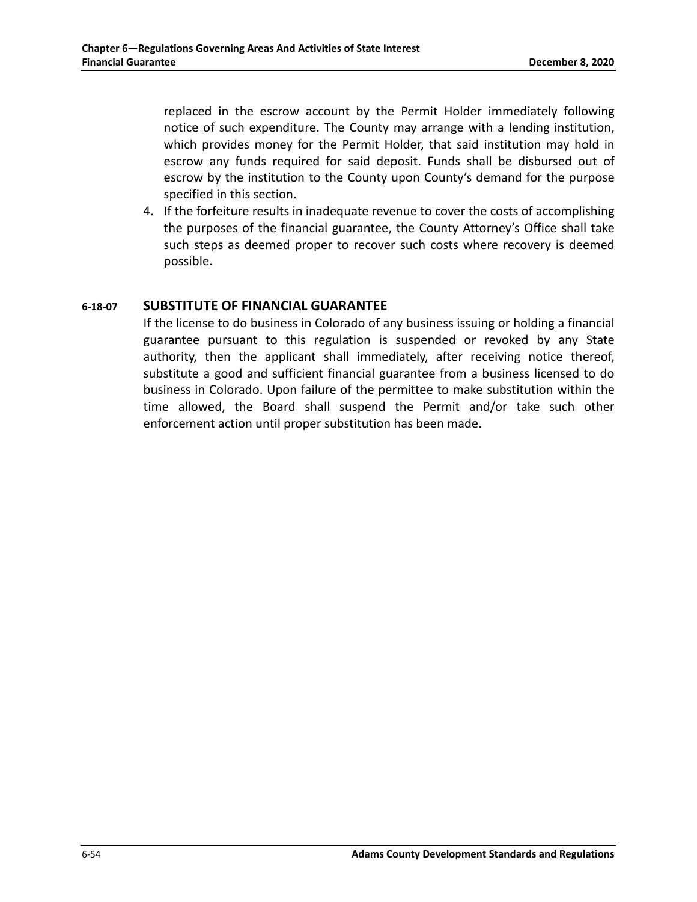replaced in the escrow account by the Permit Holder immediately following notice of such expenditure. The County may arrange with a lending institution, which provides money for the Permit Holder, that said institution may hold in escrow any funds required for said deposit. Funds shall be disbursed out of escrow by the institution to the County upon County's demand for the purpose specified in this section.

4. If the forfeiture results in inadequate revenue to cover the costs of accomplishing the purposes of the financial guarantee, the County Attorney's Office shall take such steps as deemed proper to recover such costs where recovery is deemed possible.

## 6-18-07 SUBSTITUTE OF FINANCIAL GUARANTEE

If the license to do business in Colorado of any business issuing or holding a financial guarantee pursuant to this regulation is suspended or revoked by any State authority, then the applicant shall immediately, after receiving notice thereof, substitute a good and sufficient financial guarantee from a business licensed to do business in Colorado. Upon failure of the permittee to make substitution within the time allowed, the Board shall suspend the Permit and/or take such other enforcement action until proper substitution has been made.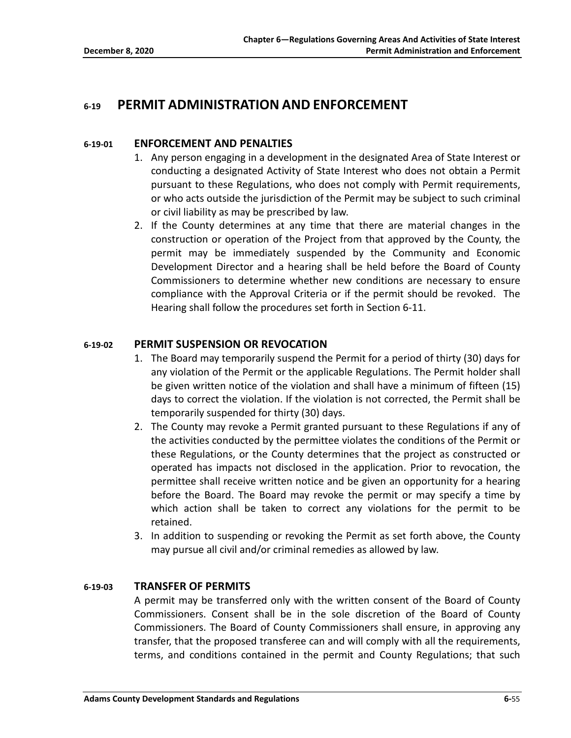# 6-19 PERMIT ADMINISTRATION AND ENFORCEMENT

## 6-19-01 ENFORCEMENT AND PENALTIES

1. Any person engaging in a development in the designated Area of State Interest or conducting a designated Activity of State Interest who does not obtain a Permit pursuant to these Regulations, who does not comply with Permit requirements, or who acts outside the jurisdiction of the Permit may be subject to such criminal or civil liability as may be prescribed by law.
2. If the County determines at any time that there are material changes in the construction or operation of the Project from that approved by the County, the permit may be immediately suspended by the Community and Economic Development Director and a hearing shall be held before the Board of County Commissioners to determine whether new conditions are necessary to ensure compliance with the Approval Criteria or if the permit should be revoked. The Hearing shall follow the procedures set forth in Section 6-11.

## 6-19-02 PERMIT SUSPENSION OR REVOCATION

1. The Board may temporarily suspend the Permit for a period of thirty (30) days for any violation of the Permit or the applicable Regulations. The Permit holder shall be given written notice of the violation and shall have a minimum of fifteen (15) days to correct the violation. If the violation is not corrected, the Permit shall be temporarily suspended for thirty (30) days.
2. The County may revoke a Permit granted pursuant to these Regulations if any of the activities conducted by the permittee violates the conditions of the Permit or these Regulations, or the County determines that the project as constructed or operated has impacts not disclosed in the application. Prior to revocation, the permittee shall receive written notice and be given an opportunity for a hearing before the Board. The Board may revoke the permit or may specify a time by which action shall be taken to correct any violations for the permit to be retained.
3. In addition to suspending or revoking the Permit as set forth above, the County may pursue all civil and/or criminal remedies as allowed by law.

## 6-19-03 TRANSFER OF PERMITS

A permit may be transferred only with the written consent of the Board of County Commissioners. Consent shall be in the sole discretion of the Board of County Commissioners. The Board of County Commissioners shall ensure, in approving any transfer, that the proposed transferee can and will comply with all the requirements, terms, and conditions contained in the permit and County Regulations; that such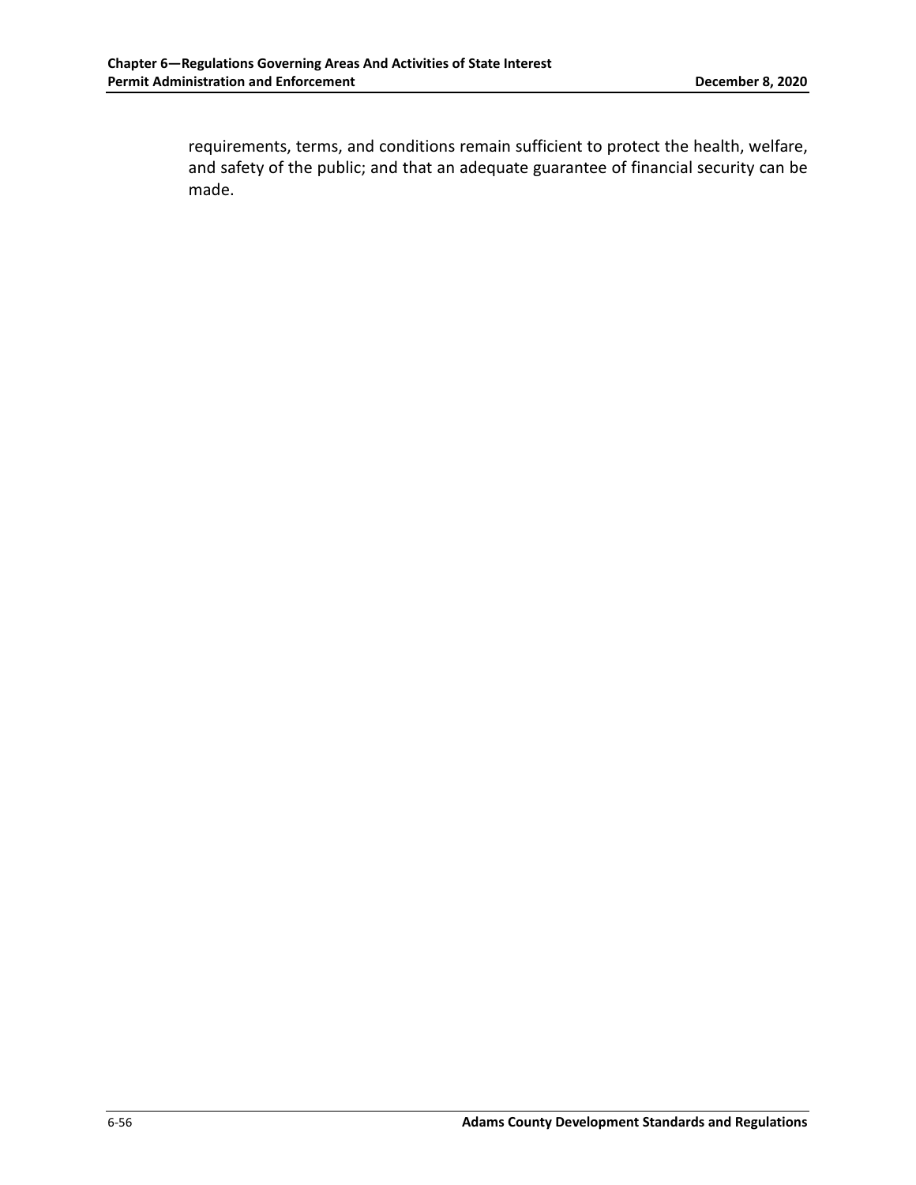requirements, terms, and conditions remain sufficient to protect the health, welfare, and safety of the public; and that an adequate guarantee of financial security can be made.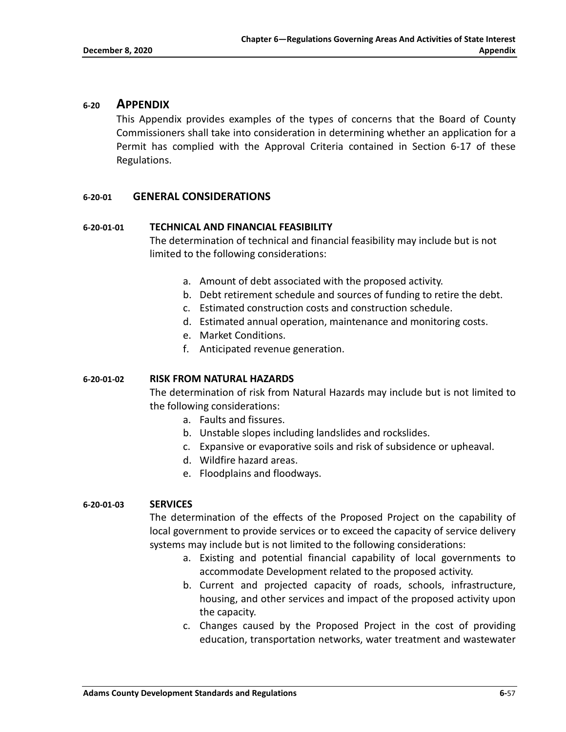## 6-20 APPENDIX

This Appendix provides examples of the types of concerns that the Board of County Commissioners shall take into consideration in determining whether an application for a Permit has complied with the Approval Criteria contained in Section 6-17 of these Regulations.

### 6-20-01 GENERAL CONSIDERATIONS

#### 6-20-01-01 TECHNICAL AND FINANCIAL FEASIBILITY

The determination of technical and financial feasibility may include but is not limited to the following considerations:

a. Amount of debt associated with the proposed activity.
b. Debt retirement schedule and sources of funding to retire the debt.
c. Estimated construction costs and construction schedule.
d. Estimated annual operation, maintenance and monitoring costs.
e. Market Conditions.
f. Anticipated revenue generation.

#### 6-20-01-02 RISK FROM NATURAL HAZARDS

The determination of risk from Natural Hazards may include but is not limited to the following considerations:

a. Faults and fissures.
b. Unstable slopes including landslides and rockslides.
c. Expansive or evaporative soils and risk of subsidence or upheaval.
d. Wildfire hazard areas.
e. Floodplains and floodways.

#### 6-20-01-03 SERVICES

The determination of the effects of the Proposed Project on the capability of local government to provide services or to exceed the capacity of service delivery systems may include but is not limited to the following considerations:

a. Existing and potential financial capability of local governments to accommodate Development related to the proposed activity.
b. Current and projected capacity of roads, schools, infrastructure, housing, and other services and impact of the proposed activity upon the capacity.
c. Changes caused by the Proposed Project in the cost of providing education, transportation networks, water treatment and wastewater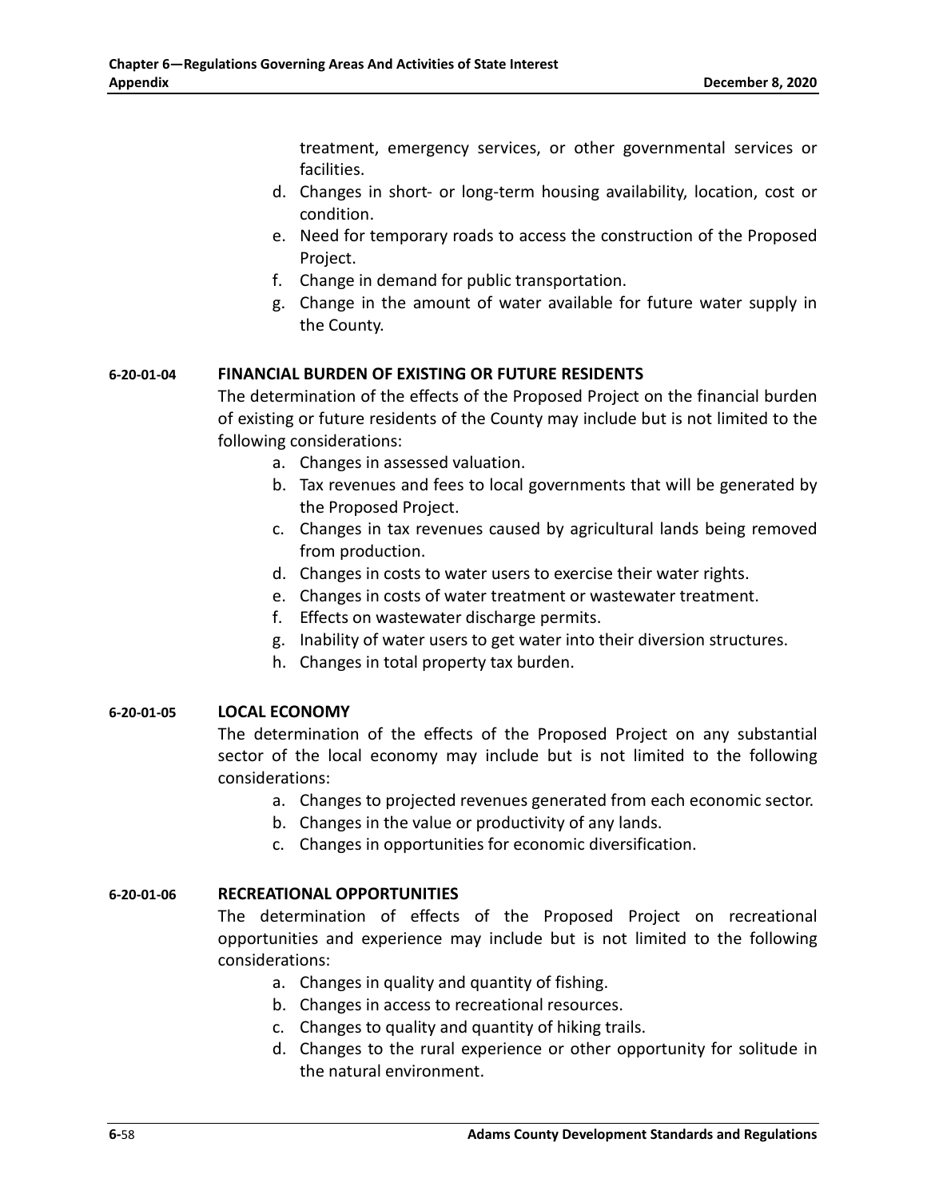treatment, emergency services, or other governmental services or facilities.

d. Changes in short- or long-term housing availability, location, cost or condition.
e. Need for temporary roads to access the construction of the Proposed Project.
f. Change in demand for public transportation.
g. Change in the amount of water available for future water supply in the County.

### 6-20-01-04 FINANCIAL BURDEN OF EXISTING OR FUTURE RESIDENTS

The determination of the effects of the Proposed Project on the financial burden of existing or future residents of the County may include but is not limited to the following considerations:

a. Changes in assessed valuation.
b. Tax revenues and fees to local governments that will be generated by the Proposed Project.
c. Changes in tax revenues caused by agricultural lands being removed from production.
d. Changes in costs to water users to exercise their water rights.
e. Changes in costs of water treatment or wastewater treatment.
f. Effects on wastewater discharge permits.
g. Inability of water users to get water into their diversion structures.
h. Changes in total property tax burden.

### 6-20-01-05 LOCAL ECONOMY

The determination of the effects of the Proposed Project on any substantial sector of the local economy may include but is not limited to the following considerations:

a. Changes to projected revenues generated from each economic sector.
b. Changes in the value or productivity of any lands.
c. Changes in opportunities for economic diversification.

### 6-20-01-06 RECREATIONAL OPPORTUNITIES

The determination of effects of the Proposed Project on recreational opportunities and experience may include but is not limited to the following considerations:

a. Changes in quality and quantity of fishing.
b. Changes in access to recreational resources.
c. Changes to quality and quantity of hiking trails.
d. Changes to the rural experience or other opportunity for solitude in the natural environment.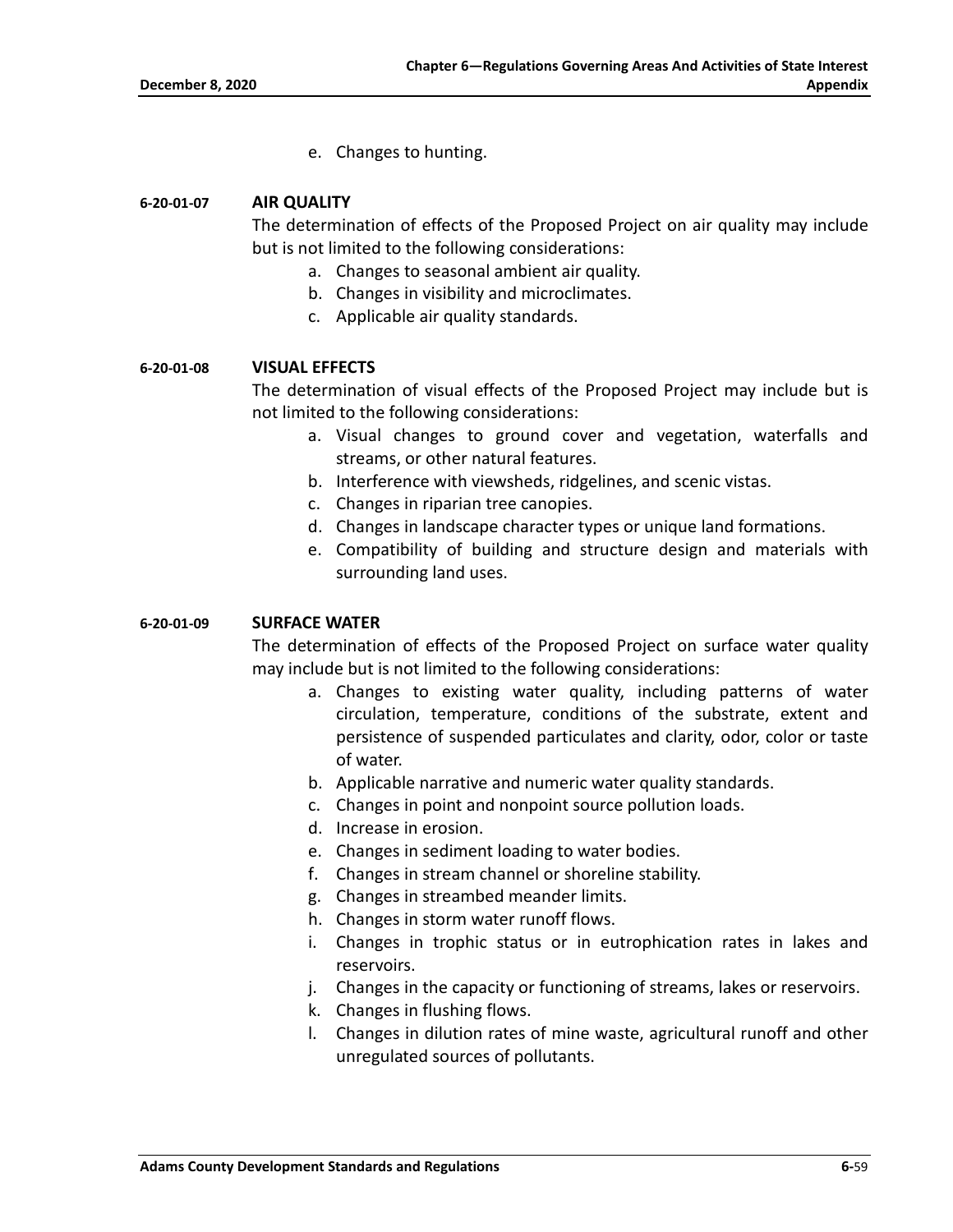e. Changes to hunting.

**6-20-01-07 AIR QUALITY**

The determination of effects of the Proposed Project on air quality may include but is not limited to the following considerations:

a. Changes to seasonal ambient air quality.
b. Changes in visibility and microclimates.
c. Applicable air quality standards.

**6-20-01-08 VISUAL EFFECTS**

The determination of visual effects of the Proposed Project may include but is not limited to the following considerations:

a. Visual changes to ground cover and vegetation, waterfalls and streams, or other natural features.
b. Interference with viewsheds, ridgelines, and scenic vistas.
c. Changes in riparian tree canopies.
d. Changes in landscape character types or unique land formations.
e. Compatibility of building and structure design and materials with surrounding land uses.

**6-20-01-09 SURFACE WATER**

The determination of effects of the Proposed Project on surface water quality may include but is not limited to the following considerations:

a. Changes to existing water quality, including patterns of water circulation, temperature, conditions of the substrate, extent and persistence of suspended particulates and clarity, odor, color or taste of water.
b. Applicable narrative and numeric water quality standards.
c. Changes in point and nonpoint source pollution loads.
d. Increase in erosion.
e. Changes in sediment loading to water bodies.
f. Changes in stream channel or shoreline stability.
g. Changes in streambed meander limits.
h. Changes in storm water runoff flows.
i. Changes in trophic status or in eutrophication rates in lakes and reservoirs.
j. Changes in the capacity or functioning of streams, lakes or reservoirs.
k. Changes in flushing flows.
l. Changes in dilution rates of mine waste, agricultural runoff and other unregulated sources of pollutants.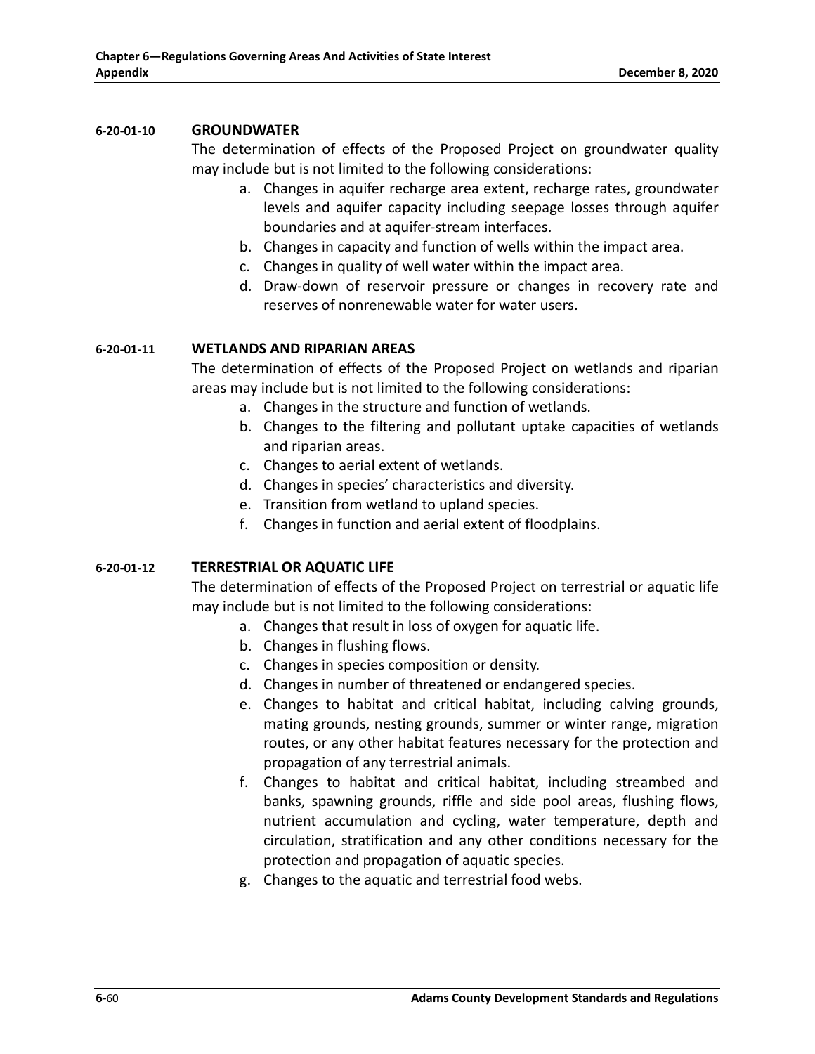### 6-20-01-10 GROUNDWATER

The determination of effects of the Proposed Project on groundwater quality may include but is not limited to the following considerations:

a. Changes in aquifer recharge area extent, recharge rates, groundwater levels and aquifer capacity including seepage losses through aquifer boundaries and at aquifer-stream interfaces.
b. Changes in capacity and function of wells within the impact area.
c. Changes in quality of well water within the impact area.
d. Draw-down of reservoir pressure or changes in recovery rate and reserves of nonrenewable water for water users.

### 6-20-01-11 WETLANDS AND RIPARIAN AREAS

The determination of effects of the Proposed Project on wetlands and riparian areas may include but is not limited to the following considerations:

a. Changes in the structure and function of wetlands.
b. Changes to the filtering and pollutant uptake capacities of wetlands and riparian areas.
c. Changes to aerial extent of wetlands.
d. Changes in species' characteristics and diversity.
e. Transition from wetland to upland species.
f. Changes in function and aerial extent of floodplains.

### 6-20-01-12 TERRESTRIAL OR AQUATIC LIFE

The determination of effects of the Proposed Project on terrestrial or aquatic life may include but is not limited to the following considerations:

a. Changes that result in loss of oxygen for aquatic life.
b. Changes in flushing flows.
c. Changes in species composition or density.
d. Changes in number of threatened or endangered species.
e. Changes to habitat and critical habitat, including calving grounds, mating grounds, nesting grounds, summer or winter range, migration routes, or any other habitat features necessary for the protection and propagation of any terrestrial animals.
f. Changes to habitat and critical habitat, including streambed and banks, spawning grounds, riffle and side pool areas, flushing flows, nutrient accumulation and cycling, water temperature, depth and circulation, stratification and any other conditions necessary for the protection and propagation of aquatic species.
g. Changes to the aquatic and terrestrial food webs.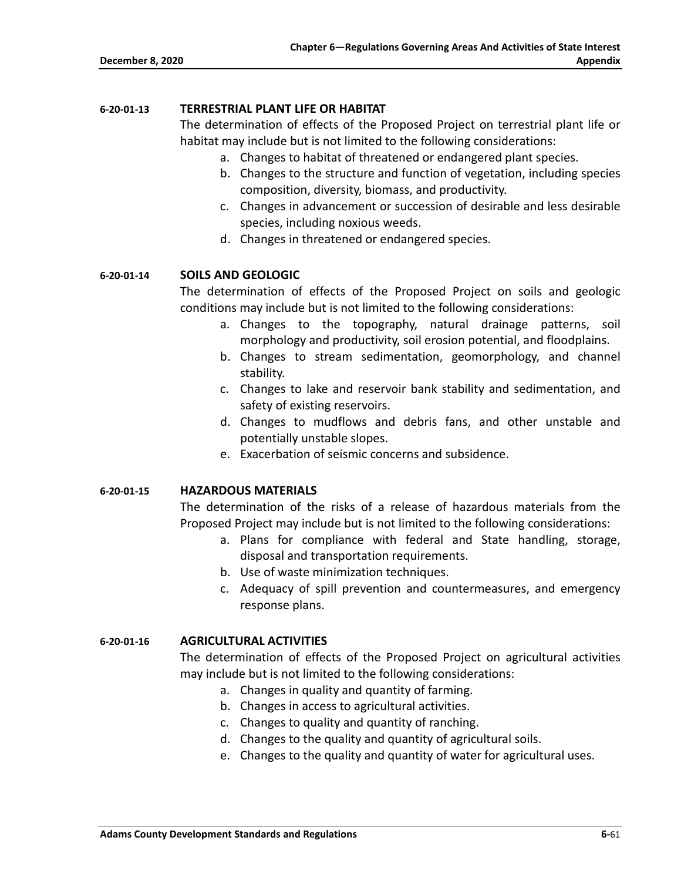### 6-20-01-13 TERRESTRIAL PLANT LIFE OR HABITAT

The determination of effects of the Proposed Project on terrestrial plant life or habitat may include but is not limited to the following considerations:

a. Changes to habitat of threatened or endangered plant species.
b. Changes to the structure and function of vegetation, including species composition, diversity, biomass, and productivity.
c. Changes in advancement or succession of desirable and less desirable species, including noxious weeds.
d. Changes in threatened or endangered species.

### 6-20-01-14 SOILS AND GEOLOGIC

The determination of effects of the Proposed Project on soils and geologic conditions may include but is not limited to the following considerations:

a. Changes to the topography, natural drainage patterns, soil morphology and productivity, soil erosion potential, and floodplains.
b. Changes to stream sedimentation, geomorphology, and channel stability.
c. Changes to lake and reservoir bank stability and sedimentation, and safety of existing reservoirs.
d. Changes to mudflows and debris fans, and other unstable and potentially unstable slopes.
e. Exacerbation of seismic concerns and subsidence.

### 6-20-01-15 HAZARDOUS MATERIALS

The determination of the risks of a release of hazardous materials from the Proposed Project may include but is not limited to the following considerations:

a. Plans for compliance with federal and State handling, storage, disposal and transportation requirements.
b. Use of waste minimization techniques.
c. Adequacy of spill prevention and countermeasures, and emergency response plans.

### 6-20-01-16 AGRICULTURAL ACTIVITIES

The determination of effects of the Proposed Project on agricultural activities may include but is not limited to the following considerations:

a. Changes in quality and quantity of farming.
b. Changes in access to agricultural activities.
c. Changes to quality and quantity of ranching.
d. Changes to the quality and quantity of agricultural soils.
e. Changes to the quality and quantity of water for agricultural uses.